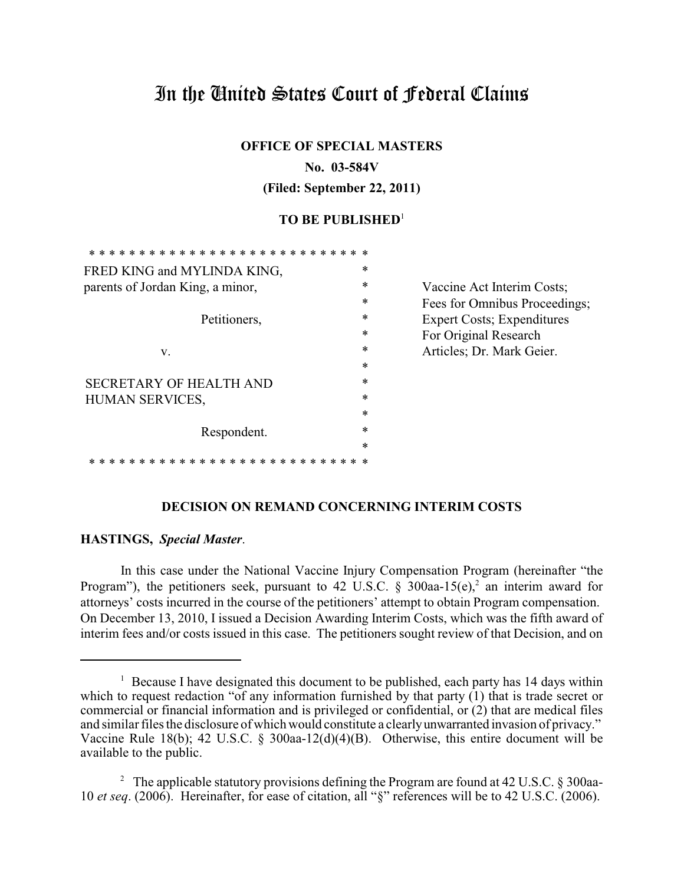# In the United States Court of Federal Claims

**OFFICE OF SPECIAL MASTERS**

**No. 03-584V**

**(Filed: September 22, 2011)**

**TO BE PUBLISHED**[1]

| | |
|---|---|
| FRED KING and MYLINDA KING, parents of Jordan King, a minor,<br><br>Petitioners,<br><br>v.<br><br>SECRETARY OF HEALTH AND HUMAN SERVICES,<br><br>Respondent. | Vaccine Act Interim Costs; Fees for Omnibus Proceedings; Expert Costs; Expenditures For Original Research Articles; Dr. Mark Geier. |

**DECISION ON REMAND CONCERNING INTERIM COSTS**

**HASTINGS,** ***Special Master***.

In this case under the National Vaccine Injury Compensation Program (hereinafter "the Program"), the petitioners seek, pursuant to 42 U.S.C. § 300aa-15(e),[2] an interim award for attorneys' costs incurred in the course of the petitioners' attempt to obtain Program compensation. On December 13, 2010, I issued a Decision Awarding Interim Costs, which was the fifth award of interim fees and/or costs issued in this case. The petitioners sought review of that Decision, and on

---

[1] Because I have designated this document to be published, each party has 14 days within which to request redaction "of any information furnished by that party (1) that is trade secret or commercial or financial information and is privileged or confidential, or (2) that are medical files and similar files the disclosure of which would constitute a clearly unwarranted invasion of privacy." Vaccine Rule 18(b); 42 U.S.C. § 300aa-12(d)(4)(B). Otherwise, this entire document will be available to the public.

[2] The applicable statutory provisions defining the Program are found at 42 U.S.C. § 300aa-10 *et seq*. (2006). Hereinafter, for ease of citation, all "§" references will be to 42 U.S.C. (2006).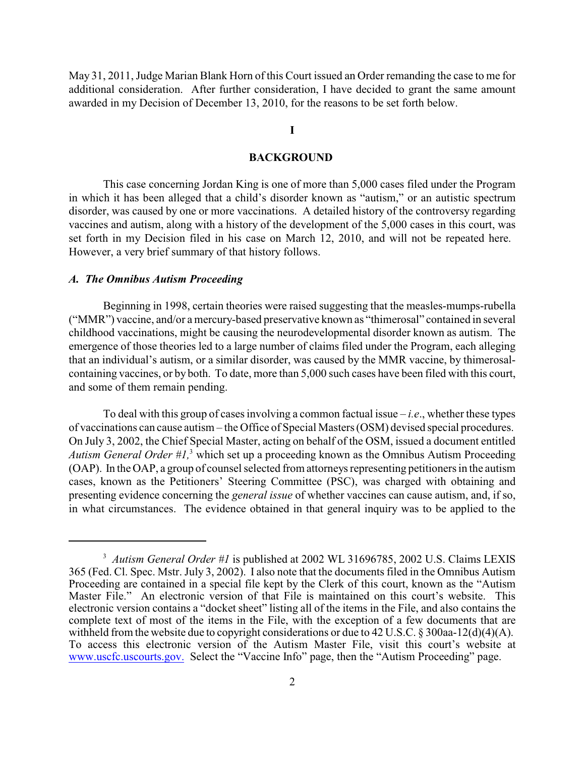May 31, 2011, Judge Marian Blank Horn of this Court issued an Order remanding the case to me for additional consideration. After further consideration, I have decided to grant the same amount awarded in my Decision of December 13, 2010, for the reasons to be set forth below.

## I

## BACKGROUND

This case concerning Jordan King is one of more than 5,000 cases filed under the Program in which it has been alleged that a child's disorder known as "autism," or an autistic spectrum disorder, was caused by one or more vaccinations. A detailed history of the controversy regarding vaccines and autism, along with a history of the development of the 5,000 cases in this court, was set forth in my Decision filed in his case on March 12, 2010, and will not be repeated here. However, a very brief summary of that history follows.

### *A. The Omnibus Autism Proceeding*

Beginning in 1998, certain theories were raised suggesting that the measles-mumps-rubella ("MMR") vaccine, and/or a mercury-based preservative known as "thimerosal" contained in several childhood vaccinations, might be causing the neurodevelopmental disorder known as autism. The emergence of those theories led to a large number of claims filed under the Program, each alleging that an individual's autism, or a similar disorder, was caused by the MMR vaccine, by thimerosal-containing vaccines, or by both. To date, more than 5,000 such cases have been filed with this court, and some of them remain pending.

To deal with this group of cases involving a common factual issue – *i.e.*, whether these types of vaccinations can cause autism – the Office of Special Masters (OSM) devised special procedures. On July 3, 2002, the Chief Special Master, acting on behalf of the OSM, issued a document entitled *Autism General Order #1,*[3] which set up a proceeding known as the Omnibus Autism Proceeding (OAP). In the OAP, a group of counsel selected from attorneys representing petitioners in the autism cases, known as the Petitioners' Steering Committee (PSC), was charged with obtaining and presenting evidence concerning the *general issue* of whether vaccines can cause autism, and, if so, in what circumstances. The evidence obtained in that general inquiry was to be applied to the

---

[3] *Autism General Order #1* is published at 2002 WL 31696785, 2002 U.S. Claims LEXIS 365 (Fed. Cl. Spec. Mstr. July 3, 2002). I also note that the documents filed in the Omnibus Autism Proceeding are contained in a special file kept by the Clerk of this court, known as the "Autism Master File." An electronic version of that File is maintained on this court's website. This electronic version contains a "docket sheet" listing all of the items in the File, and also contains the complete text of most of the items in the File, with the exception of a few documents that are withheld from the website due to copyright considerations or due to 42 U.S.C. § 300aa-12(d)(4)(A). To access this electronic version of the Autism Master File, visit this court's website at www.uscfc.uscourts.gov. Select the "Vaccine Info" page, then the "Autism Proceeding" page.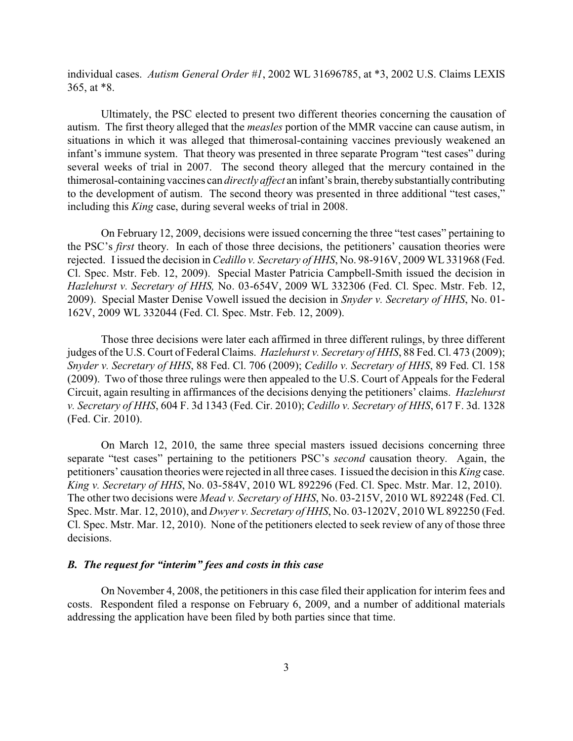individual cases. *Autism General Order #1*, 2002 WL 31696785, at *3, 2002 U.S. Claims LEXIS 365, at *8.

Ultimately, the PSC elected to present two different theories concerning the causation of autism. The first theory alleged that the *measles* portion of the MMR vaccine can cause autism, in situations in which it was alleged that thimerosal-containing vaccines previously weakened an infant's immune system. That theory was presented in three separate Program "test cases" during several weeks of trial in 2007. The second theory alleged that the mercury contained in the thimerosal-containing vaccines can *directly affect* an infant's brain, thereby substantially contributing to the development of autism. The second theory was presented in three additional "test cases," including this *King* case, during several weeks of trial in 2008.

On February 12, 2009, decisions were issued concerning the three "test cases" pertaining to the PSC's *first* theory. In each of those three decisions, the petitioners' causation theories were rejected. I issued the decision in *Cedillo v. Secretary of HHS*, No. 98-916V, 2009 WL 331968 (Fed. Cl. Spec. Mstr. Feb. 12, 2009). Special Master Patricia Campbell-Smith issued the decision in *Hazlehurst v. Secretary of HHS,* No. 03-654V, 2009 WL 332306 (Fed. Cl. Spec. Mstr. Feb. 12, 2009). Special Master Denise Vowell issued the decision in *Snyder v. Secretary of HHS*, No. 01-162V, 2009 WL 332044 (Fed. Cl. Spec. Mstr. Feb. 12, 2009).

Those three decisions were later each affirmed in three different rulings, by three different judges of the U.S. Court of Federal Claims. *Hazlehurst v. Secretary of HHS*, 88 Fed. Cl. 473 (2009); *Snyder v. Secretary of HHS*, 88 Fed. Cl. 706 (2009); *Cedillo v. Secretary of HHS*, 89 Fed. Cl. 158 (2009). Two of those three rulings were then appealed to the U.S. Court of Appeals for the Federal Circuit, again resulting in affirmances of the decisions denying the petitioners' claims. *Hazlehurst v. Secretary of HHS*, 604 F. 3d 1343 (Fed. Cir. 2010); *Cedillo v. Secretary of HHS*, 617 F. 3d. 1328 (Fed. Cir. 2010).

On March 12, 2010, the same three special masters issued decisions concerning three separate "test cases" pertaining to the petitioners PSC's *second* causation theory. Again, the petitioners' causation theories were rejected in all three cases. I issued the decision in this *King* case. *King v. Secretary of HHS*, No. 03-584V, 2010 WL 892296 (Fed. Cl. Spec. Mstr. Mar. 12, 2010). The other two decisions were *Mead v. Secretary of HHS*, No. 03-215V, 2010 WL 892248 (Fed. Cl. Spec. Mstr. Mar. 12, 2010), and *Dwyer v. Secretary of HHS*, No. 03-1202V, 2010 WL 892250 (Fed. Cl. Spec. Mstr. Mar. 12, 2010). None of the petitioners elected to seek review of any of those three decisions.

### *B. The request for "interim" fees and costs in this case*

On November 4, 2008, the petitioners in this case filed their application for interim fees and costs. Respondent filed a response on February 6, 2009, and a number of additional materials addressing the application have been filed by both parties since that time.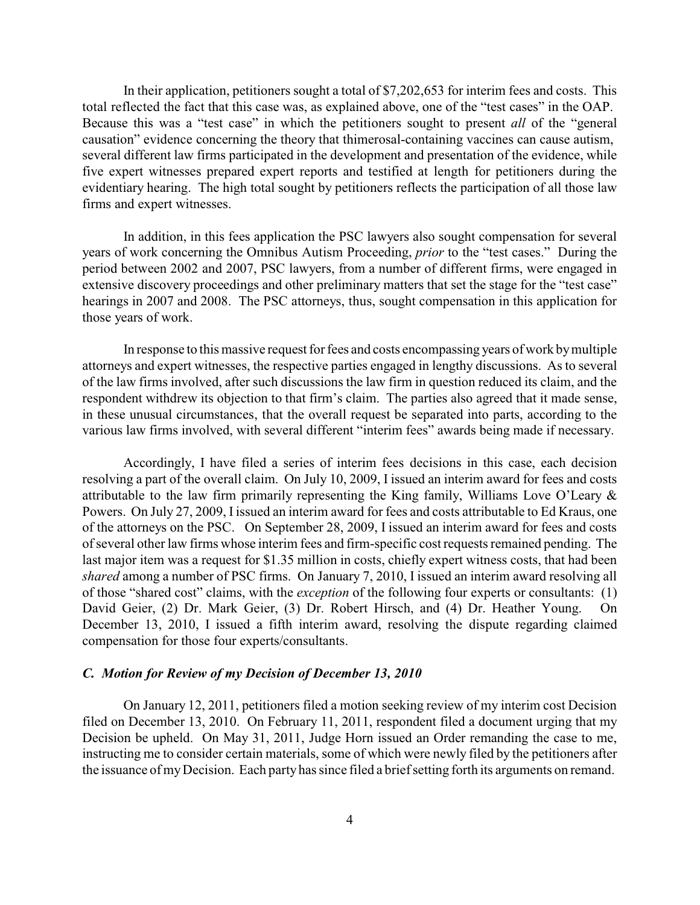In their application, petitioners sought a total of $7,202,653 for interim fees and costs. This total reflected the fact that this case was, as explained above, one of the "test cases" in the OAP. Because this was a "test case" in which the petitioners sought to present *all* of the "general causation" evidence concerning the theory that thimerosal-containing vaccines can cause autism, several different law firms participated in the development and presentation of the evidence, while five expert witnesses prepared expert reports and testified at length for petitioners during the evidentiary hearing. The high total sought by petitioners reflects the participation of all those law firms and expert witnesses.

In addition, in this fees application the PSC lawyers also sought compensation for several years of work concerning the Omnibus Autism Proceeding, *prior* to the "test cases." During the period between 2002 and 2007, PSC lawyers, from a number of different firms, were engaged in extensive discovery proceedings and other preliminary matters that set the stage for the "test case" hearings in 2007 and 2008. The PSC attorneys, thus, sought compensation in this application for those years of work.

In response to this massive request for fees and costs encompassing years of work by multiple attorneys and expert witnesses, the respective parties engaged in lengthy discussions. As to several of the law firms involved, after such discussions the law firm in question reduced its claim, and the respondent withdrew its objection to that firm's claim. The parties also agreed that it made sense, in these unusual circumstances, that the overall request be separated into parts, according to the various law firms involved, with several different "interim fees" awards being made if necessary.

Accordingly, I have filed a series of interim fees decisions in this case, each decision resolving a part of the overall claim. On July 10, 2009, I issued an interim award for fees and costs attributable to the law firm primarily representing the King family, Williams Love O'Leary & Powers. On July 27, 2009, I issued an interim award for fees and costs attributable to Ed Kraus, one of the attorneys on the PSC. On September 28, 2009, I issued an interim award for fees and costs of several other law firms whose interim fees and firm-specific cost requests remained pending. The last major item was a request for $1.35 million in costs, chiefly expert witness costs, that had been *shared* among a number of PSC firms. On January 7, 2010, I issued an interim award resolving all of those "shared cost" claims, with the *exception* of the following four experts or consultants: (1) David Geier, (2) Dr. Mark Geier, (3) Dr. Robert Hirsch, and (4) Dr. Heather Young. On December 13, 2010, I issued a fifth interim award, resolving the dispute regarding claimed compensation for those four experts/consultants.

### *C. Motion for Review of my Decision of December 13, 2010*

On January 12, 2011, petitioners filed a motion seeking review of my interim cost Decision filed on December 13, 2010. On February 11, 2011, respondent filed a document urging that my Decision be upheld. On May 31, 2011, Judge Horn issued an Order remanding the case to me, instructing me to consider certain materials, some of which were newly filed by the petitioners after the issuance of my Decision. Each party has since filed a brief setting forth its arguments on remand.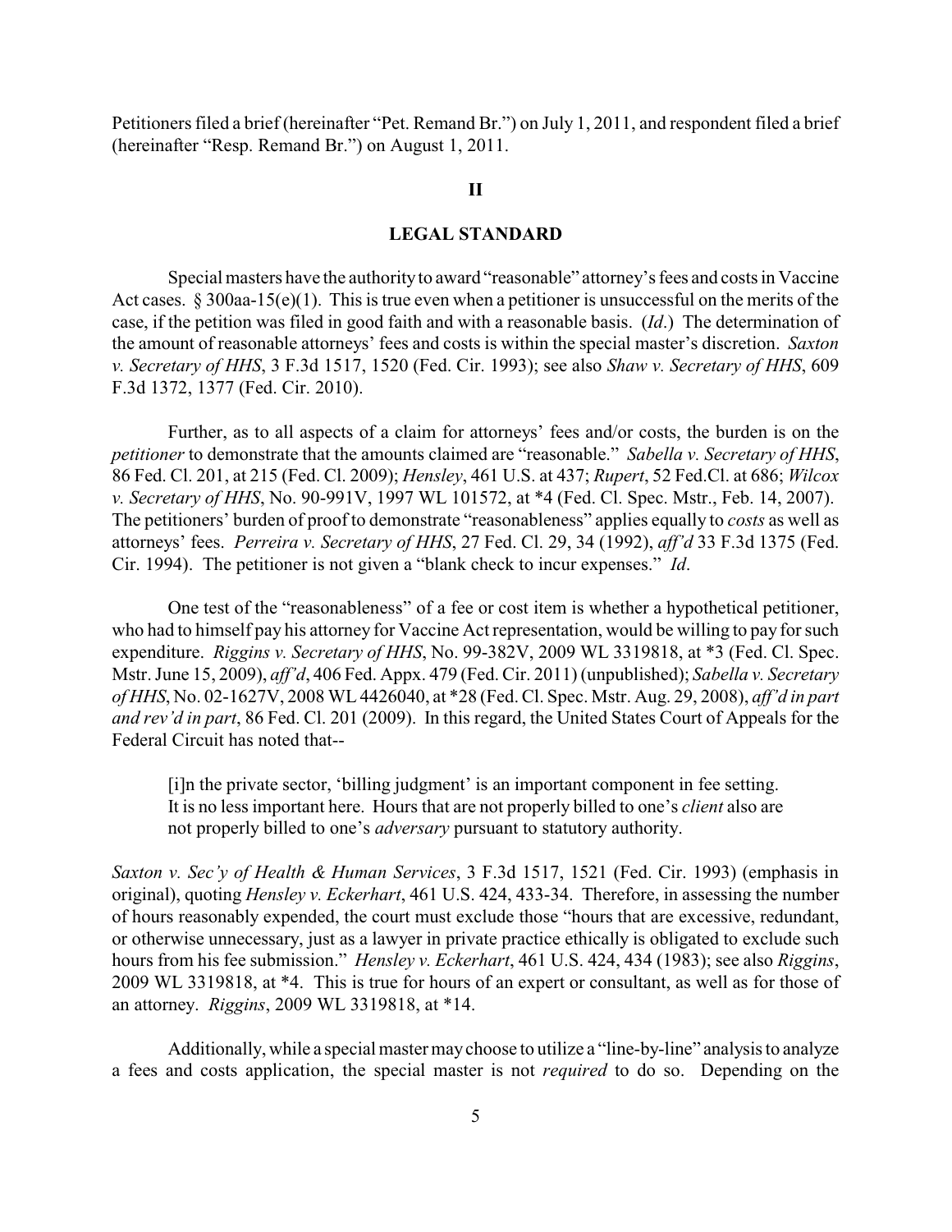Petitioners filed a brief (hereinafter "Pet. Remand Br.") on July 1, 2011, and respondent filed a brief (hereinafter "Resp. Remand Br.") on August 1, 2011.

## II

## LEGAL STANDARD

Special masters have the authority to award "reasonable" attorney's fees and costs in Vaccine Act cases. § 300aa-15(e)(1). This is true even when a petitioner is unsuccessful on the merits of the case, if the petition was filed in good faith and with a reasonable basis. (*Id*.) The determination of the amount of reasonable attorneys' fees and costs is within the special master's discretion. *Saxton v. Secretary of HHS*, 3 F.3d 1517, 1520 (Fed. Cir. 1993); see also *Shaw v. Secretary of HHS*, 609 F.3d 1372, 1377 (Fed. Cir. 2010).

Further, as to all aspects of a claim for attorneys' fees and/or costs, the burden is on the *petitioner* to demonstrate that the amounts claimed are "reasonable." *Sabella v. Secretary of HHS*, 86 Fed. Cl. 201, at 215 (Fed. Cl. 2009); *Hensley*, 461 U.S. at 437; *Rupert*, 52 Fed.Cl. at 686; *Wilcox v. Secretary of HHS*, No. 90-991V, 1997 WL 101572, at *4 (Fed. Cl. Spec. Mstr., Feb. 14, 2007). The petitioners' burden of proof to demonstrate "reasonableness" applies equally to *costs* as well as attorneys' fees. *Perreira v. Secretary of HHS*, 27 Fed. Cl. 29, 34 (1992), *aff'd* 33 F.3d 1375 (Fed. Cir. 1994). The petitioner is not given a "blank check to incur expenses." *Id*.

One test of the "reasonableness" of a fee or cost item is whether a hypothetical petitioner, who had to himself pay his attorney for Vaccine Act representation, would be willing to pay for such expenditure. *Riggins v. Secretary of HHS*, No. 99-382V, 2009 WL 3319818, at *3 (Fed. Cl. Spec. Mstr. June 15, 2009), *aff'd*, 406 Fed. Appx. 479 (Fed. Cir. 2011) (unpublished); *Sabella v. Secretary of HHS*, No. 02-1627V, 2008 WL 4426040, at *28 (Fed. Cl. Spec. Mstr. Aug. 29, 2008), *aff'd in part and rev'd in part*, 86 Fed. Cl. 201 (2009). In this regard, the United States Court of Appeals for the Federal Circuit has noted that--

> [i]n the private sector, 'billing judgment' is an important component in fee setting. It is no less important here. Hours that are not properly billed to one's *client* also are not properly billed to one's *adversary* pursuant to statutory authority.

*Saxton v. Sec'y of Health & Human Services*, 3 F.3d 1517, 1521 (Fed. Cir. 1993) (emphasis in original), quoting *Hensley v. Eckerhart*, 461 U.S. 424, 433-34. Therefore, in assessing the number of hours reasonably expended, the court must exclude those "hours that are excessive, redundant, or otherwise unnecessary, just as a lawyer in private practice ethically is obligated to exclude such hours from his fee submission." *Hensley v. Eckerhart*, 461 U.S. 424, 434 (1983); see also *Riggins*, 2009 WL 3319818, at *4. This is true for hours of an expert or consultant, as well as for those of an attorney. *Riggins*, 2009 WL 3319818, at *14.

Additionally, while a special master may choose to utilize a "line-by-line" analysis to analyze a fees and costs application, the special master is not *required* to do so. Depending on the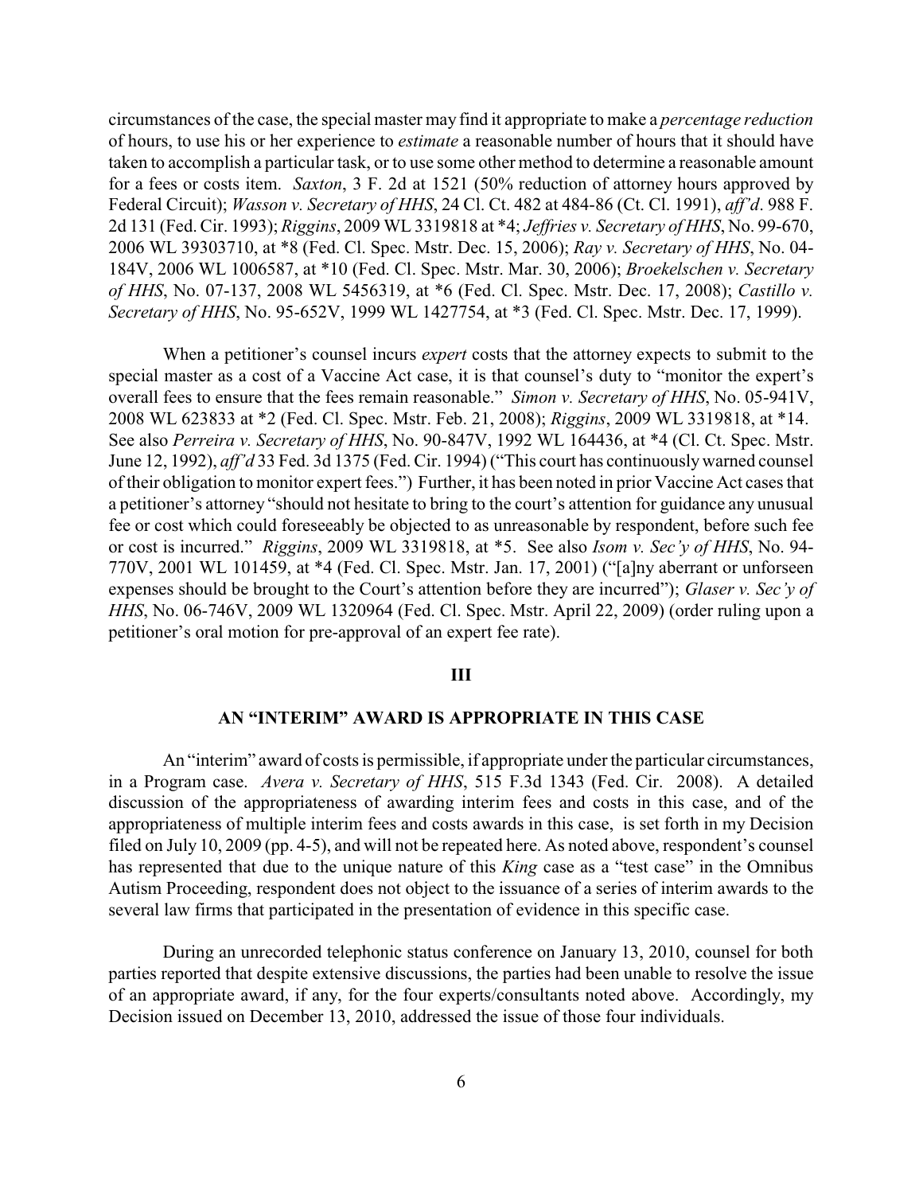circumstances of the case, the special master may find it appropriate to make a *percentage reduction* of hours, to use his or her experience to *estimate* a reasonable number of hours that it should have taken to accomplish a particular task, or to use some other method to determine a reasonable amount for a fees or costs item. *Saxton*, 3 F. 2d at 1521 (50% reduction of attorney hours approved by Federal Circuit); *Wasson v. Secretary of HHS*, 24 Cl. Ct. 482 at 484-86 (Ct. Cl. 1991), *aff'd*. 988 F. 2d 131 (Fed. Cir. 1993); *Riggins*, 2009 WL 3319818 at *4; *Jeffries v. Secretary of HHS*, No. 99-670, 2006 WL 39303710, at *8 (Fed. Cl. Spec. Mstr. Dec. 15, 2006); *Ray v. Secretary of HHS*, No. 04-184V, 2006 WL 1006587, at *10 (Fed. Cl. Spec. Mstr. Mar. 30, 2006); *Broekelschen v. Secretary of HHS*, No. 07-137, 2008 WL 5456319, at *6 (Fed. Cl. Spec. Mstr. Dec. 17, 2008); *Castillo v. Secretary of HHS*, No. 95-652V, 1999 WL 1427754, at *3 (Fed. Cl. Spec. Mstr. Dec. 17, 1999).

When a petitioner's counsel incurs *expert* costs that the attorney expects to submit to the special master as a cost of a Vaccine Act case, it is that counsel's duty to "monitor the expert's overall fees to ensure that the fees remain reasonable." *Simon v. Secretary of HHS*, No. 05-941V, 2008 WL 623833 at *2 (Fed. Cl. Spec. Mstr. Feb. 21, 2008); *Riggins*, 2009 WL 3319818, at *14. See also *Perreira v. Secretary of HHS*, No. 90-847V, 1992 WL 164436, at *4 (Cl. Ct. Spec. Mstr. June 12, 1992), *aff'd* 33 Fed. 3d 1375 (Fed. Cir. 1994) ("This court has continuously warned counsel of their obligation to monitor expert fees.") Further, it has been noted in prior Vaccine Act cases that a petitioner's attorney "should not hesitate to bring to the court's attention for guidance any unusual fee or cost which could foreseeably be objected to as unreasonable by respondent, before such fee or cost is incurred." *Riggins*, 2009 WL 3319818, at *5. See also *Isom v. Sec'y of HHS*, No. 94-770V, 2001 WL 101459, at *4 (Fed. Cl. Spec. Mstr. Jan. 17, 2001) ("[a]ny aberrant or unforseen expenses should be brought to the Court's attention before they are incurred"); *Glaser v. Sec'y of HHS*, No. 06-746V, 2009 WL 1320964 (Fed. Cl. Spec. Mstr. April 22, 2009) (order ruling upon a petitioner's oral motion for pre-approval of an expert fee rate).

## III

## AN "INTERIM" AWARD IS APPROPRIATE IN THIS CASE

An "interim" award of costs is permissible, if appropriate under the particular circumstances, in a Program case. *Avera v. Secretary of HHS*, 515 F.3d 1343 (Fed. Cir. 2008). A detailed discussion of the appropriateness of awarding interim fees and costs in this case, and of the appropriateness of multiple interim fees and costs awards in this case, is set forth in my Decision filed on July 10, 2009 (pp. 4-5), and will not be repeated here. As noted above, respondent's counsel has represented that due to the unique nature of this *King* case as a "test case" in the Omnibus Autism Proceeding, respondent does not object to the issuance of a series of interim awards to the several law firms that participated in the presentation of evidence in this specific case.

During an unrecorded telephonic status conference on January 13, 2010, counsel for both parties reported that despite extensive discussions, the parties had been unable to resolve the issue of an appropriate award, if any, for the four experts/consultants noted above. Accordingly, my Decision issued on December 13, 2010, addressed the issue of those four individuals.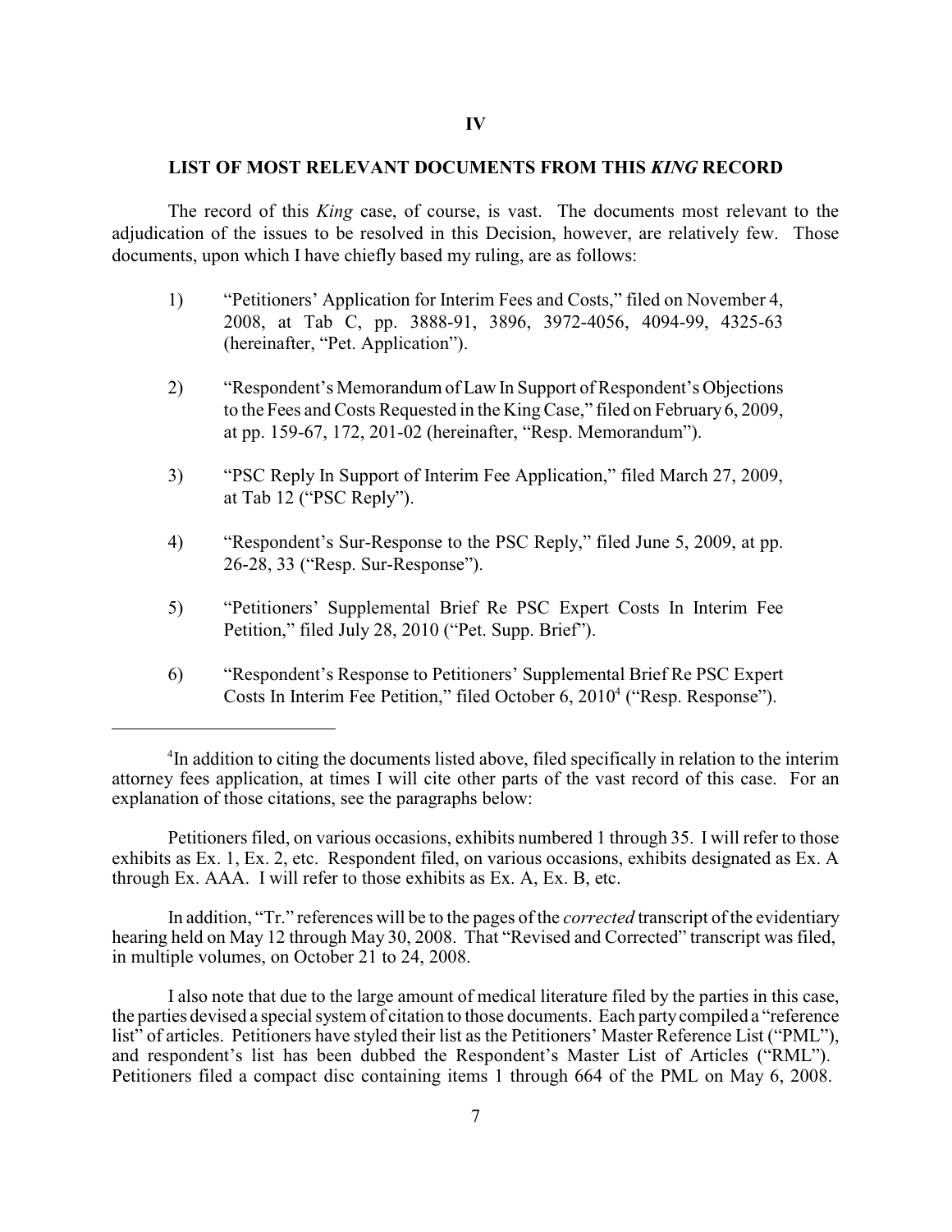## IV

## LIST OF MOST RELEVANT DOCUMENTS FROM THIS *KING* RECORD

The record of this *King* case, of course, is vast. The documents most relevant to the adjudication of the issues to be resolved in this Decision, however, are relatively few. Those documents, upon which I have chiefly based my ruling, are as follows:

1) "Petitioners' Application for Interim Fees and Costs," filed on November 4, 2008, at Tab C, pp. 3888-91, 3896, 3972-4056, 4094-99, 4325-63 (hereinafter, "Pet. Application").

2) "Respondent's Memorandum of Law In Support of Respondent's Objections to the Fees and Costs Requested in the King Case," filed on February 6, 2009, at pp. 159-67, 172, 201-02 (hereinafter, "Resp. Memorandum").

3) "PSC Reply In Support of Interim Fee Application," filed March 27, 2009, at Tab 12 ("PSC Reply").

4) "Respondent's Sur-Response to the PSC Reply," filed June 5, 2009, at pp. 26-28, 33 ("Resp. Sur-Response").

5) "Petitioners' Supplemental Brief Re PSC Expert Costs In Interim Fee Petition," filed July 28, 2010 ("Pet. Supp. Brief").

6) "Respondent's Response to Petitioners' Supplemental Brief Re PSC Expert Costs In Interim Fee Petition," filed October 6, 2010[4] ("Resp. Response").

---

[4]In addition to citing the documents listed above, filed specifically in relation to the interim attorney fees application, at times I will cite other parts of the vast record of this case. For an explanation of those citations, see the paragraphs below:

Petitioners filed, on various occasions, exhibits numbered 1 through 35. I will refer to those exhibits as Ex. 1, Ex. 2, etc. Respondent filed, on various occasions, exhibits designated as Ex. A through Ex. AAA. I will refer to those exhibits as Ex. A, Ex. B, etc.

In addition, "Tr." references will be to the pages of the *corrected* transcript of the evidentiary hearing held on May 12 through May 30, 2008. That "Revised and Corrected" transcript was filed, in multiple volumes, on October 21 to 24, 2008.

I also note that due to the large amount of medical literature filed by the parties in this case, the parties devised a special system of citation to those documents. Each party compiled a "reference list" of articles. Petitioners have styled their list as the Petitioners' Master Reference List ("PML"), and respondent's list has been dubbed the Respondent's Master List of Articles ("RML"). Petitioners filed a compact disc containing items 1 through 664 of the PML on May 6, 2008.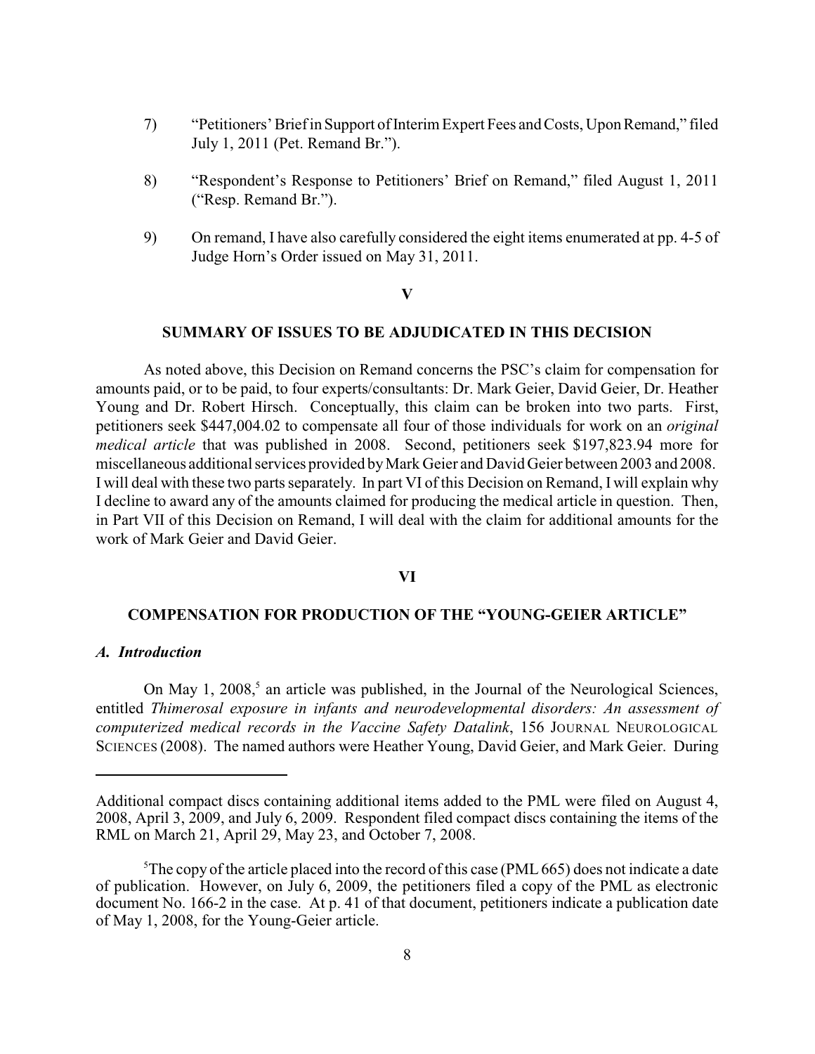7) "Petitioners' Brief in Support of Interim Expert Fees and Costs, Upon Remand," filed July 1, 2011 (Pet. Remand Br.").

8) "Respondent's Response to Petitioners' Brief on Remand," filed August 1, 2011 ("Resp. Remand Br.").

9) On remand, I have also carefully considered the eight items enumerated at pp. 4-5 of Judge Horn's Order issued on May 31, 2011.

## V

## SUMMARY OF ISSUES TO BE ADJUDICATED IN THIS DECISION

As noted above, this Decision on Remand concerns the PSC's claim for compensation for amounts paid, or to be paid, to four experts/consultants: Dr. Mark Geier, David Geier, Dr. Heather Young and Dr. Robert Hirsch. Conceptually, this claim can be broken into two parts. First, petitioners seek $447,004.02 to compensate all four of those individuals for work on an *original medical article* that was published in 2008. Second, petitioners seek $197,823.94 more for miscellaneous additional services provided by Mark Geier and David Geier between 2003 and 2008. I will deal with these two parts separately. In part VI of this Decision on Remand, I will explain why I decline to award any of the amounts claimed for producing the medical article in question. Then, in Part VII of this Decision on Remand, I will deal with the claim for additional amounts for the work of Mark Geier and David Geier.

## VI

## COMPENSATION FOR PRODUCTION OF THE "YOUNG-GEIER ARTICLE"

### *A. Introduction*

On May 1, 2008,[5] an article was published, in the Journal of the Neurological Sciences, entitled *Thimerosal exposure in infants and neurodevelopmental disorders: An assessment of computerized medical records in the Vaccine Safety Datalink*, 156 JOURNAL NEUROLOGICAL SCIENCES (2008). The named authors were Heather Young, David Geier, and Mark Geier. During

---

Additional compact discs containing additional items added to the PML were filed on August 4, 2008, April 3, 2009, and July 6, 2009. Respondent filed compact discs containing the items of the RML on March 21, April 29, May 23, and October 7, 2008.

[5] The copy of the article placed into the record of this case (PML 665) does not indicate a date of publication. However, on July 6, 2009, the petitioners filed a copy of the PML as electronic document No. 166-2 in the case. At p. 41 of that document, petitioners indicate a publication date of May 1, 2008, for the Young-Geier article.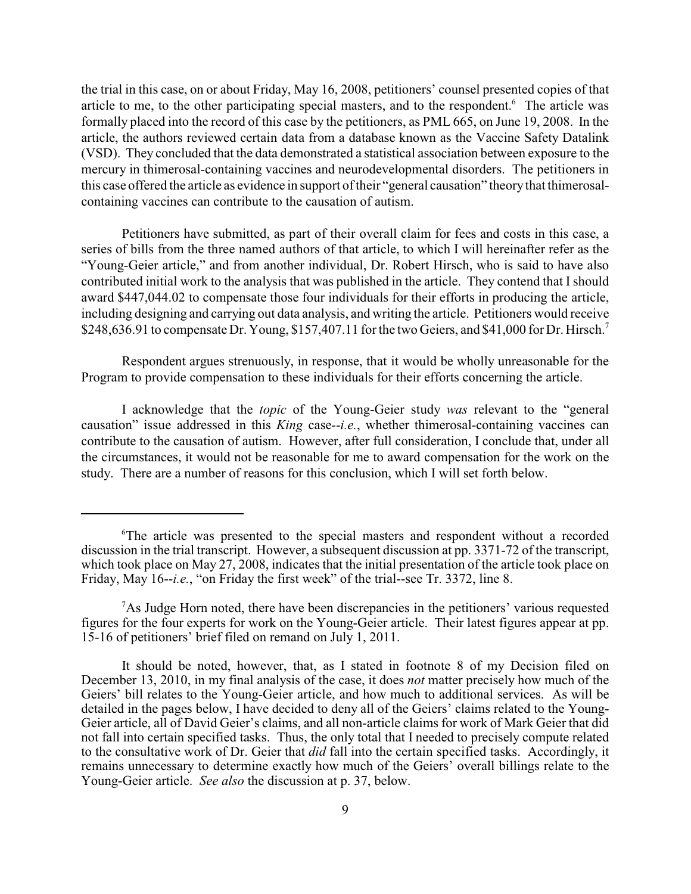the trial in this case, on or about Friday, May 16, 2008, petitioners' counsel presented copies of that article to me, to the other participating special masters, and to the respondent.[6] The article was formally placed into the record of this case by the petitioners, as PML 665, on June 19, 2008. In the article, the authors reviewed certain data from a database known as the Vaccine Safety Datalink (VSD). They concluded that the data demonstrated a statistical association between exposure to the mercury in thimerosal-containing vaccines and neurodevelopmental disorders. The petitioners in this case offered the article as evidence in support of their "general causation" theory that thimerosal-containing vaccines can contribute to the causation of autism.

Petitioners have submitted, as part of their overall claim for fees and costs in this case, a series of bills from the three named authors of that article, to which I will hereinafter refer as the "Young-Geier article," and from another individual, Dr. Robert Hirsch, who is said to have also contributed initial work to the analysis that was published in the article. They contend that I should award \$447,044.02 to compensate those four individuals for their efforts in producing the article, including designing and carrying out data analysis, and writing the article. Petitioners would receive \$248,636.91 to compensate Dr. Young, \$157,407.11 for the two Geiers, and \$41,000 for Dr. Hirsch.[7]

Respondent argues strenuously, in response, that it would be wholly unreasonable for the Program to provide compensation to these individuals for their efforts concerning the article.

I acknowledge that the *topic* of the Young-Geier study *was* relevant to the "general causation" issue addressed in this *King* case--*i.e.*, whether thimerosal-containing vaccines can contribute to the causation of autism. However, after full consideration, I conclude that, under all the circumstances, it would not be reasonable for me to award compensation for the work on the study. There are a number of reasons for this conclusion, which I will set forth below.

---

[6] The article was presented to the special masters and respondent without a recorded discussion in the trial transcript. However, a subsequent discussion at pp. 3371-72 of the transcript, which took place on May 27, 2008, indicates that the initial presentation of the article took place on Friday, May 16--*i.e.*, "on Friday the first week" of the trial--see Tr. 3372, line 8.

[7] As Judge Horn noted, there have been discrepancies in the petitioners' various requested figures for the four experts for work on the Young-Geier article. Their latest figures appear at pp. 15-16 of petitioners' brief filed on remand on July 1, 2011.

It should be noted, however, that, as I stated in footnote 8 of my Decision filed on December 13, 2010, in my final analysis of the case, it does *not* matter precisely how much of the Geiers' bill relates to the Young-Geier article, and how much to additional services. As will be detailed in the pages below, I have decided to deny all of the Geiers' claims related to the Young-Geier article, all of David Geier's claims, and all non-article claims for work of Mark Geier that did not fall into certain specified tasks. Thus, the only total that I needed to precisely compute related to the consultative work of Dr. Geier that *did* fall into the certain specified tasks. Accordingly, it remains unnecessary to determine exactly how much of the Geiers' overall billings relate to the Young-Geier article. *See also* the discussion at p. 37, below.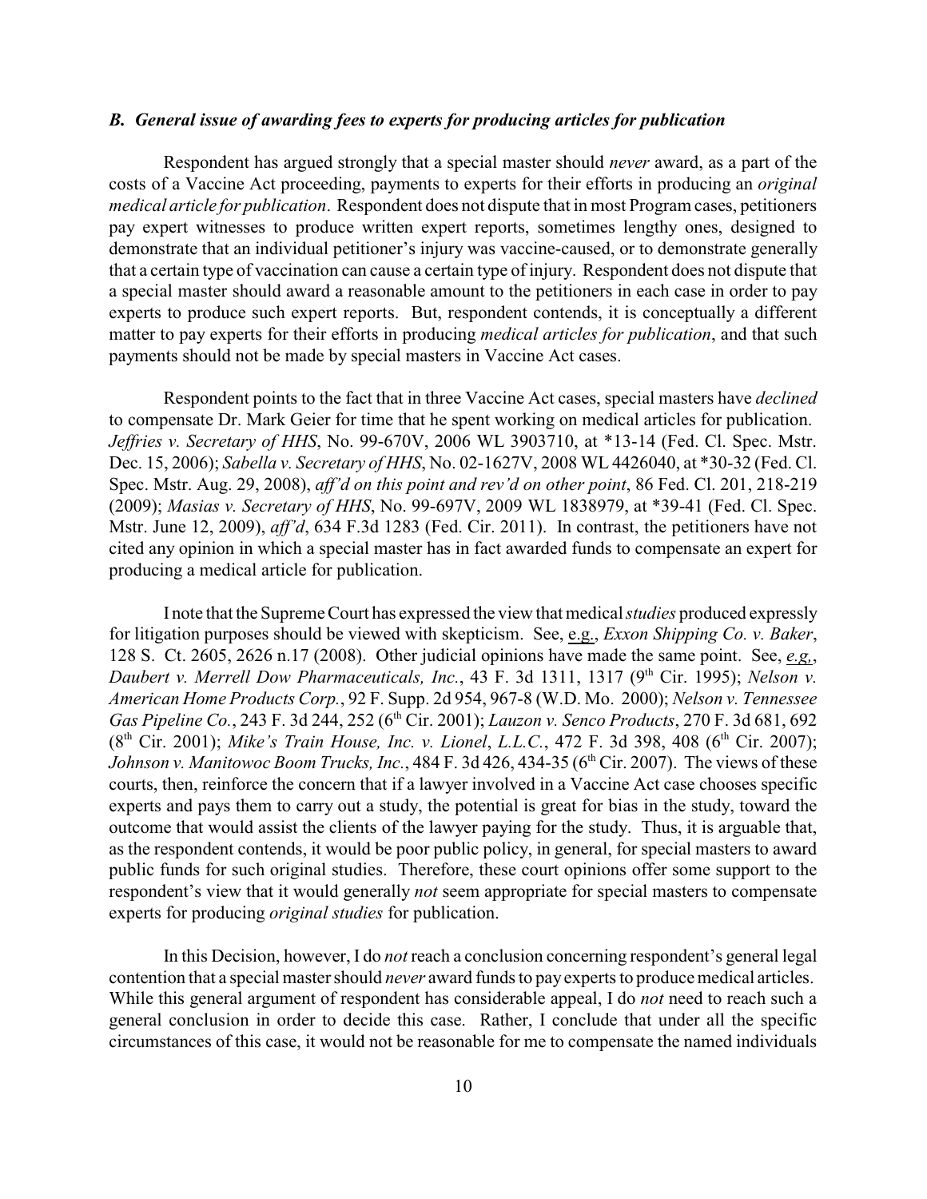### *B. General issue of awarding fees to experts for producing articles for publication*

Respondent has argued strongly that a special master should *never* award, as a part of the costs of a Vaccine Act proceeding, payments to experts for their efforts in producing an *original medical article for publication*. Respondent does not dispute that in most Program cases, petitioners pay expert witnesses to produce written expert reports, sometimes lengthy ones, designed to demonstrate that an individual petitioner's injury was vaccine-caused, or to demonstrate generally that a certain type of vaccination can cause a certain type of injury. Respondent does not dispute that a special master should award a reasonable amount to the petitioners in each case in order to pay experts to produce such expert reports. But, respondent contends, it is conceptually a different matter to pay experts for their efforts in producing *medical articles for publication*, and that such payments should not be made by special masters in Vaccine Act cases.

Respondent points to the fact that in three Vaccine Act cases, special masters have *declined* to compensate Dr. Mark Geier for time that he spent working on medical articles for publication. *Jeffries v. Secretary of HHS*, No. 99-670V, 2006 WL 3903710, at *13-14 (Fed. Cl. Spec. Mstr. Dec. 15, 2006); *Sabella v. Secretary of HHS*, No. 02-1627V, 2008 WL 4426040, at *30-32 (Fed. Cl. Spec. Mstr. Aug. 29, 2008), *aff'd on this point and rev'd on other point*, 86 Fed. Cl. 201, 218-219 (2009); *Masias v. Secretary of HHS*, No. 99-697V, 2009 WL 1838979, at *39-41 (Fed. Cl. Spec. Mstr. June 12, 2009), *aff'd*, 634 F.3d 1283 (Fed. Cir. 2011). In contrast, the petitioners have not cited any opinion in which a special master has in fact awarded funds to compensate an expert for producing a medical article for publication.

I note that the Supreme Court has expressed the view that medical *studies* produced expressly for litigation purposes should be viewed with skepticism. See, e.g., *Exxon Shipping Co. v. Baker*, 128 S. Ct. 2605, 2626 n.17 (2008). Other judicial opinions have made the same point. See, *e.g.*, *Daubert v. Merrell Dow Pharmaceuticals, Inc.*, 43 F. 3d 1311, 1317 (9th Cir. 1995); *Nelson v. American Home Products Corp.*, 92 F. Supp. 2d 954, 967-8 (W.D. Mo. 2000); *Nelson v. Tennessee Gas Pipeline Co.*, 243 F. 3d 244, 252 (6th Cir. 2001); *Lauzon v. Senco Products*, 270 F. 3d 681, 692 (8th Cir. 2001); *Mike's Train House, Inc. v. Lionel, L.L.C.*, 472 F. 3d 398, 408 (6th Cir. 2007); *Johnson v. Manitowoc Boom Trucks, Inc.*, 484 F. 3d 426, 434-35 (6th Cir. 2007). The views of these courts, then, reinforce the concern that if a lawyer involved in a Vaccine Act case chooses specific experts and pays them to carry out a study, the potential is great for bias in the study, toward the outcome that would assist the clients of the lawyer paying for the study. Thus, it is arguable that, as the respondent contends, it would be poor public policy, in general, for special masters to award public funds for such original studies. Therefore, these court opinions offer some support to the respondent's view that it would generally *not* seem appropriate for special masters to compensate experts for producing *original studies* for publication.

In this Decision, however, I do *not* reach a conclusion concerning respondent's general legal contention that a special master should *never* award funds to pay experts to produce medical articles. While this general argument of respondent has considerable appeal, I do *not* need to reach such a general conclusion in order to decide this case. Rather, I conclude that under all the specific circumstances of this case, it would not be reasonable for me to compensate the named individuals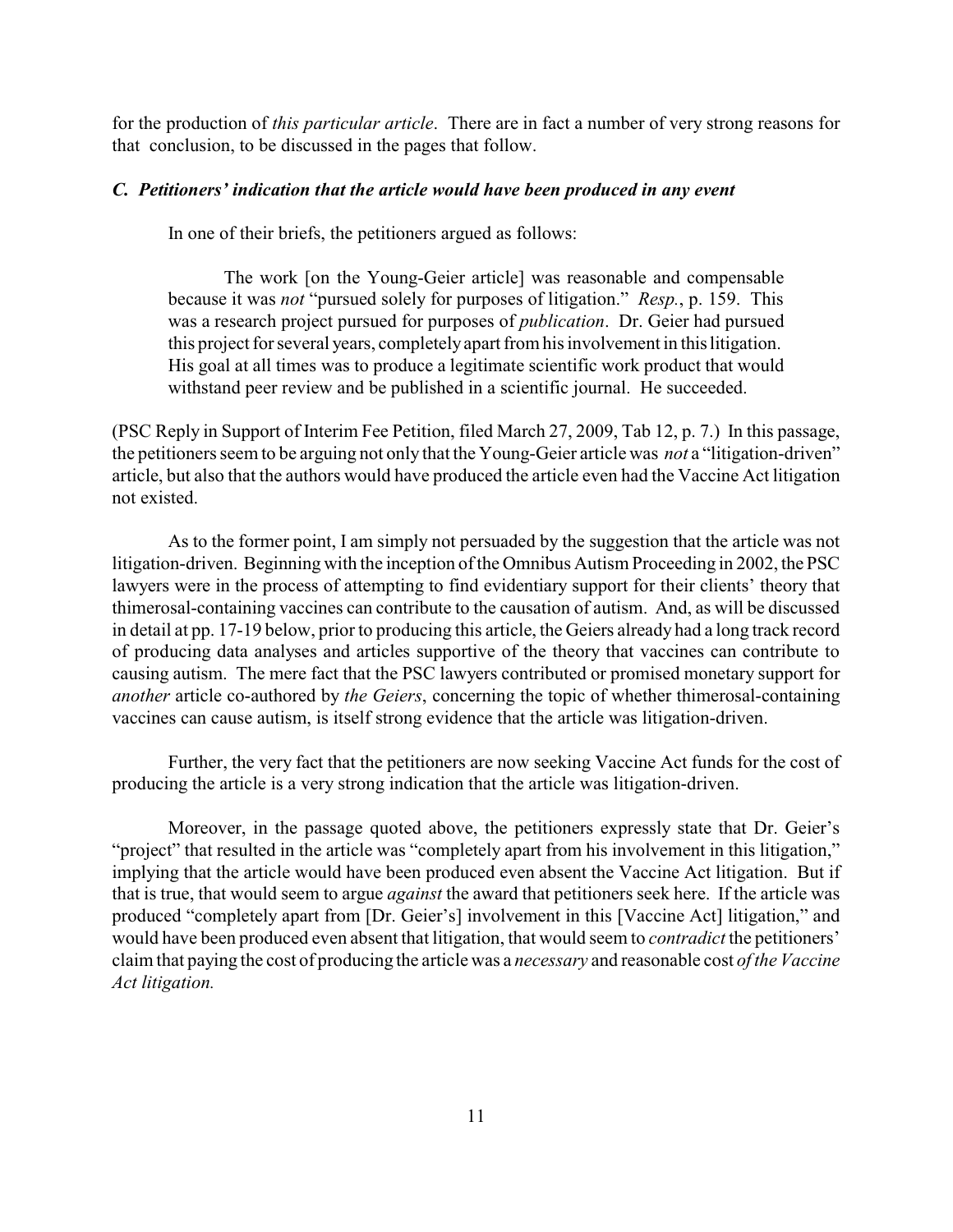for the production of *this particular article*. There are in fact a number of very strong reasons for that conclusion, to be discussed in the pages that follow.

### *C. Petitioners' indication that the article would have been produced in any event*

In one of their briefs, the petitioners argued as follows:

> The work [on the Young-Geier article] was reasonable and compensable because it was *not* "pursued solely for purposes of litigation." *Resp.*, p. 159. This was a research project pursued for purposes of *publication*. Dr. Geier had pursued this project for several years, completely apart from his involvement in this litigation. His goal at all times was to produce a legitimate scientific work product that would withstand peer review and be published in a scientific journal. He succeeded.

(PSC Reply in Support of Interim Fee Petition, filed March 27, 2009, Tab 12, p. 7.) In this passage, the petitioners seem to be arguing not only that the Young-Geier article was *not* a "litigation-driven" article, but also that the authors would have produced the article even had the Vaccine Act litigation not existed.

As to the former point, I am simply not persuaded by the suggestion that the article was not litigation-driven. Beginning with the inception of the Omnibus Autism Proceeding in 2002, the PSC lawyers were in the process of attempting to find evidentiary support for their clients' theory that thimerosal-containing vaccines can contribute to the causation of autism. And, as will be discussed in detail at pp. 17-19 below, prior to producing this article, the Geiers already had a long track record of producing data analyses and articles supportive of the theory that vaccines can contribute to causing autism. The mere fact that the PSC lawyers contributed or promised monetary support for *another* article co-authored by *the Geiers*, concerning the topic of whether thimerosal-containing vaccines can cause autism, is itself strong evidence that the article was litigation-driven.

Further, the very fact that the petitioners are now seeking Vaccine Act funds for the cost of producing the article is a very strong indication that the article was litigation-driven.

Moreover, in the passage quoted above, the petitioners expressly state that Dr. Geier's "project" that resulted in the article was "completely apart from his involvement in this litigation," implying that the article would have been produced even absent the Vaccine Act litigation. But if that is true, that would seem to argue *against* the award that petitioners seek here. If the article was produced "completely apart from [Dr. Geier's] involvement in this [Vaccine Act] litigation," and would have been produced even absent that litigation, that would seem to *contradict* the petitioners' claim that paying the cost of producing the article was a *necessary* and reasonable cost *of the Vaccine Act litigation.*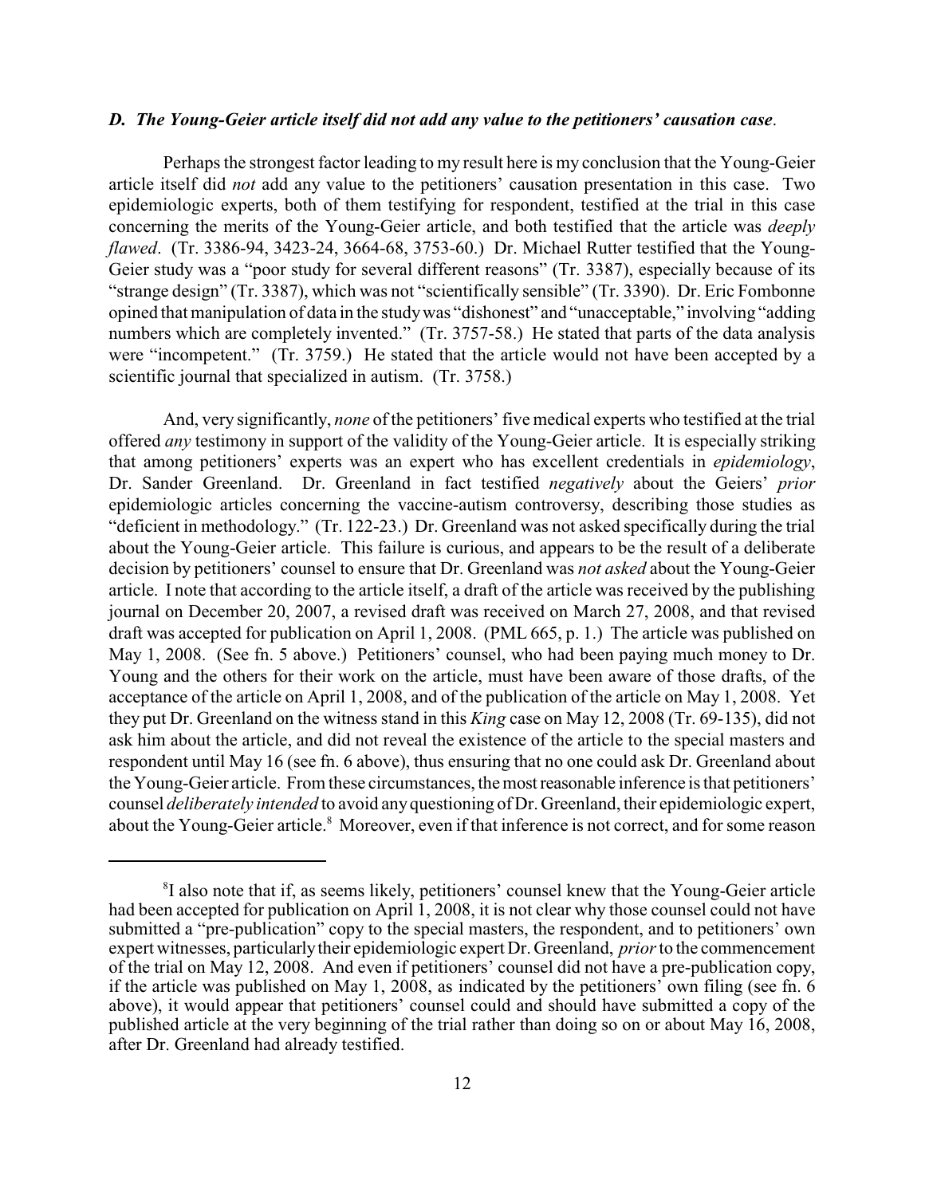### *D. The Young-Geier article itself did not add any value to the petitioners' causation case*.

Perhaps the strongest factor leading to my result here is my conclusion that the Young-Geier article itself did *not* add any value to the petitioners' causation presentation in this case. Two epidemiologic experts, both of them testifying for respondent, testified at the trial in this case concerning the merits of the Young-Geier article, and both testified that the article was *deeply flawed*. (Tr. 3386-94, 3423-24, 3664-68, 3753-60.) Dr. Michael Rutter testified that the Young-Geier study was a "poor study for several different reasons" (Tr. 3387), especially because of its "strange design" (Tr. 3387), which was not "scientifically sensible" (Tr. 3390). Dr. Eric Fombonne opined that manipulation of data in the study was "dishonest" and "unacceptable," involving "adding numbers which are completely invented." (Tr. 3757-58.) He stated that parts of the data analysis were "incompetent." (Tr. 3759.) He stated that the article would not have been accepted by a scientific journal that specialized in autism. (Tr. 3758.)

And, very significantly, *none* of the petitioners' five medical experts who testified at the trial offered *any* testimony in support of the validity of the Young-Geier article. It is especially striking that among petitioners' experts was an expert who has excellent credentials in *epidemiology*, Dr. Sander Greenland. Dr. Greenland in fact testified *negatively* about the Geiers' *prior* epidemiologic articles concerning the vaccine-autism controversy, describing those studies as "deficient in methodology." (Tr. 122-23.) Dr. Greenland was not asked specifically during the trial about the Young-Geier article. This failure is curious, and appears to be the result of a deliberate decision by petitioners' counsel to ensure that Dr. Greenland was *not asked* about the Young-Geier article. I note that according to the article itself, a draft of the article was received by the publishing journal on December 20, 2007, a revised draft was received on March 27, 2008, and that revised draft was accepted for publication on April 1, 2008. (PML 665, p. 1.) The article was published on May 1, 2008. (See fn. 5 above.) Petitioners' counsel, who had been paying much money to Dr. Young and the others for their work on the article, must have been aware of those drafts, of the acceptance of the article on April 1, 2008, and of the publication of the article on May 1, 2008. Yet they put Dr. Greenland on the witness stand in this *King* case on May 12, 2008 (Tr. 69-135), did not ask him about the article, and did not reveal the existence of the article to the special masters and respondent until May 16 (see fn. 6 above), thus ensuring that no one could ask Dr. Greenland about the Young-Geier article. From these circumstances, the most reasonable inference is that petitioners' counsel *deliberately intended* to avoid any questioning of Dr. Greenland, their epidemiologic expert, about the Young-Geier article.[8] Moreover, even if that inference is not correct, and for some reason

---

[8] I also note that if, as seems likely, petitioners' counsel knew that the Young-Geier article had been accepted for publication on April 1, 2008, it is not clear why those counsel could not have submitted a "pre-publication" copy to the special masters, the respondent, and to petitioners' own expert witnesses, particularly their epidemiologic expert Dr. Greenland, *prior* to the commencement of the trial on May 12, 2008. And even if petitioners' counsel did not have a pre-publication copy, if the article was published on May 1, 2008, as indicated by the petitioners' own filing (see fn. 6 above), it would appear that petitioners' counsel could and should have submitted a copy of the published article at the very beginning of the trial rather than doing so on or about May 16, 2008, after Dr. Greenland had already testified.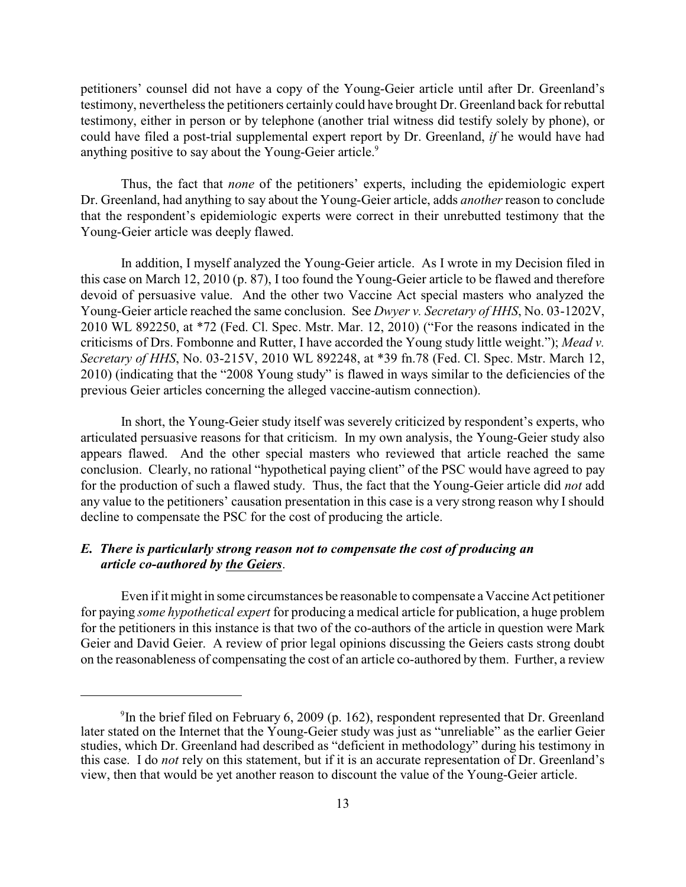petitioners' counsel did not have a copy of the Young-Geier article until after Dr. Greenland's testimony, nevertheless the petitioners certainly could have brought Dr. Greenland back for rebuttal testimony, either in person or by telephone (another trial witness did testify solely by phone), or could have filed a post-trial supplemental expert report by Dr. Greenland, *if* he would have had anything positive to say about the Young-Geier article.[9]

Thus, the fact that *none* of the petitioners' experts, including the epidemiologic expert Dr. Greenland, had anything to say about the Young-Geier article, adds *another* reason to conclude that the respondent's epidemiologic experts were correct in their unrebutted testimony that the Young-Geier article was deeply flawed.

In addition, I myself analyzed the Young-Geier article. As I wrote in my Decision filed in this case on March 12, 2010 (p. 87), I too found the Young-Geier article to be flawed and therefore devoid of persuasive value. And the other two Vaccine Act special masters who analyzed the Young-Geier article reached the same conclusion. See *Dwyer v. Secretary of HHS*, No. 03-1202V, 2010 WL 892250, at *72 (Fed. Cl. Spec. Mstr. Mar. 12, 2010) ("For the reasons indicated in the criticisms of Drs. Fombonne and Rutter, I have accorded the Young study little weight."); *Mead v. Secretary of HHS*, No. 03-215V, 2010 WL 892248, at *39 fn.78 (Fed. Cl. Spec. Mstr. March 12, 2010) (indicating that the "2008 Young study" is flawed in ways similar to the deficiencies of the previous Geier articles concerning the alleged vaccine-autism connection).

In short, the Young-Geier study itself was severely criticized by respondent's experts, who articulated persuasive reasons for that criticism. In my own analysis, the Young-Geier study also appears flawed. And the other special masters who reviewed that article reached the same conclusion. Clearly, no rational "hypothetical paying client" of the PSC would have agreed to pay for the production of such a flawed study. Thus, the fact that the Young-Geier article did *not* add any value to the petitioners' causation presentation in this case is a very strong reason why I should decline to compensate the PSC for the cost of producing the article.

### *E. There is particularly strong reason not to compensate the cost of producing an article co-authored by* ***the Geiers****.*

Even if it might in some circumstances be reasonable to compensate a Vaccine Act petitioner for paying *some hypothetical expert* for producing a medical article for publication, a huge problem for the petitioners in this instance is that two of the co-authors of the article in question were Mark Geier and David Geier. A review of prior legal opinions discussing the Geiers casts strong doubt on the reasonableness of compensating the cost of an article co-authored by them. Further, a review

[9] In the brief filed on February 6, 2009 (p. 162), respondent represented that Dr. Greenland later stated on the Internet that the Young-Geier study was just as "unreliable" as the earlier Geier studies, which Dr. Greenland had described as "deficient in methodology" during his testimony in this case. I do *not* rely on this statement, but if it is an accurate representation of Dr. Greenland's view, then that would be yet another reason to discount the value of the Young-Geier article.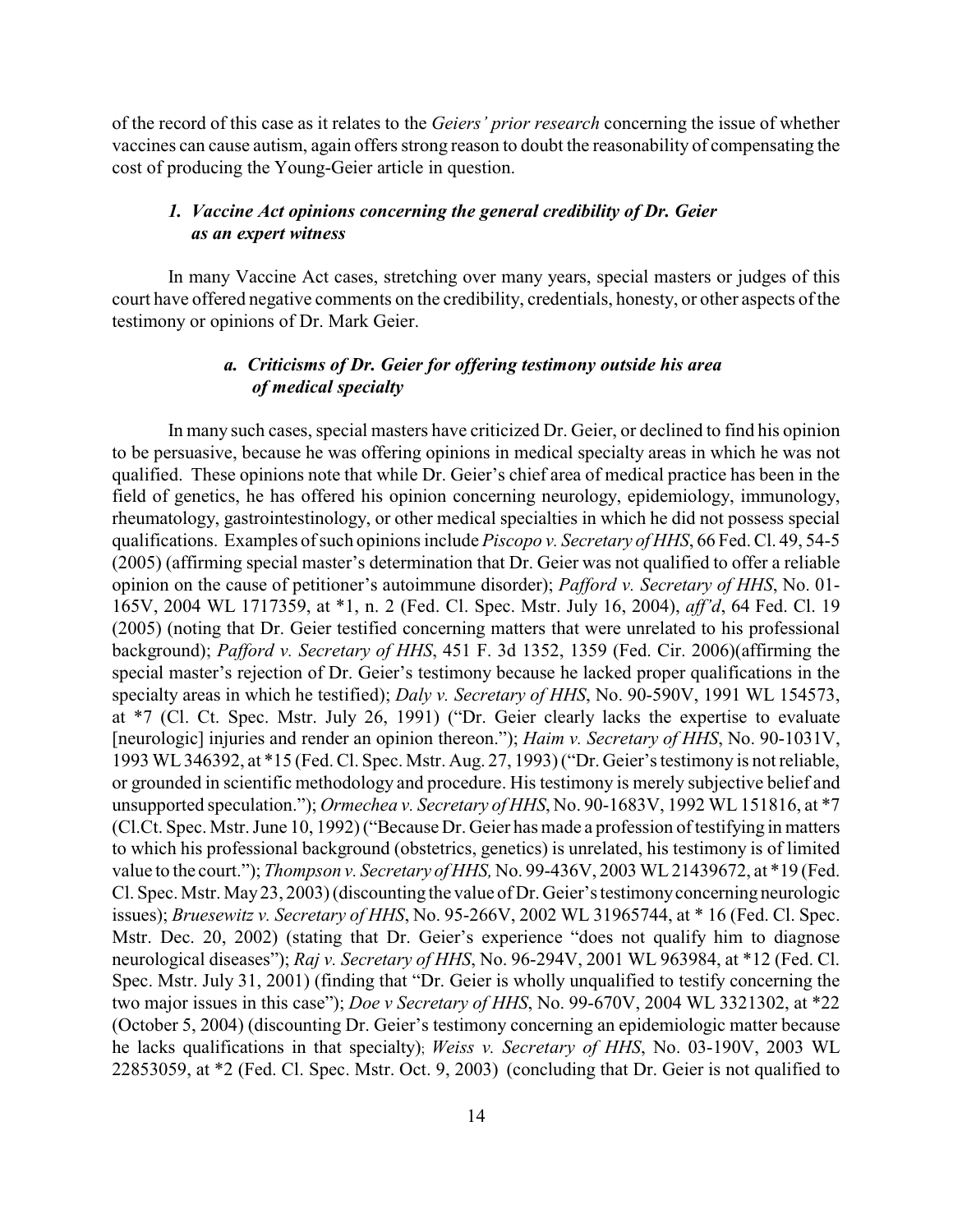of the record of this case as it relates to the *Geiers' prior research* concerning the issue of whether vaccines can cause autism, again offers strong reason to doubt the reasonability of compensating the cost of producing the Young-Geier article in question.

### *1. Vaccine Act opinions concerning the general credibility of Dr. Geier as an expert witness*

In many Vaccine Act cases, stretching over many years, special masters or judges of this court have offered negative comments on the credibility, credentials, honesty, or other aspects of the testimony or opinions of Dr. Mark Geier.

#### *a. Criticisms of Dr. Geier for offering testimony outside his area of medical specialty*

In many such cases, special masters have criticized Dr. Geier, or declined to find his opinion to be persuasive, because he was offering opinions in medical specialty areas in which he was not qualified. These opinions note that while Dr. Geier's chief area of medical practice has been in the field of genetics, he has offered his opinion concerning neurology, epidemiology, immunology, rheumatology, gastrointestinology, or other medical specialties in which he did not possess special qualifications. Examples of such opinions include *Piscopo v. Secretary of HHS*, 66 Fed. Cl. 49, 54-5 (2005) (affirming special master's determination that Dr. Geier was not qualified to offer a reliable opinion on the cause of petitioner's autoimmune disorder); *Pafford v. Secretary of HHS*, No. 01-165V, 2004 WL 1717359, at *1, n. 2 (Fed. Cl. Spec. Mstr. July 16, 2004), *aff'd*, 64 Fed. Cl. 19 (2005) (noting that Dr. Geier testified concerning matters that were unrelated to his professional background); *Pafford v. Secretary of HHS*, 451 F. 3d 1352, 1359 (Fed. Cir. 2006)(affirming the special master's rejection of Dr. Geier's testimony because he lacked proper qualifications in the specialty areas in which he testified); *Daly v. Secretary of HHS*, No. 90-590V, 1991 WL 154573, at *7 (Cl. Ct. Spec. Mstr. July 26, 1991) ("Dr. Geier clearly lacks the expertise to evaluate [neurologic] injuries and render an opinion thereon."); *Haim v. Secretary of HHS*, No. 90-1031V, 1993 WL 346392, at *15 (Fed. Cl. Spec. Mstr. Aug. 27, 1993) ("Dr. Geier's testimony is not reliable, or grounded in scientific methodology and procedure. His testimony is merely subjective belief and unsupported speculation."); *Ormechea v. Secretary of HHS*, No. 90-1683V, 1992 WL 151816, at *7 (Cl.Ct. Spec. Mstr. June 10, 1992) ("Because Dr. Geier has made a profession of testifying in matters to which his professional background (obstetrics, genetics) is unrelated, his testimony is of limited value to the court."); *Thompson v. Secretary of HHS,* No. 99-436V, 2003 WL 21439672, at *19 (Fed. Cl. Spec. Mstr. May 23, 2003) (discounting the value of Dr. Geier's testimony concerning neurologic issues); *Bruesewitz v. Secretary of HHS*, No. 95-266V, 2002 WL 31965744, at * 16 (Fed. Cl. Spec. Mstr. Dec. 20, 2002) (stating that Dr. Geier's experience "does not qualify him to diagnose neurological diseases"); *Raj v. Secretary of HHS*, No. 96-294V, 2001 WL 963984, at *12 (Fed. Cl. Spec. Mstr. July 31, 2001) (finding that "Dr. Geier is wholly unqualified to testify concerning the two major issues in this case"); *Doe v Secretary of HHS*, No. 99-670V, 2004 WL 3321302, at *22 (October 5, 2004) (discounting Dr. Geier's testimony concerning an epidemiologic matter because he lacks qualifications in that specialty); *Weiss v. Secretary of HHS*, No. 03-190V, 2003 WL 22853059, at *2 (Fed. Cl. Spec. Mstr. Oct. 9, 2003) (concluding that Dr. Geier is not qualified to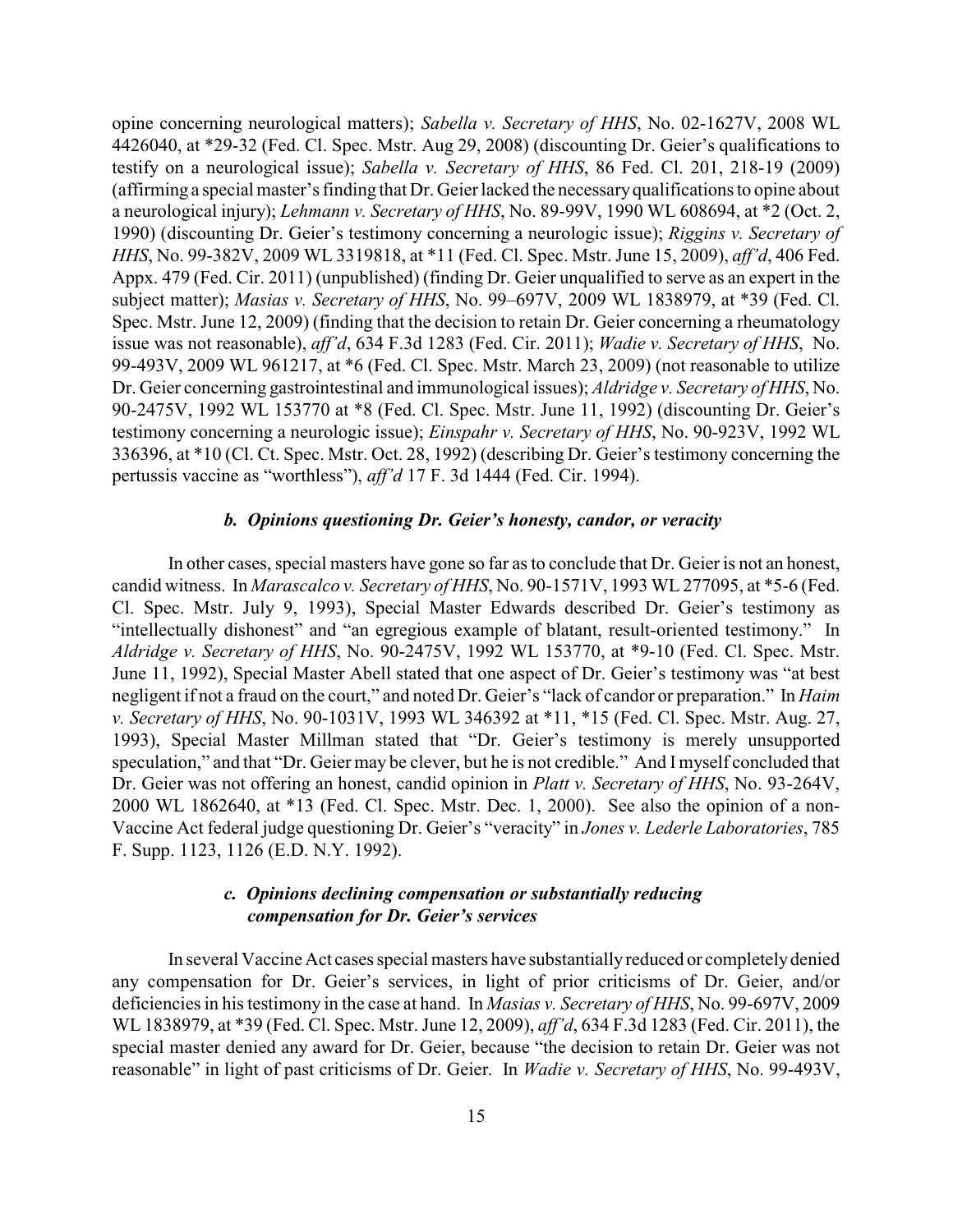opine concerning neurological matters); *Sabella v. Secretary of HHS*, No. 02-1627V, 2008 WL 4426040, at *29-32 (Fed. Cl. Spec. Mstr. Aug 29, 2008) (discounting Dr. Geier's qualifications to testify on a neurological issue); *Sabella v. Secretary of HHS*, 86 Fed. Cl. 201, 218-19 (2009) (affirming a special master's finding that Dr. Geier lacked the necessary qualifications to opine about a neurological injury); *Lehmann v. Secretary of HHS*, No. 89-99V, 1990 WL 608694, at *2 (Oct. 2, 1990) (discounting Dr. Geier's testimony concerning a neurologic issue); *Riggins v. Secretary of HHS*, No. 99-382V, 2009 WL 3319818, at *11 (Fed. Cl. Spec. Mstr. June 15, 2009), *aff'd*, 406 Fed. Appx. 479 (Fed. Cir. 2011) (unpublished) (finding Dr. Geier unqualified to serve as an expert in the subject matter); *Masias v. Secretary of HHS*, No. 99–697V, 2009 WL 1838979, at *39 (Fed. Cl. Spec. Mstr. June 12, 2009) (finding that the decision to retain Dr. Geier concerning a rheumatology issue was not reasonable), *aff'd*, 634 F.3d 1283 (Fed. Cir. 2011); *Wadie v. Secretary of HHS*, No. 99-493V, 2009 WL 961217, at *6 (Fed. Cl. Spec. Mstr. March 23, 2009) (not reasonable to utilize Dr. Geier concerning gastrointestinal and immunological issues); *Aldridge v. Secretary of HHS*, No. 90-2475V, 1992 WL 153770 at *8 (Fed. Cl. Spec. Mstr. June 11, 1992) (discounting Dr. Geier's testimony concerning a neurologic issue); *Einspahr v. Secretary of HHS*, No. 90-923V, 1992 WL 336396, at *10 (Cl. Ct. Spec. Mstr. Oct. 28, 1992) (describing Dr. Geier's testimony concerning the pertussis vaccine as "worthless"), *aff'd* 17 F. 3d 1444 (Fed. Cir. 1994).

### *b. Opinions questioning Dr. Geier's honesty, candor, or veracity*

In other cases, special masters have gone so far as to conclude that Dr. Geier is not an honest, candid witness. In *Marascalco v. Secretary of HHS*, No. 90-1571V, 1993 WL 277095, at *5-6 (Fed. Cl. Spec. Mstr. July 9, 1993), Special Master Edwards described Dr. Geier's testimony as "intellectually dishonest" and "an egregious example of blatant, result-oriented testimony." In *Aldridge v. Secretary of HHS*, No. 90-2475V, 1992 WL 153770, at *9-10 (Fed. Cl. Spec. Mstr. June 11, 1992), Special Master Abell stated that one aspect of Dr. Geier's testimony was "at best negligent if not a fraud on the court," and noted Dr. Geier's "lack of candor or preparation." In *Haim v. Secretary of HHS*, No. 90-1031V, 1993 WL 346392 at *11, *15 (Fed. Cl. Spec. Mstr. Aug. 27, 1993), Special Master Millman stated that "Dr. Geier's testimony is merely unsupported speculation," and that "Dr. Geier may be clever, but he is not credible." And I myself concluded that Dr. Geier was not offering an honest, candid opinion in *Platt v. Secretary of HHS*, No. 93-264V, 2000 WL 1862640, at *13 (Fed. Cl. Spec. Mstr. Dec. 1, 2000). See also the opinion of a non-Vaccine Act federal judge questioning Dr. Geier's "veracity" in *Jones v. Lederle Laboratories*, 785 F. Supp. 1123, 1126 (E.D. N.Y. 1992).

### *c. Opinions declining compensation or substantially reducing compensation for Dr. Geier's services*

In several Vaccine Act cases special masters have substantially reduced or completely denied any compensation for Dr. Geier's services, in light of prior criticisms of Dr. Geier, and/or deficiencies in his testimony in the case at hand. In *Masias v. Secretary of HHS*, No. 99-697V, 2009 WL 1838979, at *39 (Fed. Cl. Spec. Mstr. June 12, 2009), *aff'd*, 634 F.3d 1283 (Fed. Cir. 2011), the special master denied any award for Dr. Geier, because "the decision to retain Dr. Geier was not reasonable" in light of past criticisms of Dr. Geier. In *Wadie v. Secretary of HHS*, No. 99-493V,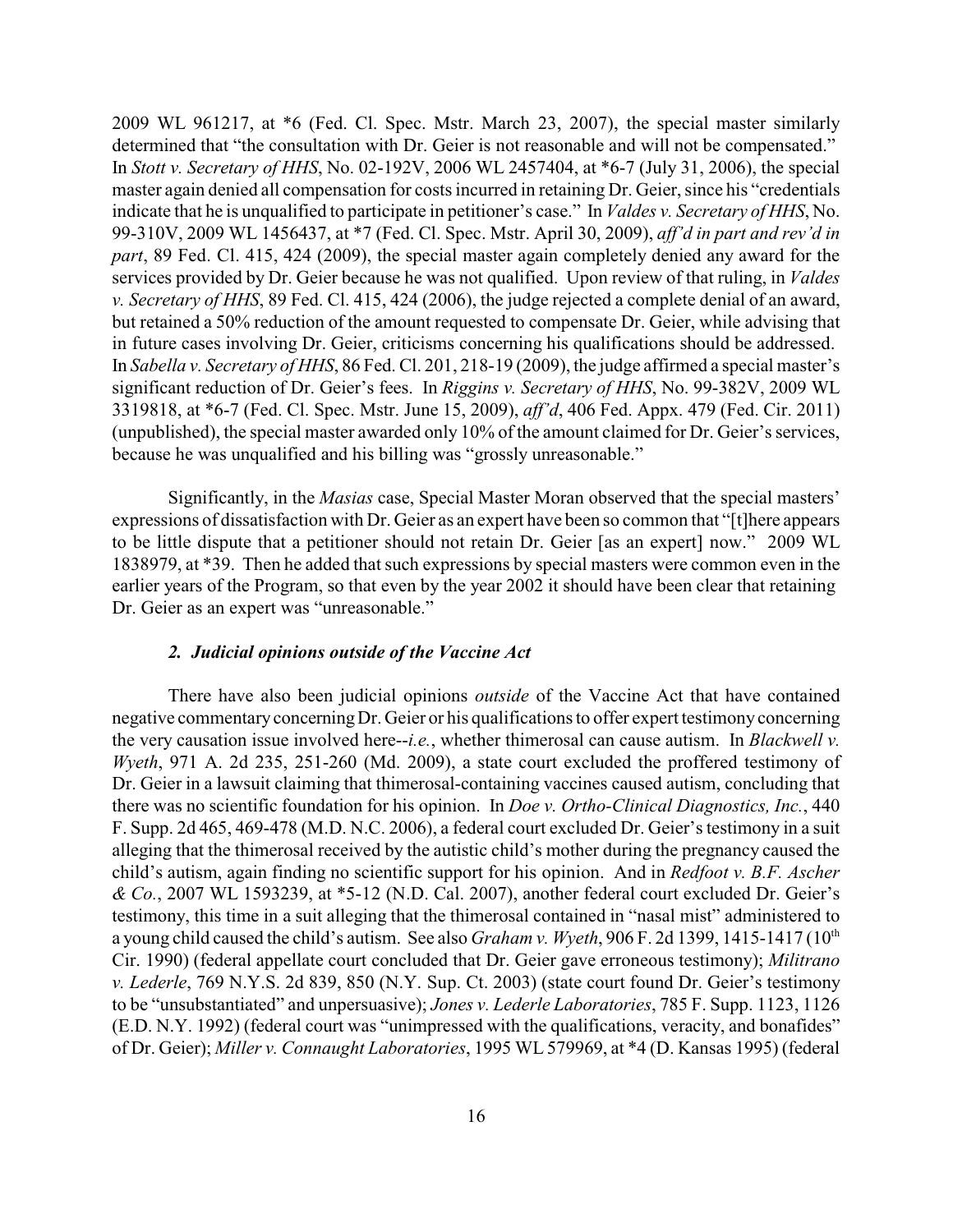2009 WL 961217, at *6 (Fed. Cl. Spec. Mstr. March 23, 2007), the special master similarly determined that "the consultation with Dr. Geier is not reasonable and will not be compensated." In *Stott v. Secretary of HHS*, No. 02-192V, 2006 WL 2457404, at *6-7 (July 31, 2006), the special master again denied all compensation for costs incurred in retaining Dr. Geier, since his "credentials indicate that he is unqualified to participate in petitioner's case." In *Valdes v. Secretary of HHS*, No. 99-310V, 2009 WL 1456437, at *7 (Fed. Cl. Spec. Mstr. April 30, 2009), *aff'd in part and rev'd in part*, 89 Fed. Cl. 415, 424 (2009), the special master again completely denied any award for the services provided by Dr. Geier because he was not qualified. Upon review of that ruling, in *Valdes v. Secretary of HHS*, 89 Fed. Cl. 415, 424 (2006), the judge rejected a complete denial of an award, but retained a 50% reduction of the amount requested to compensate Dr. Geier, while advising that in future cases involving Dr. Geier, criticisms concerning his qualifications should be addressed. In *Sabella v. Secretary of HHS*, 86 Fed. Cl. 201, 218-19 (2009), the judge affirmed a special master's significant reduction of Dr. Geier's fees. In *Riggins v. Secretary of HHS*, No. 99-382V, 2009 WL 3319818, at *6-7 (Fed. Cl. Spec. Mstr. June 15, 2009), *aff'd*, 406 Fed. Appx. 479 (Fed. Cir. 2011) (unpublished), the special master awarded only 10% of the amount claimed for Dr. Geier's services, because he was unqualified and his billing was "grossly unreasonable."

Significantly, in the *Masias* case, Special Master Moran observed that the special masters' expressions of dissatisfaction with Dr. Geier as an expert have been so common that "[t]here appears to be little dispute that a petitioner should not retain Dr. Geier [as an expert] now." 2009 WL 1838979, at *39. Then he added that such expressions by special masters were common even in the earlier years of the Program, so that even by the year 2002 it should have been clear that retaining Dr. Geier as an expert was "unreasonable."

### *2. Judicial opinions outside of the Vaccine Act*

There have also been judicial opinions *outside* of the Vaccine Act that have contained negative commentary concerning Dr. Geier or his qualifications to offer expert testimony concerning the very causation issue involved here--*i.e.*, whether thimerosal can cause autism. In *Blackwell v. Wyeth*, 971 A. 2d 235, 251-260 (Md. 2009), a state court excluded the proffered testimony of Dr. Geier in a lawsuit claiming that thimerosal-containing vaccines caused autism, concluding that there was no scientific foundation for his opinion. In *Doe v. Ortho-Clinical Diagnostics, Inc.*, 440 F. Supp. 2d 465, 469-478 (M.D. N.C. 2006), a federal court excluded Dr. Geier's testimony in a suit alleging that the thimerosal received by the autistic child's mother during the pregnancy caused the child's autism, again finding no scientific support for his opinion. And in *Redfoot v. B.F. Ascher & Co.*, 2007 WL 1593239, at *5-12 (N.D. Cal. 2007), another federal court excluded Dr. Geier's testimony, this time in a suit alleging that the thimerosal contained in "nasal mist" administered to a young child caused the child's autism. See also *Graham v. Wyeth*, 906 F. 2d 1399, 1415-1417 (10th Cir. 1990) (federal appellate court concluded that Dr. Geier gave erroneous testimony); *Militrano v. Lederle*, 769 N.Y.S. 2d 839, 850 (N.Y. Sup. Ct. 2003) (state court found Dr. Geier's testimony to be "unsubstantiated" and unpersuasive); *Jones v. Lederle Laboratories*, 785 F. Supp. 1123, 1126 (E.D. N.Y. 1992) (federal court was "unimpressed with the qualifications, veracity, and bonafides" of Dr. Geier); *Miller v. Connaught Laboratories*, 1995 WL 579969, at *4 (D. Kansas 1995) (federal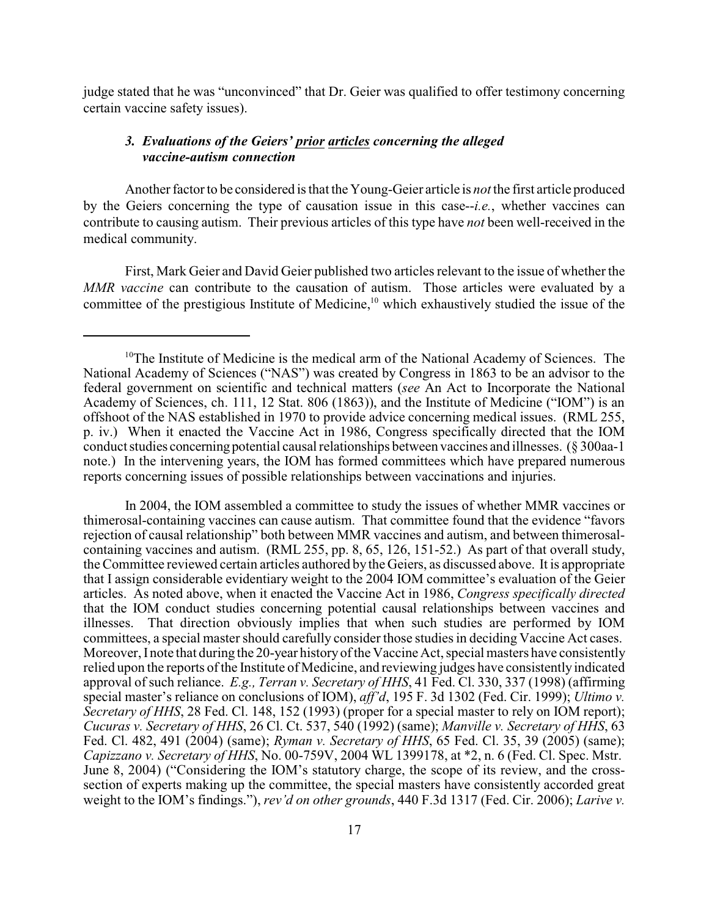judge stated that he was "unconvinced" that Dr. Geier was qualified to offer testimony concerning certain vaccine safety issues).

### *3. Evaluations of the Geiers' prior articles concerning the alleged vaccine-autism connection*

Another factor to be considered is that the Young-Geier article is *not* the first article produced by the Geiers concerning the type of causation issue in this case--*i.e.*, whether vaccines can contribute to causing autism. Their previous articles of this type have *not* been well-received in the medical community.

First, Mark Geier and David Geier published two articles relevant to the issue of whether the *MMR vaccine* can contribute to the causation of autism. Those articles were evaluated by a committee of the prestigious Institute of Medicine,[10] which exhaustively studied the issue of the

---

[10] The Institute of Medicine is the medical arm of the National Academy of Sciences. The National Academy of Sciences ("NAS") was created by Congress in 1863 to be an advisor to the federal government on scientific and technical matters (*see* An Act to Incorporate the National Academy of Sciences, ch. 111, 12 Stat. 806 (1863)), and the Institute of Medicine ("IOM") is an offshoot of the NAS established in 1970 to provide advice concerning medical issues. (RML 255, p. iv.) When it enacted the Vaccine Act in 1986, Congress specifically directed that the IOM conduct studies concerning potential causal relationships between vaccines and illnesses. (§ 300aa-1 note.) In the intervening years, the IOM has formed committees which have prepared numerous reports concerning issues of possible relationships between vaccinations and injuries.

In 2004, the IOM assembled a committee to study the issues of whether MMR vaccines or thimerosal-containing vaccines can cause autism. That committee found that the evidence "favors rejection of causal relationship" both between MMR vaccines and autism, and between thimerosal-containing vaccines and autism. (RML 255, pp. 8, 65, 126, 151-52.) As part of that overall study, the Committee reviewed certain articles authored by the Geiers, as discussed above. It is appropriate that I assign considerable evidentiary weight to the 2004 IOM committee's evaluation of the Geier articles. As noted above, when it enacted the Vaccine Act in 1986, *Congress specifically directed* that the IOM conduct studies concerning potential causal relationships between vaccines and illnesses. That direction obviously implies that when such studies are performed by IOM committees, a special master should carefully consider those studies in deciding Vaccine Act cases. Moreover, I note that during the 20-year history of the Vaccine Act, special masters have consistently relied upon the reports of the Institute of Medicine, and reviewing judges have consistently indicated approval of such reliance. *E.g., Terran v. Secretary of HHS*, 41 Fed. Cl. 330, 337 (1998) (affirming special master's reliance on conclusions of IOM), *aff'd*, 195 F. 3d 1302 (Fed. Cir. 1999); *Ultimo v. Secretary of HHS*, 28 Fed. Cl. 148, 152 (1993) (proper for a special master to rely on IOM report); *Cucuras v. Secretary of HHS*, 26 Cl. Ct. 537, 540 (1992) (same); *Manville v. Secretary of HHS*, 63 Fed. Cl. 482, 491 (2004) (same); *Ryman v. Secretary of HHS*, 65 Fed. Cl. 35, 39 (2005) (same); *Capizzano v. Secretary of HHS*, No. 00-759V, 2004 WL 1399178, at *2, n. 6 (Fed. Cl. Spec. Mstr. June 8, 2004) ("Considering the IOM's statutory charge, the scope of its review, and the cross-section of experts making up the committee, the special masters have consistently accorded great weight to the IOM's findings."), *rev'd on other grounds*, 440 F.3d 1317 (Fed. Cir. 2006); *Larive v.*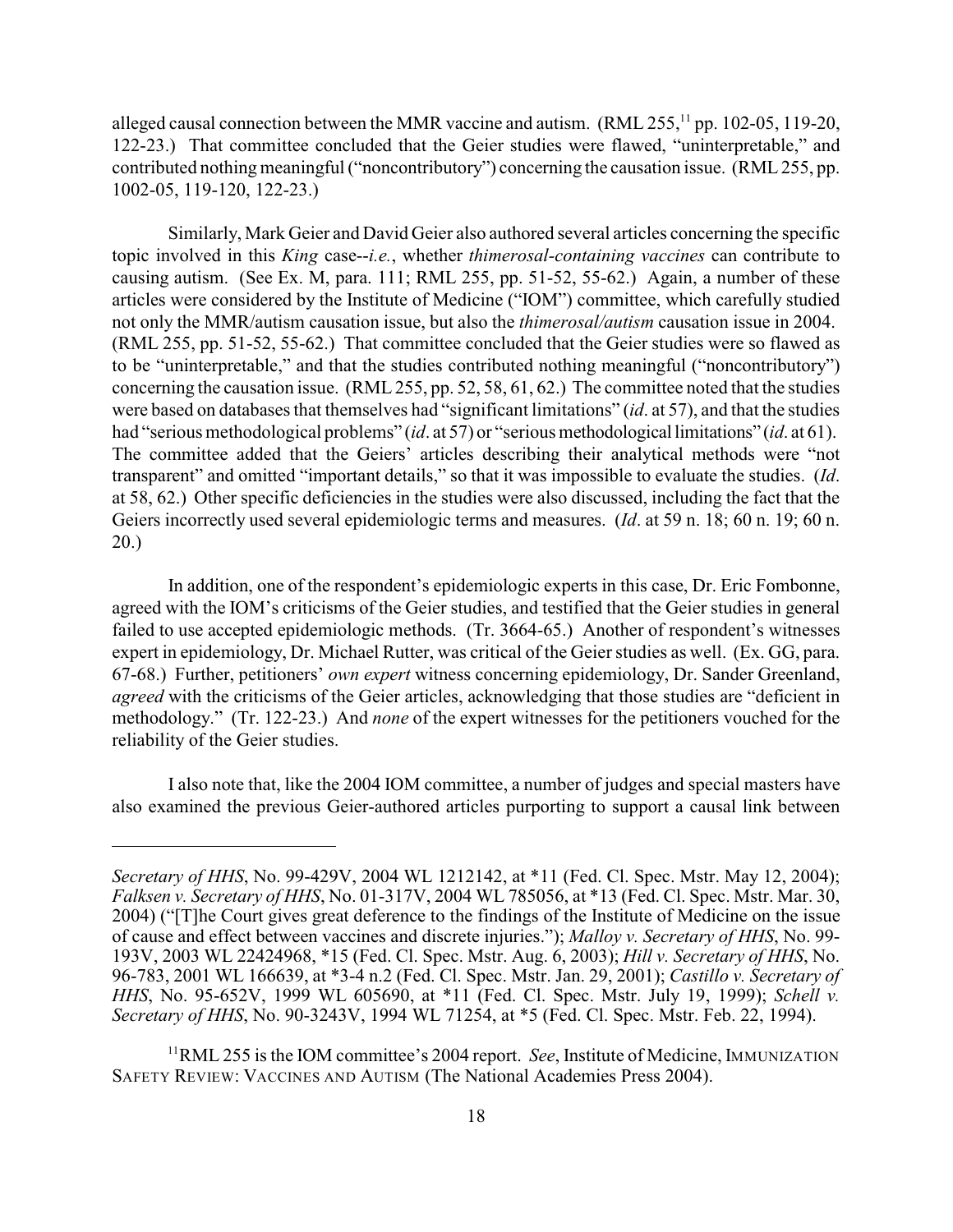alleged causal connection between the MMR vaccine and autism. (RML 255,[11] pp. 102-05, 119-20, 122-23.) That committee concluded that the Geier studies were flawed, "uninterpretable," and contributed nothing meaningful ("noncontributory") concerning the causation issue. (RML 255, pp. 1002-05, 119-120, 122-23.)

Similarly, Mark Geier and David Geier also authored several articles concerning the specific topic involved in this *King* case--*i.e.*, whether *thimerosal-containing vaccines* can contribute to causing autism. (See Ex. M, para. 111; RML 255, pp. 51-52, 55-62.) Again, a number of these articles were considered by the Institute of Medicine ("IOM") committee, which carefully studied not only the MMR/autism causation issue, but also the *thimerosal/autism* causation issue in 2004. (RML 255, pp. 51-52, 55-62.) That committee concluded that the Geier studies were so flawed as to be "uninterpretable," and that the studies contributed nothing meaningful ("noncontributory") concerning the causation issue. (RML 255, pp. 52, 58, 61, 62.) The committee noted that the studies were based on databases that themselves had "significant limitations" (*id*. at 57), and that the studies had "serious methodological problems" (*id*. at 57) or "serious methodological limitations" (*id*. at 61). The committee added that the Geiers' articles describing their analytical methods were "not transparent" and omitted "important details," so that it was impossible to evaluate the studies. (*Id*. at 58, 62.) Other specific deficiencies in the studies were also discussed, including the fact that the Geiers incorrectly used several epidemiologic terms and measures. (*Id*. at 59 n. 18; 60 n. 19; 60 n. 20.)

In addition, one of the respondent's epidemiologic experts in this case, Dr. Eric Fombonne, agreed with the IOM's criticisms of the Geier studies, and testified that the Geier studies in general failed to use accepted epidemiologic methods. (Tr. 3664-65.) Another of respondent's witnesses expert in epidemiology, Dr. Michael Rutter, was critical of the Geier studies as well. (Ex. GG, para. 67-68.) Further, petitioners' *own expert* witness concerning epidemiology, Dr. Sander Greenland, *agreed* with the criticisms of the Geier articles, acknowledging that those studies are "deficient in methodology." (Tr. 122-23.) And *none* of the expert witnesses for the petitioners vouched for the reliability of the Geier studies.

I also note that, like the 2004 IOM committee, a number of judges and special masters have also examined the previous Geier-authored articles purporting to support a causal link between

---

*Secretary of HHS*, No. 99-429V, 2004 WL 1212142, at *11 (Fed. Cl. Spec. Mstr. May 12, 2004); *Falksen v. Secretary of HHS*, No. 01-317V, 2004 WL 785056, at *13 (Fed. Cl. Spec. Mstr. Mar. 30, 2004) ("[T]he Court gives great deference to the findings of the Institute of Medicine on the issue of cause and effect between vaccines and discrete injuries."); *Malloy v. Secretary of HHS*, No. 99-193V, 2003 WL 22424968, *15 (Fed. Cl. Spec. Mstr. Aug. 6, 2003); *Hill v. Secretary of HHS*, No. 96-783, 2001 WL 166639, at *3-4 n.2 (Fed. Cl. Spec. Mstr. Jan. 29, 2001); *Castillo v. Secretary of HHS*, No. 95-652V, 1999 WL 605690, at *11 (Fed. Cl. Spec. Mstr. July 19, 1999); *Schell v. Secretary of HHS*, No. 90-3243V, 1994 WL 71254, at *5 (Fed. Cl. Spec. Mstr. Feb. 22, 1994).

[11] RML 255 is the IOM committee's 2004 report. *See*, Institute of Medicine, IMMUNIZATION SAFETY REVIEW: VACCINES AND AUTISM (The National Academies Press 2004).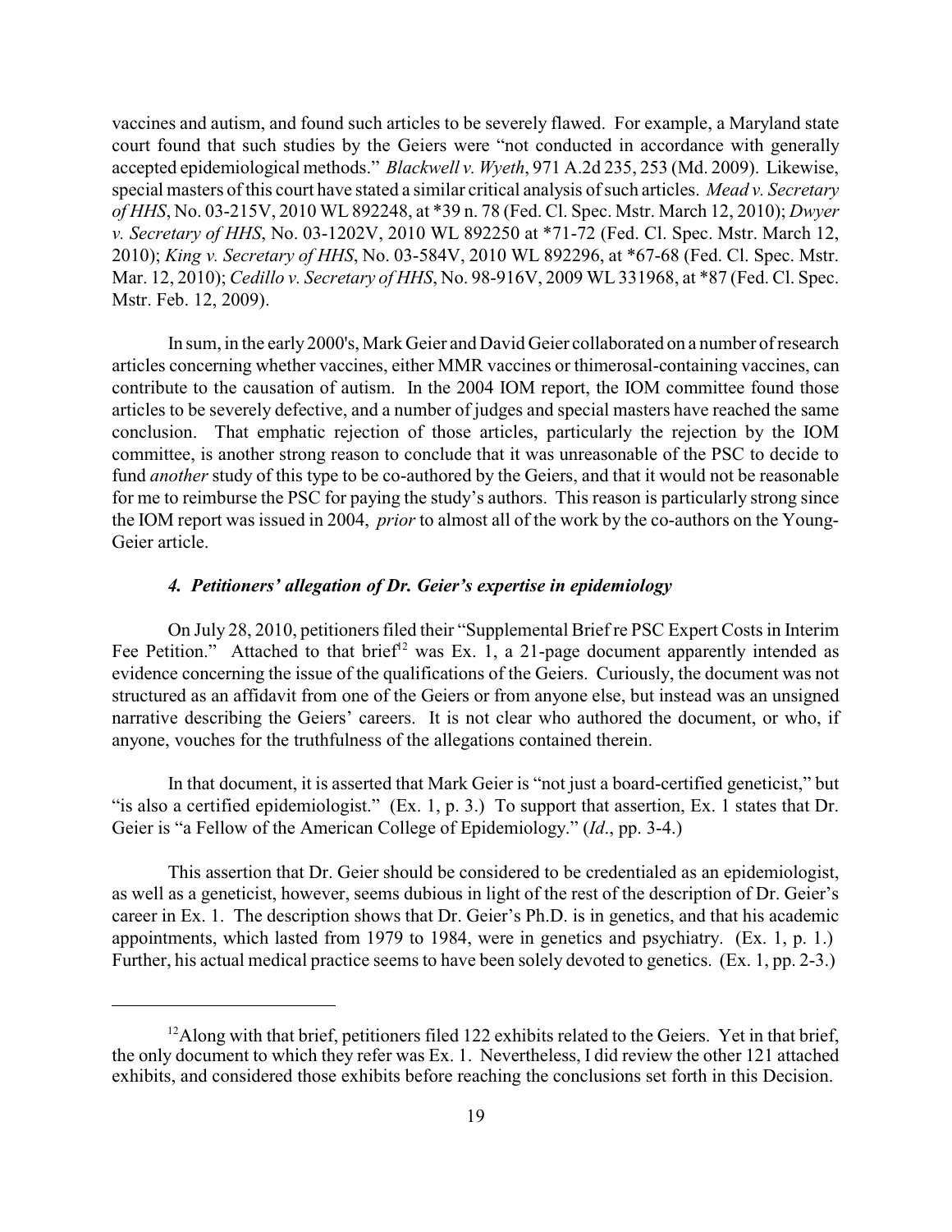vaccines and autism, and found such articles to be severely flawed. For example, a Maryland state court found that such studies by the Geiers were "not conducted in accordance with generally accepted epidemiological methods." *Blackwell v. Wyeth*, 971 A.2d 235, 253 (Md. 2009). Likewise, special masters of this court have stated a similar critical analysis of such articles. *Mead v. Secretary of HHS*, No. 03-215V, 2010 WL 892248, at *39 n. 78 (Fed. Cl. Spec. Mstr. March 12, 2010); *Dwyer v. Secretary of HHS*, No. 03-1202V, 2010 WL 892250 at *71-72 (Fed. Cl. Spec. Mstr. March 12, 2010); *King v. Secretary of HHS*, No. 03-584V, 2010 WL 892296, at *67-68 (Fed. Cl. Spec. Mstr. Mar. 12, 2010); *Cedillo v. Secretary of HHS*, No. 98-916V, 2009 WL 331968, at *87 (Fed. Cl. Spec. Mstr. Feb. 12, 2009).

In sum, in the early 2000's, Mark Geier and David Geier collaborated on a number of research articles concerning whether vaccines, either MMR vaccines or thimerosal-containing vaccines, can contribute to the causation of autism. In the 2004 IOM report, the IOM committee found those articles to be severely defective, and a number of judges and special masters have reached the same conclusion. That emphatic rejection of those articles, particularly the rejection by the IOM committee, is another strong reason to conclude that it was unreasonable of the PSC to decide to fund *another* study of this type to be co-authored by the Geiers, and that it would not be reasonable for me to reimburse the PSC for paying the study's authors. This reason is particularly strong since the IOM report was issued in 2004, *prior* to almost all of the work by the co-authors on the Young-Geier article.

#### *4. Petitioners' allegation of Dr. Geier's expertise in epidemiology*

On July 28, 2010, petitioners filed their "Supplemental Brief re PSC Expert Costs in Interim Fee Petition." Attached to that brief[12] was Ex. 1, a 21-page document apparently intended as evidence concerning the issue of the qualifications of the Geiers. Curiously, the document was not structured as an affidavit from one of the Geiers or from anyone else, but instead was an unsigned narrative describing the Geiers' careers. It is not clear who authored the document, or who, if anyone, vouches for the truthfulness of the allegations contained therein.

In that document, it is asserted that Mark Geier is "not just a board-certified geneticist," but "is also a certified epidemiologist." (Ex. 1, p. 3.) To support that assertion, Ex. 1 states that Dr. Geier is "a Fellow of the American College of Epidemiology." (*Id*., pp. 3-4.)

This assertion that Dr. Geier should be considered to be credentialed as an epidemiologist, as well as a geneticist, however, seems dubious in light of the rest of the description of Dr. Geier's career in Ex. 1. The description shows that Dr. Geier's Ph.D. is in genetics, and that his academic appointments, which lasted from 1979 to 1984, were in genetics and psychiatry. (Ex. 1, p. 1.) Further, his actual medical practice seems to have been solely devoted to genetics. (Ex. 1, pp. 2-3.)

---

[12] Along with that brief, petitioners filed 122 exhibits related to the Geiers. Yet in that brief, the only document to which they refer was Ex. 1. Nevertheless, I did review the other 121 attached exhibits, and considered those exhibits before reaching the conclusions set forth in this Decision.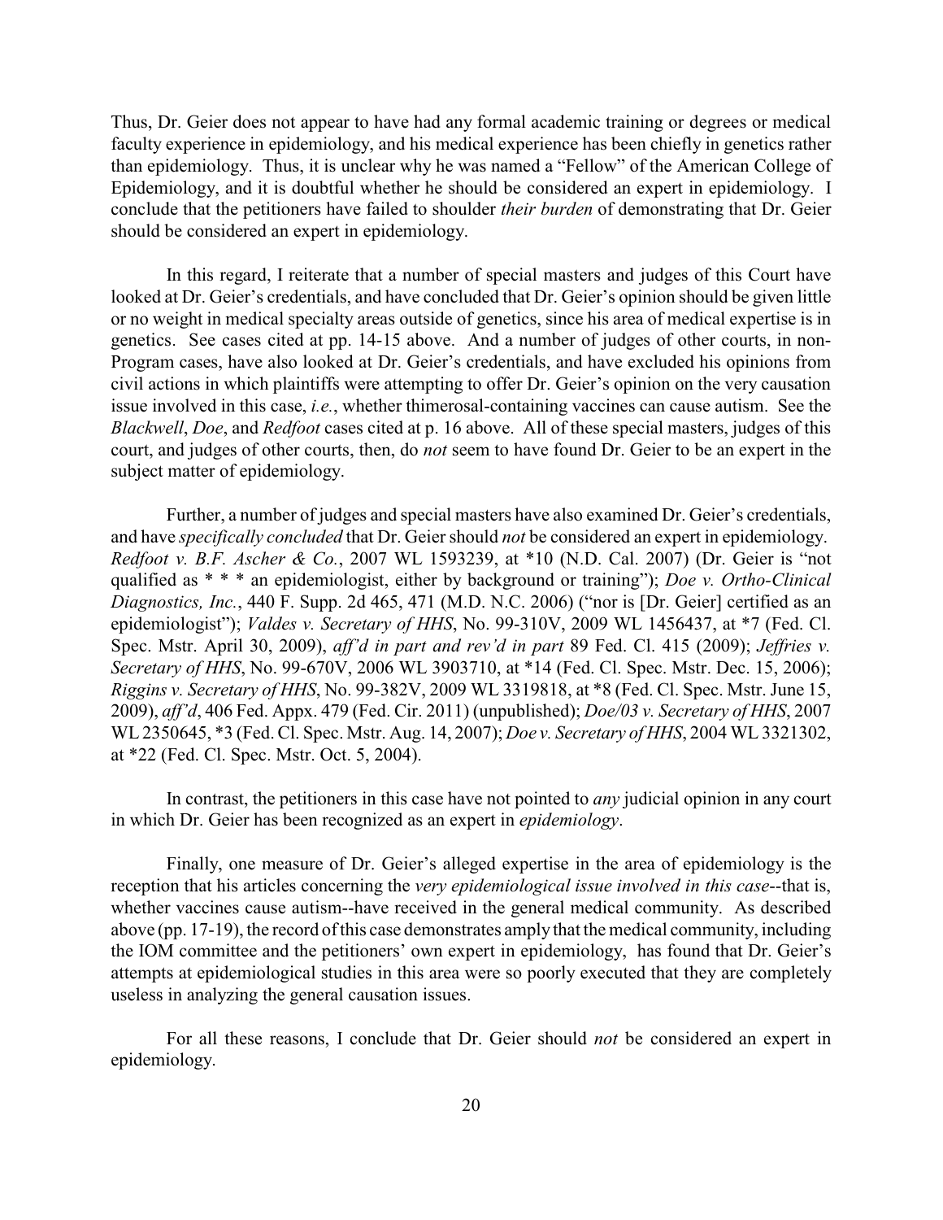Thus, Dr. Geier does not appear to have had any formal academic training or degrees or medical faculty experience in epidemiology, and his medical experience has been chiefly in genetics rather than epidemiology. Thus, it is unclear why he was named a "Fellow" of the American College of Epidemiology, and it is doubtful whether he should be considered an expert in epidemiology. I conclude that the petitioners have failed to shoulder *their burden* of demonstrating that Dr. Geier should be considered an expert in epidemiology.

In this regard, I reiterate that a number of special masters and judges of this Court have looked at Dr. Geier's credentials, and have concluded that Dr. Geier's opinion should be given little or no weight in medical specialty areas outside of genetics, since his area of medical expertise is in genetics. See cases cited at pp. 14-15 above. And a number of judges of other courts, in non-Program cases, have also looked at Dr. Geier's credentials, and have excluded his opinions from civil actions in which plaintiffs were attempting to offer Dr. Geier's opinion on the very causation issue involved in this case, *i.e.*, whether thimerosal-containing vaccines can cause autism. See the *Blackwell*, *Doe*, and *Redfoot* cases cited at p. 16 above. All of these special masters, judges of this court, and judges of other courts, then, do *not* seem to have found Dr. Geier to be an expert in the subject matter of epidemiology.

Further, a number of judges and special masters have also examined Dr. Geier's credentials, and have *specifically concluded* that Dr. Geier should *not* be considered an expert in epidemiology. *Redfoot v. B.F. Ascher & Co.*, 2007 WL 1593239, at *10 (N.D. Cal. 2007) (Dr. Geier is "not qualified as * * * an epidemiologist, either by background or training"); *Doe v. Ortho-Clinical Diagnostics, Inc.*, 440 F. Supp. 2d 465, 471 (M.D. N.C. 2006) ("nor is [Dr. Geier] certified as an epidemiologist"); *Valdes v. Secretary of HHS*, No. 99-310V, 2009 WL 1456437, at *7 (Fed. Cl. Spec. Mstr. April 30, 2009), *aff'd in part and rev'd in part* 89 Fed. Cl. 415 (2009); *Jeffries v. Secretary of HHS*, No. 99-670V, 2006 WL 3903710, at *14 (Fed. Cl. Spec. Mstr. Dec. 15, 2006); *Riggins v. Secretary of HHS*, No. 99-382V, 2009 WL 3319818, at *8 (Fed. Cl. Spec. Mstr. June 15, 2009), *aff'd*, 406 Fed. Appx. 479 (Fed. Cir. 2011) (unpublished); *Doe/03 v. Secretary of HHS*, 2007 WL 2350645, *3 (Fed. Cl. Spec. Mstr. Aug. 14, 2007); *Doe v. Secretary of HHS*, 2004 WL 3321302, at *22 (Fed. Cl. Spec. Mstr. Oct. 5, 2004).

In contrast, the petitioners in this case have not pointed to *any* judicial opinion in any court in which Dr. Geier has been recognized as an expert in *epidemiology*.

Finally, one measure of Dr. Geier's alleged expertise in the area of epidemiology is the reception that his articles concerning the *very epidemiological issue involved in this case*--that is, whether vaccines cause autism--have received in the general medical community. As described above (pp. 17-19), the record of this case demonstrates amply that the medical community, including the IOM committee and the petitioners' own expert in epidemiology, has found that Dr. Geier's attempts at epidemiological studies in this area were so poorly executed that they are completely useless in analyzing the general causation issues.

For all these reasons, I conclude that Dr. Geier should *not* be considered an expert in epidemiology.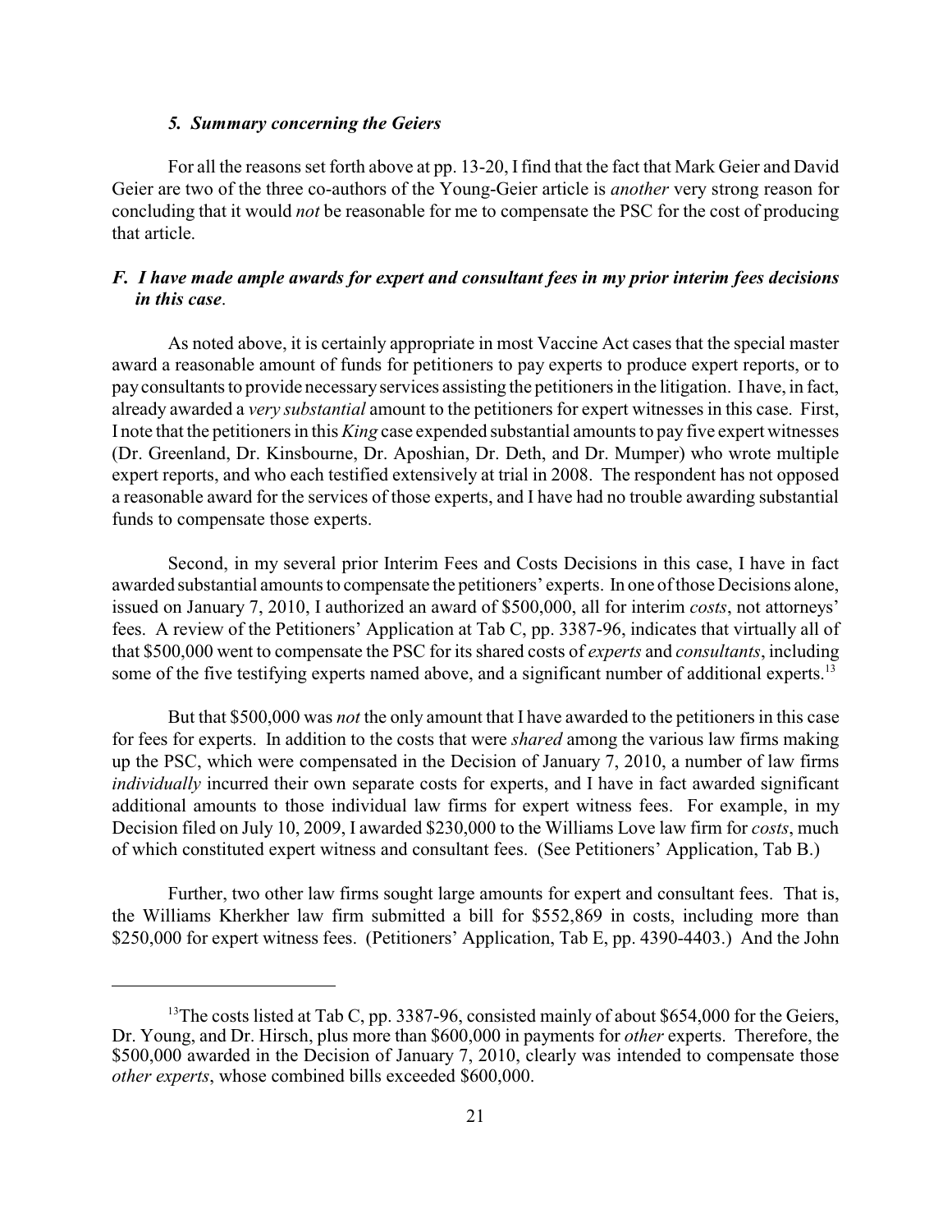### *5. Summary concerning the Geiers*

For all the reasons set forth above at pp. 13-20, I find that the fact that Mark Geier and David Geier are two of the three co-authors of the Young-Geier article is *another* very strong reason for concluding that it would *not* be reasonable for me to compensate the PSC for the cost of producing that article.

### *F. I have made ample awards for expert and consultant fees in my prior interim fees decisions in this case.*

As noted above, it is certainly appropriate in most Vaccine Act cases that the special master award a reasonable amount of funds for petitioners to pay experts to produce expert reports, or to pay consultants to provide necessary services assisting the petitioners in the litigation. I have, in fact, already awarded a *very substantial* amount to the petitioners for expert witnesses in this case. First, I note that the petitioners in this *King* case expended substantial amounts to pay five expert witnesses (Dr. Greenland, Dr. Kinsbourne, Dr. Aposhian, Dr. Deth, and Dr. Mumper) who wrote multiple expert reports, and who each testified extensively at trial in 2008. The respondent has not opposed a reasonable award for the services of those experts, and I have had no trouble awarding substantial funds to compensate those experts.

Second, in my several prior Interim Fees and Costs Decisions in this case, I have in fact awarded substantial amounts to compensate the petitioners' experts. In one of those Decisions alone, issued on January 7, 2010, I authorized an award of $500,000, all for interim *costs*, not attorneys' fees. A review of the Petitioners' Application at Tab C, pp. 3387-96, indicates that virtually all of that $500,000 went to compensate the PSC for its shared costs of *experts* and *consultants*, including some of the five testifying experts named above, and a significant number of additional experts.[13]

But that $500,000 was *not* the only amount that I have awarded to the petitioners in this case for fees for experts. In addition to the costs that were *shared* among the various law firms making up the PSC, which were compensated in the Decision of January 7, 2010, a number of law firms *individually* incurred their own separate costs for experts, and I have in fact awarded significant additional amounts to those individual law firms for expert witness fees. For example, in my Decision filed on July 10, 2009, I awarded $230,000 to the Williams Love law firm for *costs*, much of which constituted expert witness and consultant fees. (See Petitioners' Application, Tab B.)

Further, two other law firms sought large amounts for expert and consultant fees. That is, the Williams Kherkher law firm submitted a bill for $552,869 in costs, including more than $250,000 for expert witness fees. (Petitioners' Application, Tab E, pp. 4390-4403.) And the John

---

[13] The costs listed at Tab C, pp. 3387-96, consisted mainly of about $654,000 for the Geiers, Dr. Young, and Dr. Hirsch, plus more than $600,000 in payments for *other* experts. Therefore, the $500,000 awarded in the Decision of January 7, 2010, clearly was intended to compensate those *other experts*, whose combined bills exceeded $600,000.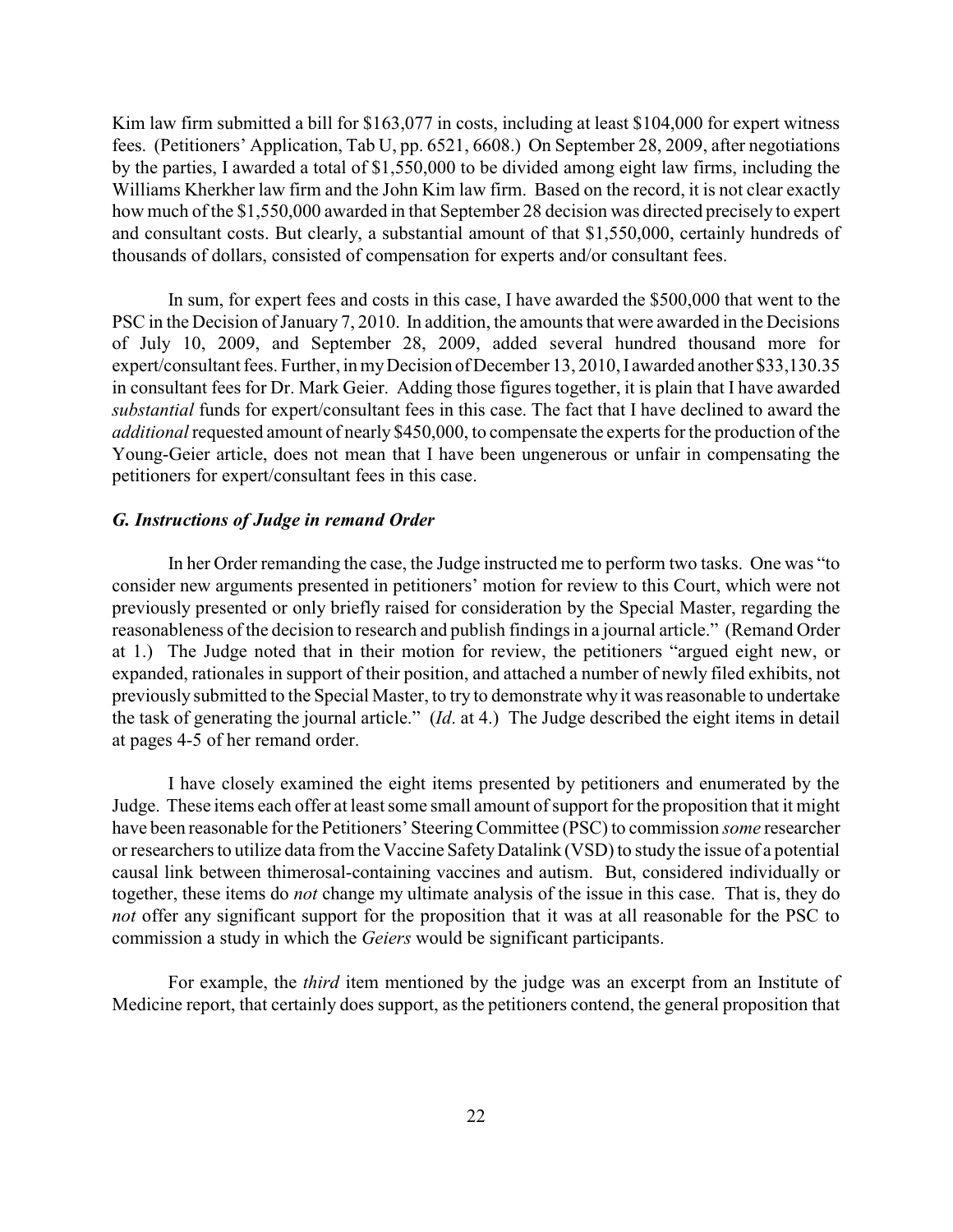Kim law firm submitted a bill for $163,077 in costs, including at least $104,000 for expert witness fees. (Petitioners' Application, Tab U, pp. 6521, 6608.) On September 28, 2009, after negotiations by the parties, I awarded a total of $1,550,000 to be divided among eight law firms, including the Williams Kherkher law firm and the John Kim law firm. Based on the record, it is not clear exactly how much of the $1,550,000 awarded in that September 28 decision was directed precisely to expert and consultant costs. But clearly, a substantial amount of that $1,550,000, certainly hundreds of thousands of dollars, consisted of compensation for experts and/or consultant fees.

In sum, for expert fees and costs in this case, I have awarded the $500,000 that went to the PSC in the Decision of January 7, 2010. In addition, the amounts that were awarded in the Decisions of July 10, 2009, and September 28, 2009, added several hundred thousand more for expert/consultant fees. Further, in my Decision of December 13, 2010, I awarded another $33,130.35 in consultant fees for Dr. Mark Geier. Adding those figures together, it is plain that I have awarded *substantial* funds for expert/consultant fees in this case. The fact that I have declined to award the *additional* requested amount of nearly $450,000, to compensate the experts for the production of the Young-Geier article, does not mean that I have been ungenerous or unfair in compensating the petitioners for expert/consultant fees in this case.

### *G. Instructions of Judge in remand Order*

In her Order remanding the case, the Judge instructed me to perform two tasks. One was "to consider new arguments presented in petitioners' motion for review to this Court, which were not previously presented or only briefly raised for consideration by the Special Master, regarding the reasonableness of the decision to research and publish findings in a journal article." (Remand Order at 1.) The Judge noted that in their motion for review, the petitioners "argued eight new, or expanded, rationales in support of their position, and attached a number of newly filed exhibits, not previously submitted to the Special Master, to try to demonstrate why it was reasonable to undertake the task of generating the journal article." (*Id*. at 4.) The Judge described the eight items in detail at pages 4-5 of her remand order.

I have closely examined the eight items presented by petitioners and enumerated by the Judge. These items each offer at least some small amount of support for the proposition that it might have been reasonable for the Petitioners' Steering Committee (PSC) to commission *some* researcher or researchers to utilize data from the Vaccine Safety Datalink (VSD) to study the issue of a potential causal link between thimerosal-containing vaccines and autism. But, considered individually or together, these items do *not* change my ultimate analysis of the issue in this case. That is, they do *not* offer any significant support for the proposition that it was at all reasonable for the PSC to commission a study in which the *Geiers* would be significant participants.

For example, the *third* item mentioned by the judge was an excerpt from an Institute of Medicine report, that certainly does support, as the petitioners contend, the general proposition that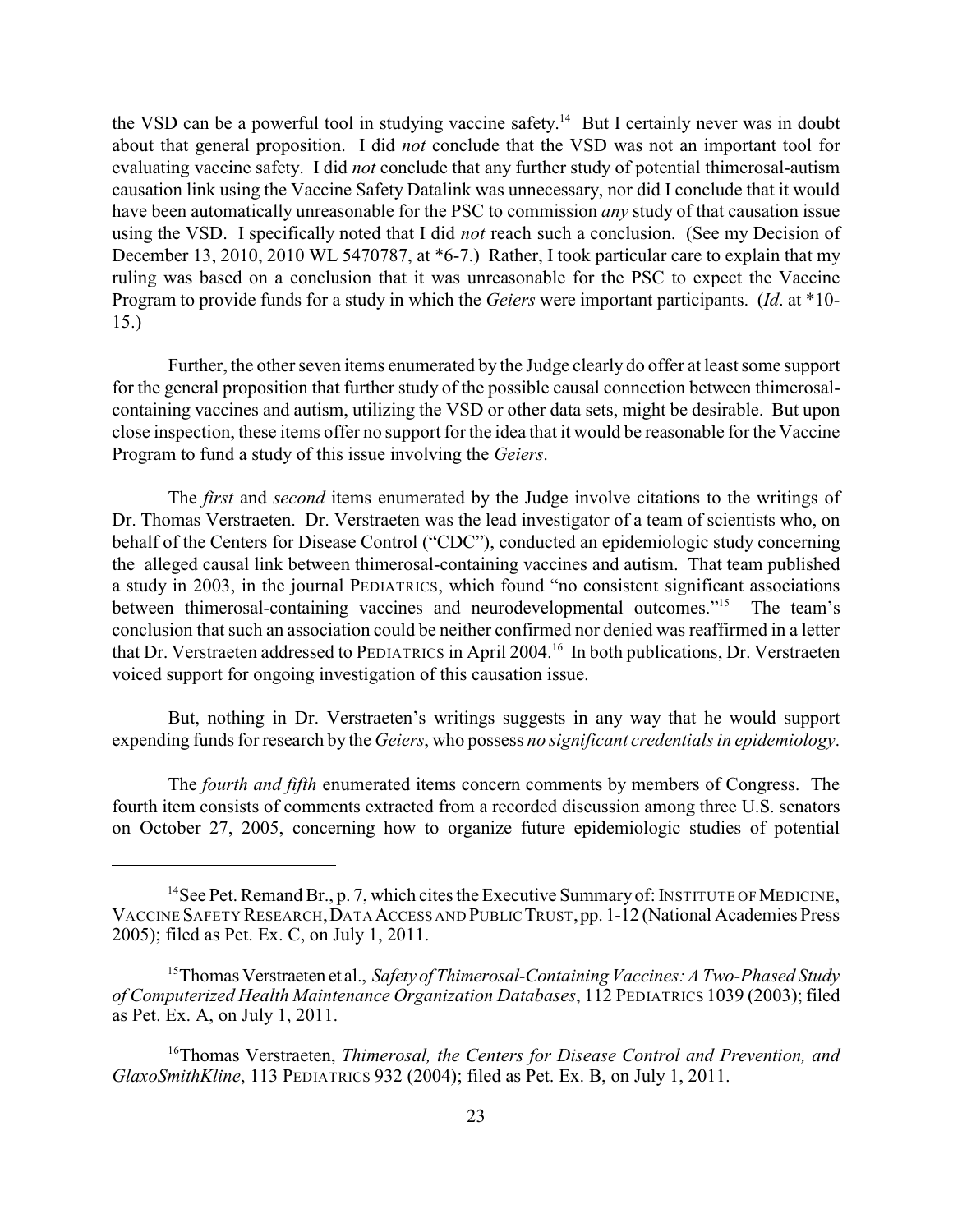the VSD can be a powerful tool in studying vaccine safety.[14] But I certainly never was in doubt about that general proposition. I did *not* conclude that the VSD was not an important tool for evaluating vaccine safety. I did *not* conclude that any further study of potential thimerosal-autism causation link using the Vaccine Safety Datalink was unnecessary, nor did I conclude that it would have been automatically unreasonable for the PSC to commission *any* study of that causation issue using the VSD. I specifically noted that I did *not* reach such a conclusion. (See my Decision of December 13, 2010, 2010 WL 5470787, at *6-7.) Rather, I took particular care to explain that my ruling was based on a conclusion that it was unreasonable for the PSC to expect the Vaccine Program to provide funds for a study in which the *Geiers* were important participants. (*Id*. at *10-15.)

Further, the other seven items enumerated by the Judge clearly do offer at least some support for the general proposition that further study of the possible causal connection between thimerosal-containing vaccines and autism, utilizing the VSD or other data sets, might be desirable. But upon close inspection, these items offer no support for the idea that it would be reasonable for the Vaccine Program to fund a study of this issue involving the *Geiers*.

The *first* and *second* items enumerated by the Judge involve citations to the writings of Dr. Thomas Verstraeten. Dr. Verstraeten was the lead investigator of a team of scientists who, on behalf of the Centers for Disease Control ("CDC"), conducted an epidemiologic study concerning the alleged causal link between thimerosal-containing vaccines and autism. That team published a study in 2003, in the journal PEDIATRICS, which found "no consistent significant associations between thimerosal-containing vaccines and neurodevelopmental outcomes."[15] The team's conclusion that such an association could be neither confirmed nor denied was reaffirmed in a letter that Dr. Verstraeten addressed to PEDIATRICS in April 2004.[16] In both publications, Dr. Verstraeten voiced support for ongoing investigation of this causation issue.

But, nothing in Dr. Verstraeten's writings suggests in any way that he would support expending funds for research by the *Geiers*, who possess *no significant credentials in epidemiology*.

The *fourth and fifth* enumerated items concern comments by members of Congress. The fourth item consists of comments extracted from a recorded discussion among three U.S. senators on October 27, 2005, concerning how to organize future epidemiologic studies of potential

---

[14] See Pet. Remand Br., p. 7, which cites the Executive Summary of: INSTITUTE OF MEDICINE, VACCINE SAFETY RESEARCH, DATA ACCESS AND PUBLIC TRUST, pp. 1-12 (National Academies Press 2005); filed as Pet. Ex. C, on July 1, 2011.

[15] Thomas Verstraeten et al., *Safety of Thimerosal-Containing Vaccines: A Two-Phased Study of Computerized Health Maintenance Organization Databases*, 112 PEDIATRICS 1039 (2003); filed as Pet. Ex. A, on July 1, 2011.

[16] Thomas Verstraeten, *Thimerosal, the Centers for Disease Control and Prevention, and GlaxoSmithKline*, 113 PEDIATRICS 932 (2004); filed as Pet. Ex. B, on July 1, 2011.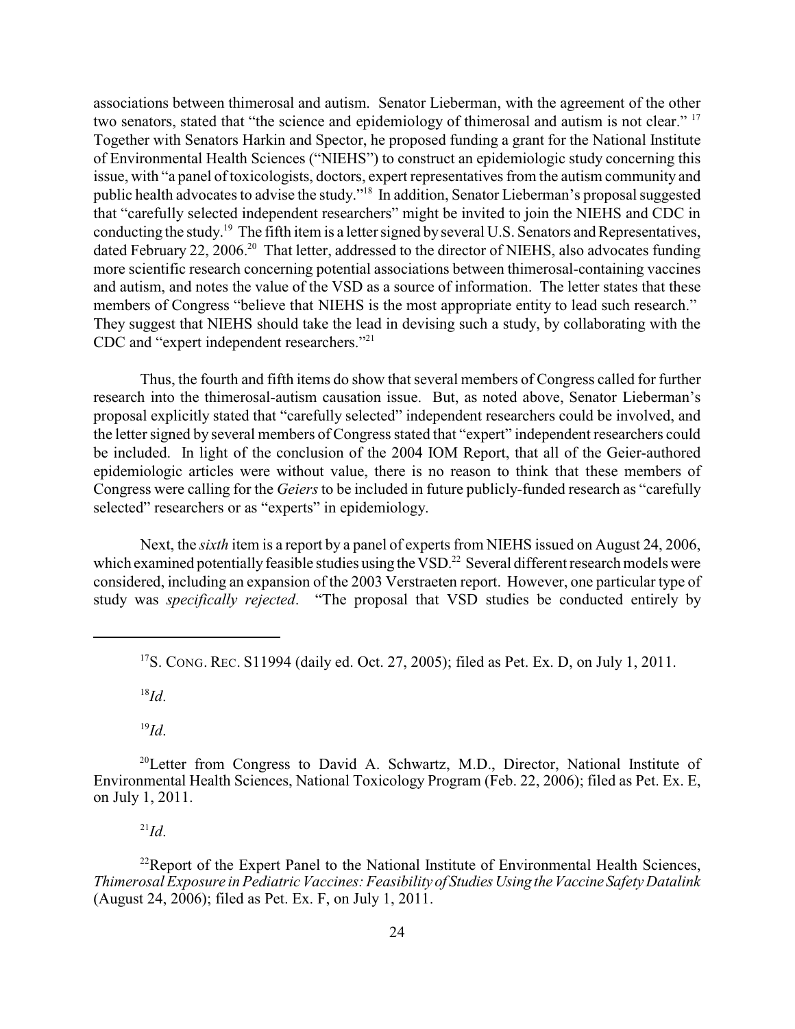associations between thimerosal and autism. Senator Lieberman, with the agreement of the other two senators, stated that "the science and epidemiology of thimerosal and autism is not clear." [17] Together with Senators Harkin and Spector, he proposed funding a grant for the National Institute of Environmental Health Sciences ("NIEHS") to construct an epidemiologic study concerning this issue, with "a panel of toxicologists, doctors, expert representatives from the autism community and public health advocates to advise the study."[18] In addition, Senator Lieberman's proposal suggested that "carefully selected independent researchers" might be invited to join the NIEHS and CDC in conducting the study.[19] The fifth item is a letter signed by several U.S. Senators and Representatives, dated February 22, 2006.[20] That letter, addressed to the director of NIEHS, also advocates funding more scientific research concerning potential associations between thimerosal-containing vaccines and autism, and notes the value of the VSD as a source of information. The letter states that these members of Congress "believe that NIEHS is the most appropriate entity to lead such research." They suggest that NIEHS should take the lead in devising such a study, by collaborating with the CDC and "expert independent researchers."[21]

Thus, the fourth and fifth items do show that several members of Congress called for further research into the thimerosal-autism causation issue. But, as noted above, Senator Lieberman's proposal explicitly stated that "carefully selected" independent researchers could be involved, and the letter signed by several members of Congress stated that "expert" independent researchers could be included. In light of the conclusion of the 2004 IOM Report, that all of the Geier-authored epidemiologic articles were without value, there is no reason to think that these members of Congress were calling for the *Geiers* to be included in future publicly-funded research as "carefully selected" researchers or as "experts" in epidemiology.

Next, the *sixth* item is a report by a panel of experts from NIEHS issued on August 24, 2006, which examined potentially feasible studies using the VSD.[22] Several different research models were considered, including an expansion of the 2003 Verstraeten report. However, one particular type of study was *specifically rejected*. "The proposal that VSD studies be conducted entirely by

---

[17] S. CONG. REC. S11994 (daily ed. Oct. 27, 2005); filed as Pet. Ex. D, on July 1, 2011.

[18] *Id*.

[19] *Id*.

[20] Letter from Congress to David A. Schwartz, M.D., Director, National Institute of Environmental Health Sciences, National Toxicology Program (Feb. 22, 2006); filed as Pet. Ex. E, on July 1, 2011.

[21] *Id*.

[22] Report of the Expert Panel to the National Institute of Environmental Health Sciences, *Thimerosal Exposure in Pediatric Vaccines: Feasibility of Studies Using the Vaccine Safety Datalink* (August 24, 2006); filed as Pet. Ex. F, on July 1, 2011.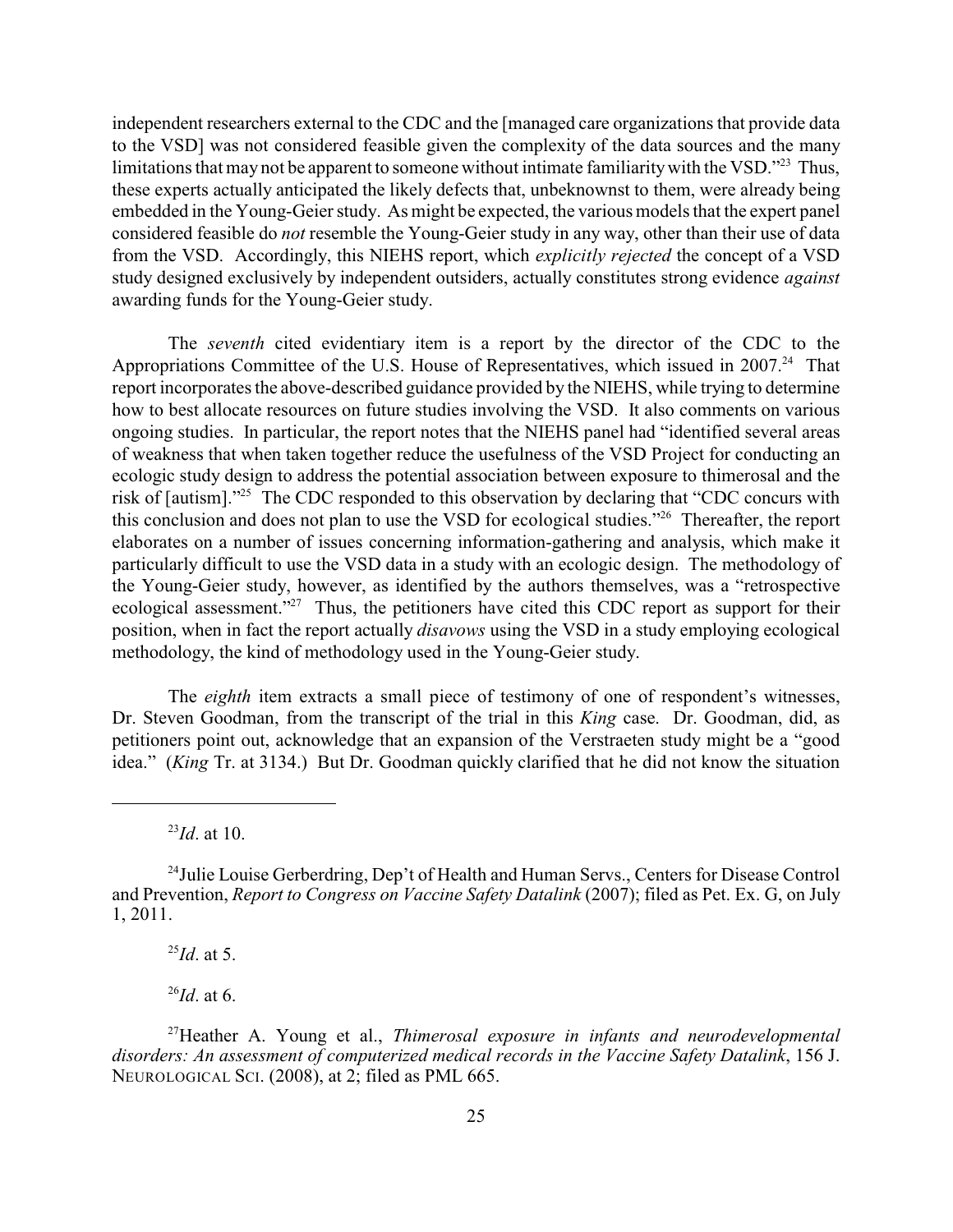independent researchers external to the CDC and the [managed care organizations that provide data to the VSD] was not considered feasible given the complexity of the data sources and the many limitations that may not be apparent to someone without intimate familiarity with the VSD."[23] Thus, these experts actually anticipated the likely defects that, unbeknownst to them, were already being embedded in the Young-Geier study. As might be expected, the various models that the expert panel considered feasible do *not* resemble the Young-Geier study in any way, other than their use of data from the VSD. Accordingly, this NIEHS report, which *explicitly rejected* the concept of a VSD study designed exclusively by independent outsiders, actually constitutes strong evidence *against* awarding funds for the Young-Geier study.

The *seventh* cited evidentiary item is a report by the director of the CDC to the Appropriations Committee of the U.S. House of Representatives, which issued in 2007.[24] That report incorporates the above-described guidance provided by the NIEHS, while trying to determine how to best allocate resources on future studies involving the VSD. It also comments on various ongoing studies. In particular, the report notes that the NIEHS panel had "identified several areas of weakness that when taken together reduce the usefulness of the VSD Project for conducting an ecologic study design to address the potential association between exposure to thimerosal and the risk of [autism]."[25] The CDC responded to this observation by declaring that "CDC concurs with this conclusion and does not plan to use the VSD for ecological studies."[26] Thereafter, the report elaborates on a number of issues concerning information-gathering and analysis, which make it particularly difficult to use the VSD data in a study with an ecologic design. The methodology of the Young-Geier study, however, as identified by the authors themselves, was a "retrospective ecological assessment."[27] Thus, the petitioners have cited this CDC report as support for their position, when in fact the report actually *disavows* using the VSD in a study employing ecological methodology, the kind of methodology used in the Young-Geier study.

The *eighth* item extracts a small piece of testimony of one of respondent's witnesses, Dr. Steven Goodman, from the transcript of the trial in this *King* case. Dr. Goodman, did, as petitioners point out, acknowledge that an expansion of the Verstraeten study might be a "good idea." (*King* Tr. at 3134.) But Dr. Goodman quickly clarified that he did not know the situation

---

[23] *Id*. at 10.

[24] Julie Louise Gerberdring, Dep't of Health and Human Servs., Centers for Disease Control and Prevention, *Report to Congress on Vaccine Safety Datalink* (2007); filed as Pet. Ex. G, on July 1, 2011.

[25] *Id*. at 5.

[26] *Id*. at 6.

[27] Heather A. Young et al., *Thimerosal exposure in infants and neurodevelopmental disorders: An assessment of computerized medical records in the Vaccine Safety Datalink*, 156 J. NEUROLOGICAL SCI. (2008), at 2; filed as PML 665.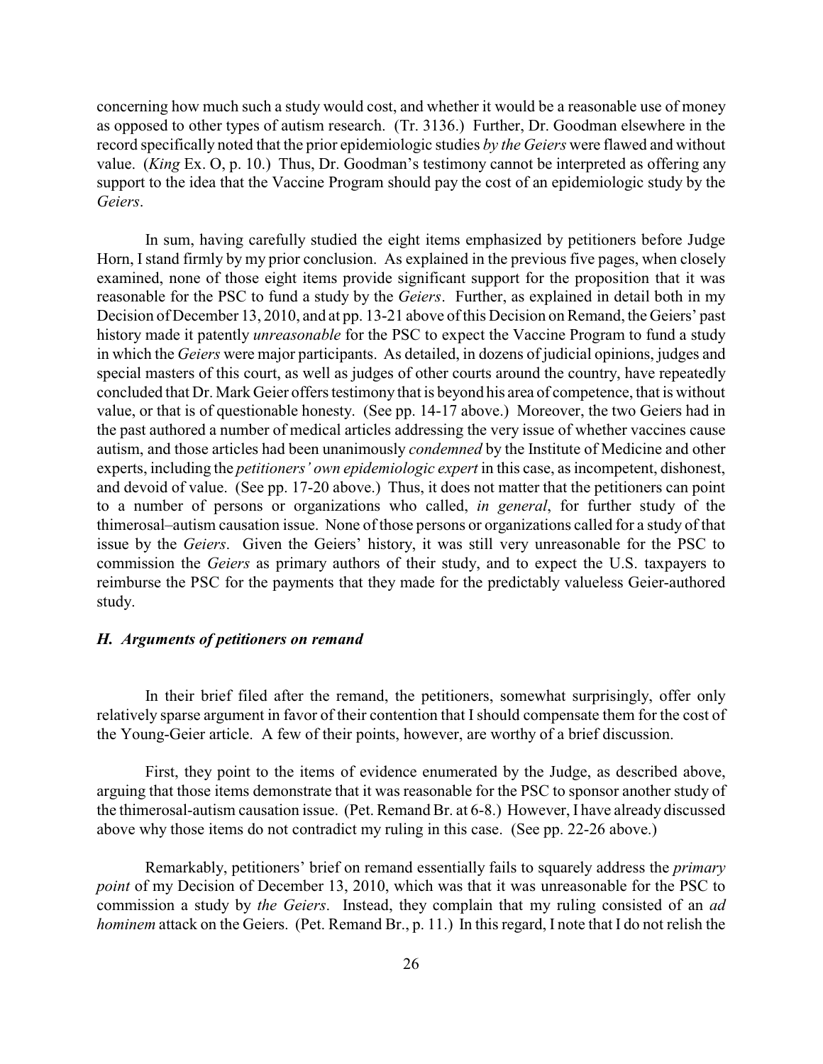concerning how much such a study would cost, and whether it would be a reasonable use of money as opposed to other types of autism research. (Tr. 3136.) Further, Dr. Goodman elsewhere in the record specifically noted that the prior epidemiologic studies *by the Geiers* were flawed and without value. (*King* Ex. O, p. 10.) Thus, Dr. Goodman's testimony cannot be interpreted as offering any support to the idea that the Vaccine Program should pay the cost of an epidemiologic study by the *Geiers*.

In sum, having carefully studied the eight items emphasized by petitioners before Judge Horn, I stand firmly by my prior conclusion. As explained in the previous five pages, when closely examined, none of those eight items provide significant support for the proposition that it was reasonable for the PSC to fund a study by the *Geiers*. Further, as explained in detail both in my Decision of December 13, 2010, and at pp. 13-21 above of this Decision on Remand, the Geiers' past history made it patently *unreasonable* for the PSC to expect the Vaccine Program to fund a study in which the *Geiers* were major participants. As detailed, in dozens of judicial opinions, judges and special masters of this court, as well as judges of other courts around the country, have repeatedly concluded that Dr. Mark Geier offers testimony that is beyond his area of competence, that is without value, or that is of questionable honesty. (See pp. 14-17 above.) Moreover, the two Geiers had in the past authored a number of medical articles addressing the very issue of whether vaccines cause autism, and those articles had been unanimously *condemned* by the Institute of Medicine and other experts, including the *petitioners' own epidemiologic expert* in this case, as incompetent, dishonest, and devoid of value. (See pp. 17-20 above.) Thus, it does not matter that the petitioners can point to a number of persons or organizations who called, *in general*, for further study of the thimerosal–autism causation issue. None of those persons or organizations called for a study of that issue by the *Geiers*. Given the Geiers' history, it was still very unreasonable for the PSC to commission the *Geiers* as primary authors of their study, and to expect the U.S. taxpayers to reimburse the PSC for the payments that they made for the predictably valueless Geier-authored study.

### *H. Arguments of petitioners on remand*

In their brief filed after the remand, the petitioners, somewhat surprisingly, offer only relatively sparse argument in favor of their contention that I should compensate them for the cost of the Young-Geier article. A few of their points, however, are worthy of a brief discussion.

First, they point to the items of evidence enumerated by the Judge, as described above, arguing that those items demonstrate that it was reasonable for the PSC to sponsor another study of the thimerosal-autism causation issue. (Pet. Remand Br. at 6-8.) However, I have already discussed above why those items do not contradict my ruling in this case. (See pp. 22-26 above.)

Remarkably, petitioners' brief on remand essentially fails to squarely address the *primary point* of my Decision of December 13, 2010, which was that it was unreasonable for the PSC to commission a study by *the Geiers*. Instead, they complain that my ruling consisted of an *ad hominem* attack on the Geiers. (Pet. Remand Br., p. 11.) In this regard, I note that I do not relish the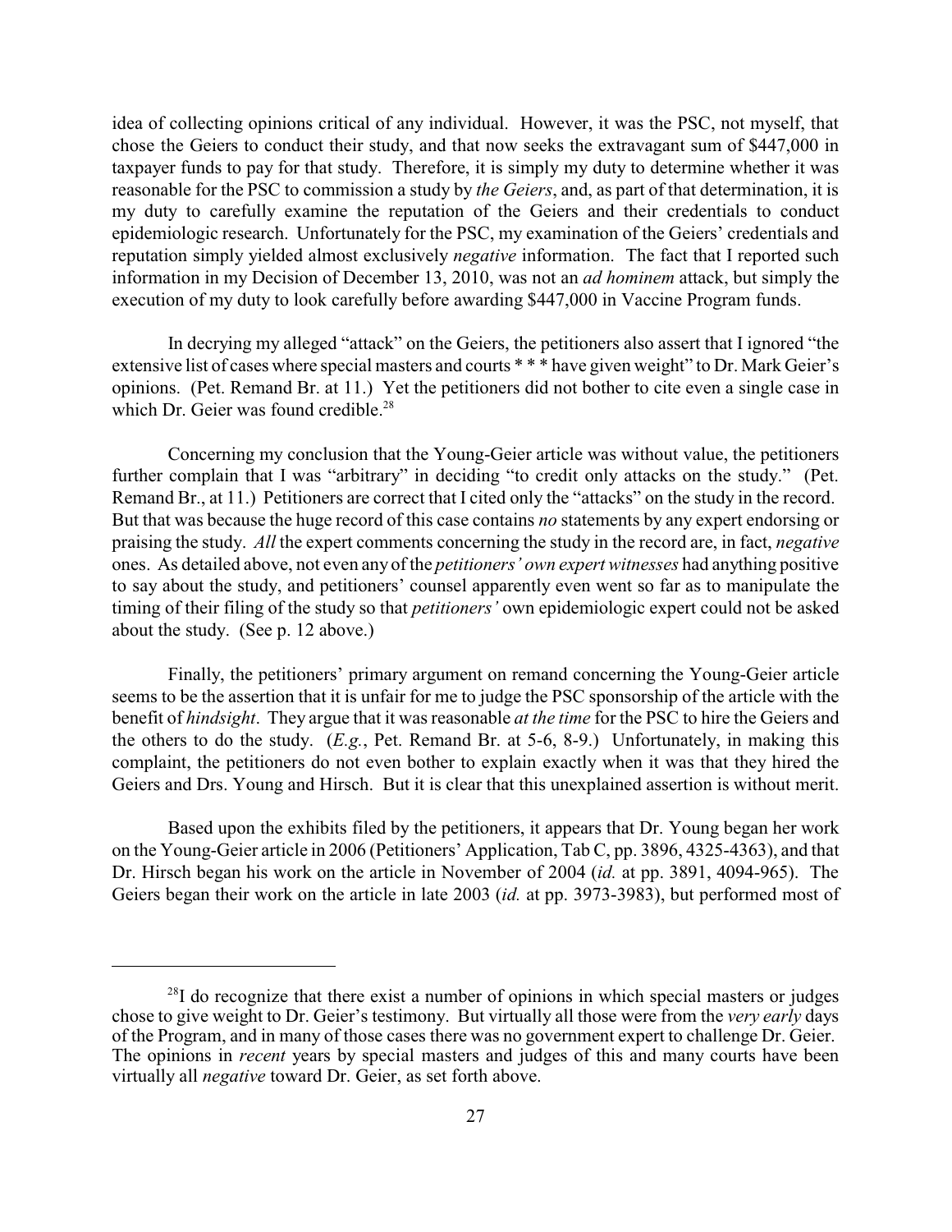idea of collecting opinions critical of any individual. However, it was the PSC, not myself, that chose the Geiers to conduct their study, and that now seeks the extravagant sum of $447,000 in taxpayer funds to pay for that study. Therefore, it is simply my duty to determine whether it was reasonable for the PSC to commission a study by *the Geiers*, and, as part of that determination, it is my duty to carefully examine the reputation of the Geiers and their credentials to conduct epidemiologic research. Unfortunately for the PSC, my examination of the Geiers' credentials and reputation simply yielded almost exclusively *negative* information. The fact that I reported such information in my Decision of December 13, 2010, was not an *ad hominem* attack, but simply the execution of my duty to look carefully before awarding $447,000 in Vaccine Program funds.

In decrying my alleged "attack" on the Geiers, the petitioners also assert that I ignored "the extensive list of cases where special masters and courts * * * have given weight" to Dr. Mark Geier's opinions. (Pet. Remand Br. at 11.) Yet the petitioners did not bother to cite even a single case in which Dr. Geier was found credible.[28]

Concerning my conclusion that the Young-Geier article was without value, the petitioners further complain that I was "arbitrary" in deciding "to credit only attacks on the study." (Pet. Remand Br., at 11.) Petitioners are correct that I cited only the "attacks" on the study in the record. But that was because the huge record of this case contains *no* statements by any expert endorsing or praising the study. *All* the expert comments concerning the study in the record are, in fact, *negative* ones. As detailed above, not even any of the *petitioners' own expert witnesses* had anything positive to say about the study, and petitioners' counsel apparently even went so far as to manipulate the timing of their filing of the study so that *petitioners'* own epidemiologic expert could not be asked about the study. (See p. 12 above.)

Finally, the petitioners' primary argument on remand concerning the Young-Geier article seems to be the assertion that it is unfair for me to judge the PSC sponsorship of the article with the benefit of *hindsight*. They argue that it was reasonable *at the time* for the PSC to hire the Geiers and the others to do the study. (*E.g.*, Pet. Remand Br. at 5-6, 8-9.) Unfortunately, in making this complaint, the petitioners do not even bother to explain exactly when it was that they hired the Geiers and Drs. Young and Hirsch. But it is clear that this unexplained assertion is without merit.

Based upon the exhibits filed by the petitioners, it appears that Dr. Young began her work on the Young-Geier article in 2006 (Petitioners' Application, Tab C, pp. 3896, 4325-4363), and that Dr. Hirsch began his work on the article in November of 2004 (*id.* at pp. 3891, 4094-965). The Geiers began their work on the article in late 2003 (*id.* at pp. 3973-3983), but performed most of

---

[28] I do recognize that there exist a number of opinions in which special masters or judges chose to give weight to Dr. Geier's testimony. But virtually all those were from the *very early* days of the Program, and in many of those cases there was no government expert to challenge Dr. Geier. The opinions in *recent* years by special masters and judges of this and many courts have been virtually all *negative* toward Dr. Geier, as set forth above.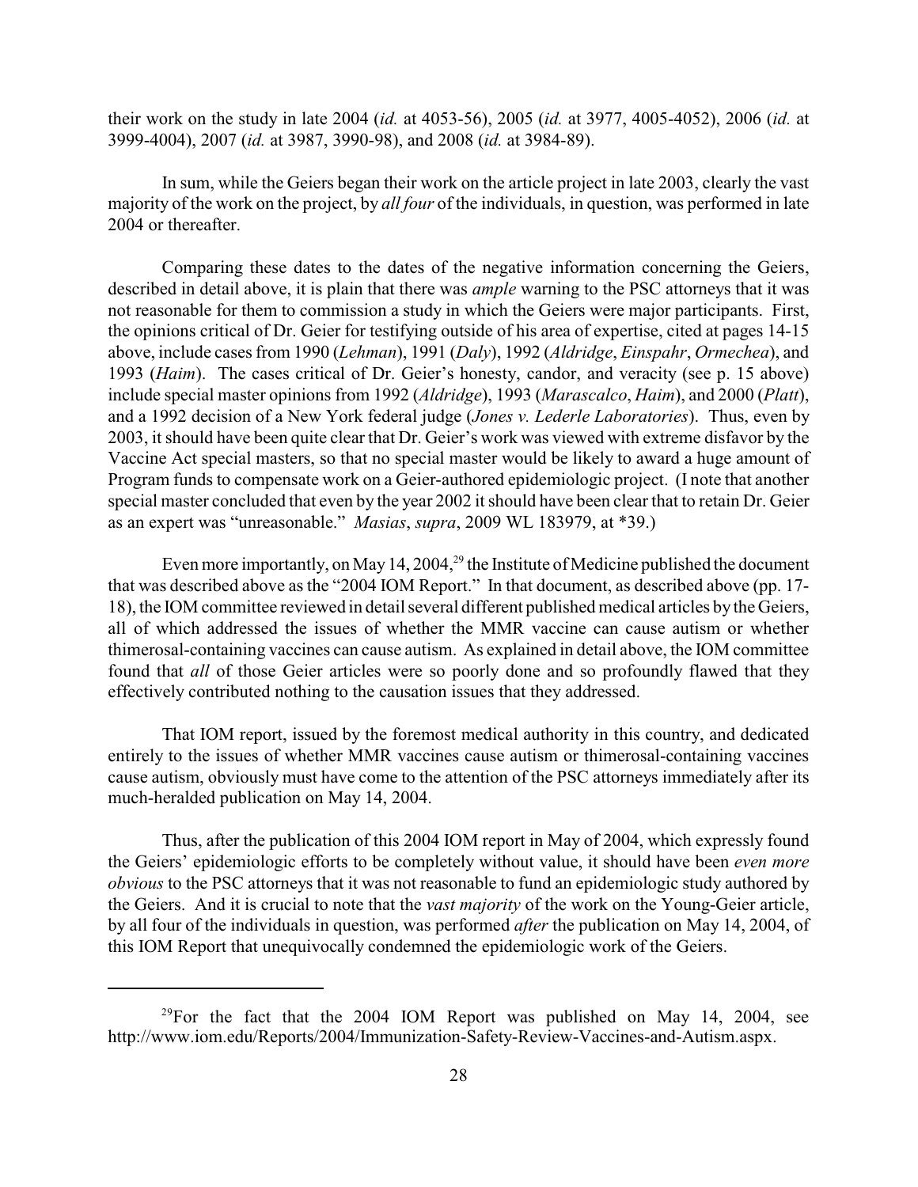their work on the study in late 2004 (*id.* at 4053-56), 2005 (*id.* at 3977, 4005-4052), 2006 (*id.* at 3999-4004), 2007 (*id.* at 3987, 3990-98), and 2008 (*id.* at 3984-89).

In sum, while the Geiers began their work on the article project in late 2003, clearly the vast majority of the work on the project, by *all four* of the individuals, in question, was performed in late 2004 or thereafter.

Comparing these dates to the dates of the negative information concerning the Geiers, described in detail above, it is plain that there was *ample* warning to the PSC attorneys that it was not reasonable for them to commission a study in which the Geiers were major participants. First, the opinions critical of Dr. Geier for testifying outside of his area of expertise, cited at pages 14-15 above, include cases from 1990 (*Lehman*), 1991 (*Daly*), 1992 (*Aldridge*, *Einspahr*, *Ormechea*), and 1993 (*Haim*). The cases critical of Dr. Geier's honesty, candor, and veracity (see p. 15 above) include special master opinions from 1992 (*Aldridge*), 1993 (*Marascalco*, *Haim*), and 2000 (*Platt*), and a 1992 decision of a New York federal judge (*Jones v. Lederle Laboratories*). Thus, even by 2003, it should have been quite clear that Dr. Geier's work was viewed with extreme disfavor by the Vaccine Act special masters, so that no special master would be likely to award a huge amount of Program funds to compensate work on a Geier-authored epidemiologic project. (I note that another special master concluded that even by the year 2002 it should have been clear that to retain Dr. Geier as an expert was "unreasonable." *Masias*, *supra*, 2009 WL 183979, at \*39.)

Even more importantly, on May 14, 2004,[29] the Institute of Medicine published the document that was described above as the "2004 IOM Report." In that document, as described above (pp. 17-18), the IOM committee reviewed in detail several different published medical articles by the Geiers, all of which addressed the issues of whether the MMR vaccine can cause autism or whether thimerosal-containing vaccines can cause autism. As explained in detail above, the IOM committee found that *all* of those Geier articles were so poorly done and so profoundly flawed that they effectively contributed nothing to the causation issues that they addressed.

That IOM report, issued by the foremost medical authority in this country, and dedicated entirely to the issues of whether MMR vaccines cause autism or thimerosal-containing vaccines cause autism, obviously must have come to the attention of the PSC attorneys immediately after its much-heralded publication on May 14, 2004.

Thus, after the publication of this 2004 IOM report in May of 2004, which expressly found the Geiers' epidemiologic efforts to be completely without value, it should have been *even more obvious* to the PSC attorneys that it was not reasonable to fund an epidemiologic study authored by the Geiers. And it is crucial to note that the *vast majority* of the work on the Young-Geier article, by all four of the individuals in question, was performed *after* the publication on May 14, 2004, of this IOM Report that unequivocally condemned the epidemiologic work of the Geiers.

---

[29] For the fact that the 2004 IOM Report was published on May 14, 2004, see http://www.iom.edu/Reports/2004/Immunization-Safety-Review-Vaccines-and-Autism.aspx.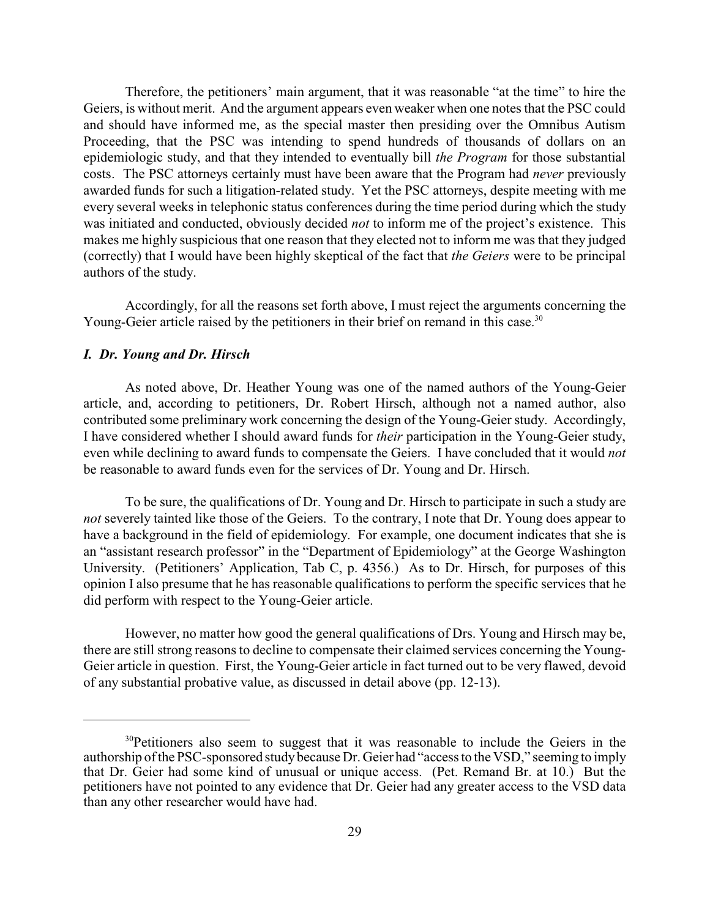Therefore, the petitioners' main argument, that it was reasonable "at the time" to hire the Geiers, is without merit. And the argument appears even weaker when one notes that the PSC could and should have informed me, as the special master then presiding over the Omnibus Autism Proceeding, that the PSC was intending to spend hundreds of thousands of dollars on an epidemiologic study, and that they intended to eventually bill *the Program* for those substantial costs. The PSC attorneys certainly must have been aware that the Program had *never* previously awarded funds for such a litigation-related study. Yet the PSC attorneys, despite meeting with me every several weeks in telephonic status conferences during the time period during which the study was initiated and conducted, obviously decided *not* to inform me of the project's existence. This makes me highly suspicious that one reason that they elected not to inform me was that they judged (correctly) that I would have been highly skeptical of the fact that *the Geiers* were to be principal authors of the study.

Accordingly, for all the reasons set forth above, I must reject the arguments concerning the Young-Geier article raised by the petitioners in their brief on remand in this case.[30]

### *I. Dr. Young and Dr. Hirsch*

As noted above, Dr. Heather Young was one of the named authors of the Young-Geier article, and, according to petitioners, Dr. Robert Hirsch, although not a named author, also contributed some preliminary work concerning the design of the Young-Geier study. Accordingly, I have considered whether I should award funds for *their* participation in the Young-Geier study, even while declining to award funds to compensate the Geiers. I have concluded that it would *not* be reasonable to award funds even for the services of Dr. Young and Dr. Hirsch.

To be sure, the qualifications of Dr. Young and Dr. Hirsch to participate in such a study are *not* severely tainted like those of the Geiers. To the contrary, I note that Dr. Young does appear to have a background in the field of epidemiology. For example, one document indicates that she is an "assistant research professor" in the "Department of Epidemiology" at the George Washington University. (Petitioners' Application, Tab C, p. 4356.) As to Dr. Hirsch, for purposes of this opinion I also presume that he has reasonable qualifications to perform the specific services that he did perform with respect to the Young-Geier article.

However, no matter how good the general qualifications of Drs. Young and Hirsch may be, there are still strong reasons to decline to compensate their claimed services concerning the Young-Geier article in question. First, the Young-Geier article in fact turned out to be very flawed, devoid of any substantial probative value, as discussed in detail above (pp. 12-13).

---

[30] Petitioners also seem to suggest that it was reasonable to include the Geiers in the authorship of the PSC-sponsored study because Dr. Geier had "access to the VSD," seeming to imply that Dr. Geier had some kind of unusual or unique access. (Pet. Remand Br. at 10.) But the petitioners have not pointed to any evidence that Dr. Geier had any greater access to the VSD data than any other researcher would have had.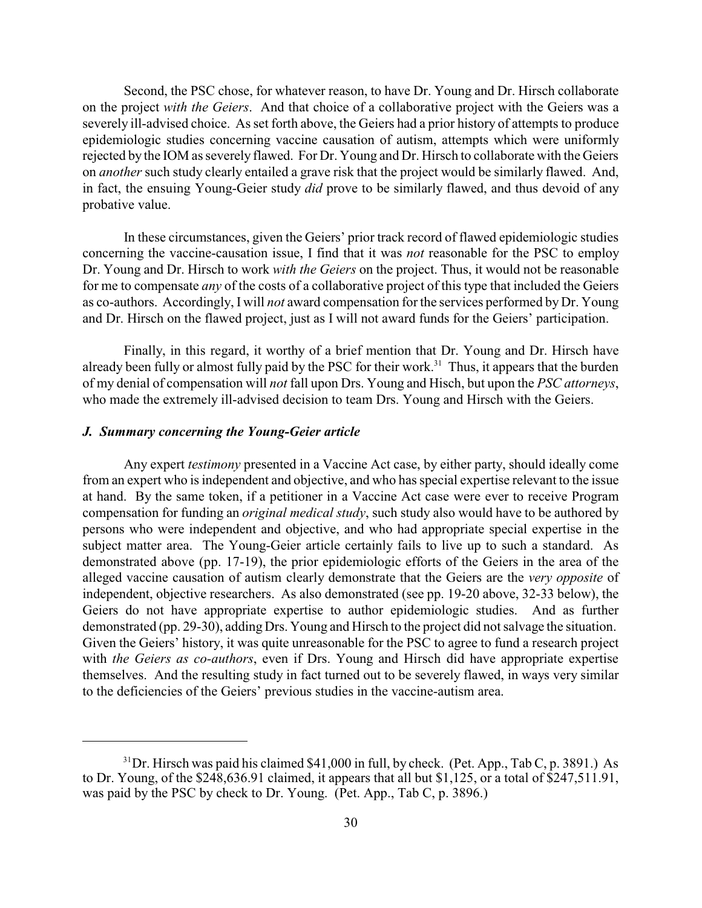Second, the PSC chose, for whatever reason, to have Dr. Young and Dr. Hirsch collaborate on the project *with the Geiers*. And that choice of a collaborative project with the Geiers was a severely ill-advised choice. As set forth above, the Geiers had a prior history of attempts to produce epidemiologic studies concerning vaccine causation of autism, attempts which were uniformly rejected by the IOM as severely flawed. For Dr. Young and Dr. Hirsch to collaborate with the Geiers on *another* such study clearly entailed a grave risk that the project would be similarly flawed. And, in fact, the ensuing Young-Geier study *did* prove to be similarly flawed, and thus devoid of any probative value.

In these circumstances, given the Geiers' prior track record of flawed epidemiologic studies concerning the vaccine-causation issue, I find that it was *not* reasonable for the PSC to employ Dr. Young and Dr. Hirsch to work *with the Geiers* on the project. Thus, it would not be reasonable for me to compensate *any* of the costs of a collaborative project of this type that included the Geiers as co-authors. Accordingly, I will *not* award compensation for the services performed by Dr. Young and Dr. Hirsch on the flawed project, just as I will not award funds for the Geiers' participation.

Finally, in this regard, it worthy of a brief mention that Dr. Young and Dr. Hirsch have already been fully or almost fully paid by the PSC for their work.[31] Thus, it appears that the burden of my denial of compensation will *not* fall upon Drs. Young and Hisch, but upon the *PSC attorneys*, who made the extremely ill-advised decision to team Drs. Young and Hirsch with the Geiers.

### *J. Summary concerning the Young-Geier article*

Any expert *testimony* presented in a Vaccine Act case, by either party, should ideally come from an expert who is independent and objective, and who has special expertise relevant to the issue at hand. By the same token, if a petitioner in a Vaccine Act case were ever to receive Program compensation for funding an *original medical study*, such study also would have to be authored by persons who were independent and objective, and who had appropriate special expertise in the subject matter area. The Young-Geier article certainly fails to live up to such a standard. As demonstrated above (pp. 17-19), the prior epidemiologic efforts of the Geiers in the area of the alleged vaccine causation of autism clearly demonstrate that the Geiers are the *very opposite* of independent, objective researchers. As also demonstrated (see pp. 19-20 above, 32-33 below), the Geiers do not have appropriate expertise to author epidemiologic studies. And as further demonstrated (pp. 29-30), adding Drs. Young and Hirsch to the project did not salvage the situation. Given the Geiers' history, it was quite unreasonable for the PSC to agree to fund a research project with *the Geiers as co-authors*, even if Drs. Young and Hirsch did have appropriate expertise themselves. And the resulting study in fact turned out to be severely flawed, in ways very similar to the deficiencies of the Geiers' previous studies in the vaccine-autism area.

---

[31] Dr. Hirsch was paid his claimed \$41,000 in full, by check. (Pet. App., Tab C, p. 3891.) As to Dr. Young, of the \$248,636.91 claimed, it appears that all but \$1,125, or a total of \$247,511.91, was paid by the PSC by check to Dr. Young. (Pet. App., Tab C, p. 3896.)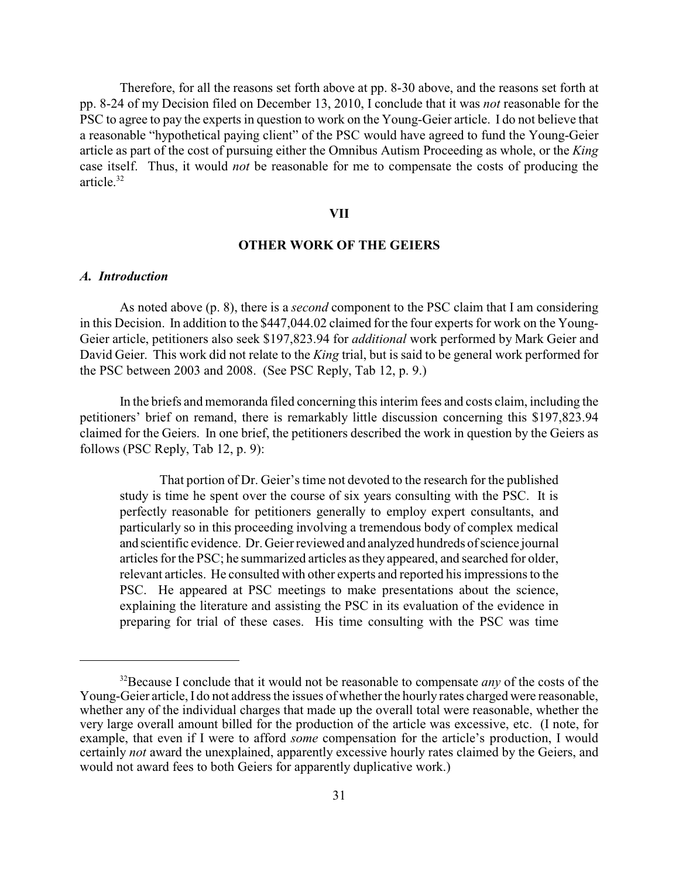Therefore, for all the reasons set forth above at pp. 8-30 above, and the reasons set forth at pp. 8-24 of my Decision filed on December 13, 2010, I conclude that it was *not* reasonable for the PSC to agree to pay the experts in question to work on the Young-Geier article. I do not believe that a reasonable "hypothetical paying client" of the PSC would have agreed to fund the Young-Geier article as part of the cost of pursuing either the Omnibus Autism Proceeding as whole, or the *King* case itself. Thus, it would *not* be reasonable for me to compensate the costs of producing the article.[32]

## VII

## OTHER WORK OF THE GEIERS

### *A. Introduction*

As noted above (p. 8), there is a *second* component to the PSC claim that I am considering in this Decision. In addition to the $447,044.02 claimed for the four experts for work on the Young-Geier article, petitioners also seek $197,823.94 for *additional* work performed by Mark Geier and David Geier. This work did not relate to the *King* trial, but is said to be general work performed for the PSC between 2003 and 2008. (See PSC Reply, Tab 12, p. 9.)

In the briefs and memoranda filed concerning this interim fees and costs claim, including the petitioners' brief on remand, there is remarkably little discussion concerning this $197,823.94 claimed for the Geiers. In one brief, the petitioners described the work in question by the Geiers as follows (PSC Reply, Tab 12, p. 9):

> That portion of Dr. Geier's time not devoted to the research for the published study is time he spent over the course of six years consulting with the PSC. It is perfectly reasonable for petitioners generally to employ expert consultants, and particularly so in this proceeding involving a tremendous body of complex medical and scientific evidence. Dr. Geier reviewed and analyzed hundreds of science journal articles for the PSC; he summarized articles as they appeared, and searched for older, relevant articles. He consulted with other experts and reported his impressions to the PSC. He appeared at PSC meetings to make presentations about the science, explaining the literature and assisting the PSC in its evaluation of the evidence in preparing for trial of these cases. His time consulting with the PSC was time

---

[32] Because I conclude that it would not be reasonable to compensate *any* of the costs of the Young-Geier article, I do not address the issues of whether the hourly rates charged were reasonable, whether any of the individual charges that made up the overall total were reasonable, whether the very large overall amount billed for the production of the article was excessive, etc. (I note, for example, that even if I were to afford *some* compensation for the article's production, I would certainly *not* award the unexplained, apparently excessive hourly rates claimed by the Geiers, and would not award fees to both Geiers for apparently duplicative work.)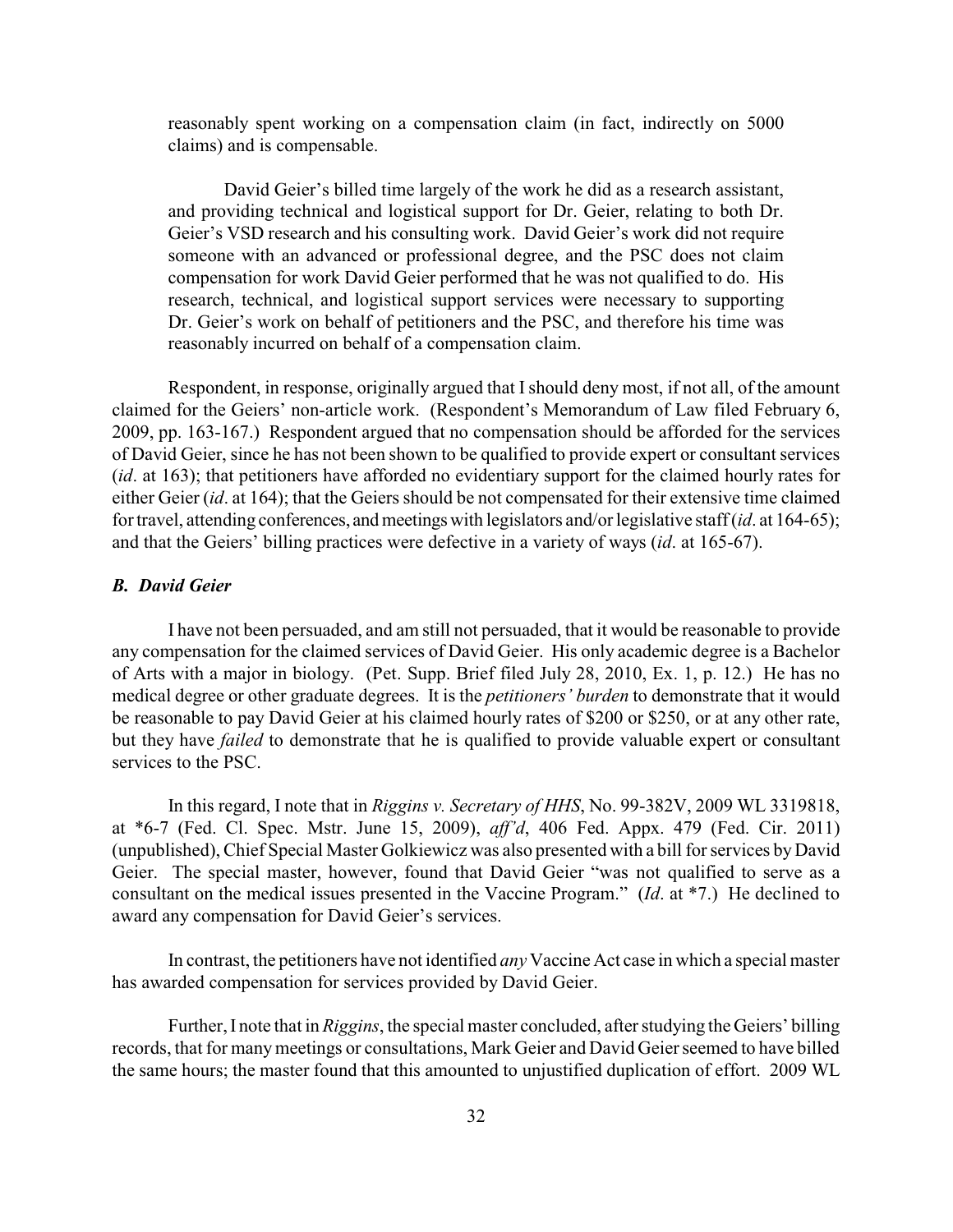> reasonably spent working on a compensation claim (in fact, indirectly on 5000 claims) and is compensable.
>
> David Geier's billed time largely of the work he did as a research assistant, and providing technical and logistical support for Dr. Geier, relating to both Dr. Geier's VSD research and his consulting work. David Geier's work did not require someone with an advanced or professional degree, and the PSC does not claim compensation for work David Geier performed that he was not qualified to do. His research, technical, and logistical support services were necessary to supporting Dr. Geier's work on behalf of petitioners and the PSC, and therefore his time was reasonably incurred on behalf of a compensation claim.

Respondent, in response, originally argued that I should deny most, if not all, of the amount claimed for the Geiers' non-article work. (Respondent's Memorandum of Law filed February 6, 2009, pp. 163-167.) Respondent argued that no compensation should be afforded for the services of David Geier, since he has not been shown to be qualified to provide expert or consultant services (*id*. at 163); that petitioners have afforded no evidentiary support for the claimed hourly rates for either Geier (*id*. at 164); that the Geiers should be not compensated for their extensive time claimed for travel, attending conferences, and meetings with legislators and/or legislative staff (*id*. at 164-65); and that the Geiers' billing practices were defective in a variety of ways (*id*. at 165-67).

### *B. David Geier*

I have not been persuaded, and am still not persuaded, that it would be reasonable to provide any compensation for the claimed services of David Geier. His only academic degree is a Bachelor of Arts with a major in biology. (Pet. Supp. Brief filed July 28, 2010, Ex. 1, p. 12.) He has no medical degree or other graduate degrees. It is the *petitioners' burden* to demonstrate that it would be reasonable to pay David Geier at his claimed hourly rates of $200 or $250, or at any other rate, but they have *failed* to demonstrate that he is qualified to provide valuable expert or consultant services to the PSC.

In this regard, I note that in *Riggins v. Secretary of HHS*, No. 99-382V, 2009 WL 3319818, at *6-7 (Fed. Cl. Spec. Mstr. June 15, 2009), *aff'd*, 406 Fed. Appx. 479 (Fed. Cir. 2011) (unpublished), Chief Special Master Golkiewicz was also presented with a bill for services by David Geier. The special master, however, found that David Geier "was not qualified to serve as a consultant on the medical issues presented in the Vaccine Program." (*Id*. at *7.) He declined to award any compensation for David Geier's services.

In contrast, the petitioners have not identified *any* Vaccine Act case in which a special master has awarded compensation for services provided by David Geier.

Further, I note that in *Riggins*, the special master concluded, after studying the Geiers' billing records, that for many meetings or consultations, Mark Geier and David Geier seemed to have billed the same hours; the master found that this amounted to unjustified duplication of effort. 2009 WL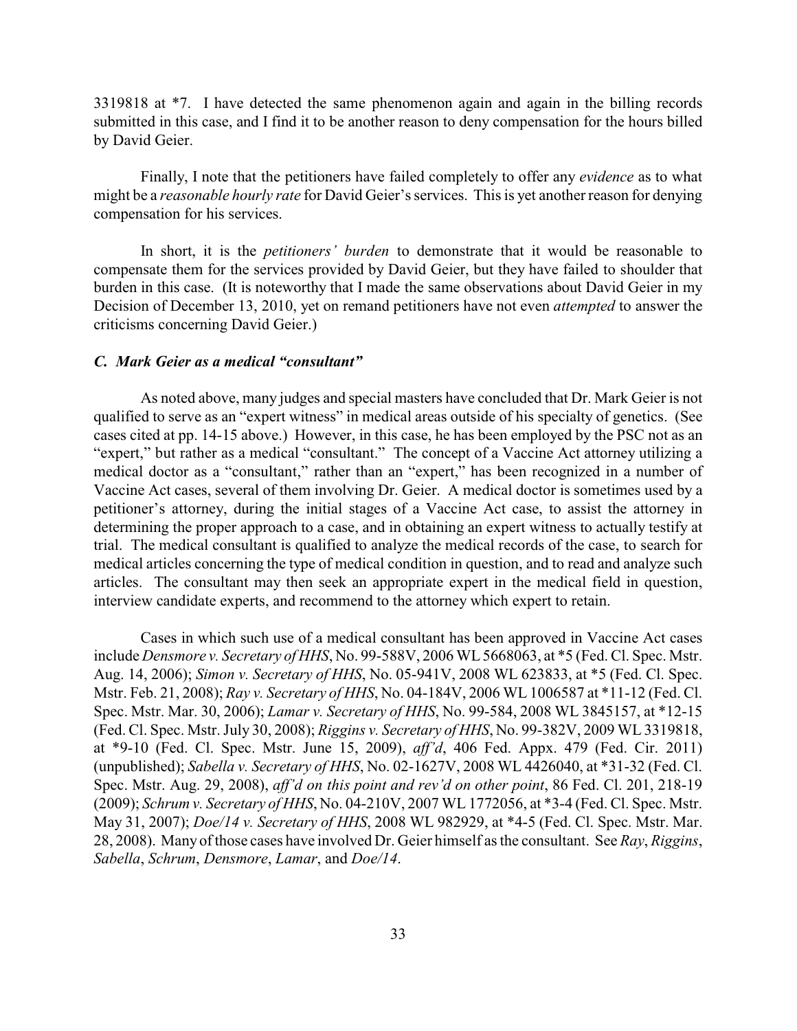3319818 at *7. I have detected the same phenomenon again and again in the billing records submitted in this case, and I find it to be another reason to deny compensation for the hours billed by David Geier.

Finally, I note that the petitioners have failed completely to offer any *evidence* as to what might be a *reasonable hourly rate* for David Geier's services. This is yet another reason for denying compensation for his services.

In short, it is the *petitioners' burden* to demonstrate that it would be reasonable to compensate them for the services provided by David Geier, but they have failed to shoulder that burden in this case. (It is noteworthy that I made the same observations about David Geier in my Decision of December 13, 2010, yet on remand petitioners have not even *attempted* to answer the criticisms concerning David Geier.)

### *C. Mark Geier as a medical "consultant"*

As noted above, many judges and special masters have concluded that Dr. Mark Geier is not qualified to serve as an "expert witness" in medical areas outside of his specialty of genetics. (See cases cited at pp. 14-15 above.) However, in this case, he has been employed by the PSC not as an "expert," but rather as a medical "consultant." The concept of a Vaccine Act attorney utilizing a medical doctor as a "consultant," rather than an "expert," has been recognized in a number of Vaccine Act cases, several of them involving Dr. Geier. A medical doctor is sometimes used by a petitioner's attorney, during the initial stages of a Vaccine Act case, to assist the attorney in determining the proper approach to a case, and in obtaining an expert witness to actually testify at trial. The medical consultant is qualified to analyze the medical records of the case, to search for medical articles concerning the type of medical condition in question, and to read and analyze such articles. The consultant may then seek an appropriate expert in the medical field in question, interview candidate experts, and recommend to the attorney which expert to retain.

Cases in which such use of a medical consultant has been approved in Vaccine Act cases include *Densmore v. Secretary of HHS*, No. 99-588V, 2006 WL 5668063, at *5 (Fed. Cl. Spec. Mstr. Aug. 14, 2006); *Simon v. Secretary of HHS*, No. 05-941V, 2008 WL 623833, at *5 (Fed. Cl. Spec. Mstr. Feb. 21, 2008); *Ray v. Secretary of HHS*, No. 04-184V, 2006 WL 1006587 at *11-12 (Fed. Cl. Spec. Mstr. Mar. 30, 2006); *Lamar v. Secretary of HHS*, No. 99-584, 2008 WL 3845157, at *12-15 (Fed. Cl. Spec. Mstr. July 30, 2008); *Riggins v. Secretary of HHS*, No. 99-382V, 2009 WL 3319818, at *9-10 (Fed. Cl. Spec. Mstr. June 15, 2009), *aff'd*, 406 Fed. Appx. 479 (Fed. Cir. 2011) (unpublished); *Sabella v. Secretary of HHS*, No. 02-1627V, 2008 WL 4426040, at *31-32 (Fed. Cl. Spec. Mstr. Aug. 29, 2008), *aff'd on this point and rev'd on other point*, 86 Fed. Cl. 201, 218-19 (2009); *Schrum v. Secretary of HHS*, No. 04-210V, 2007 WL 1772056, at *3-4 (Fed. Cl. Spec. Mstr. May 31, 2007); *Doe/14 v. Secretary of HHS*, 2008 WL 982929, at *4-5 (Fed. Cl. Spec. Mstr. Mar. 28, 2008). Many of those cases have involved Dr. Geier himself as the consultant. See *Ray*, *Riggins*, *Sabella*, *Schrum*, *Densmore*, *Lamar*, and *Doe/14*.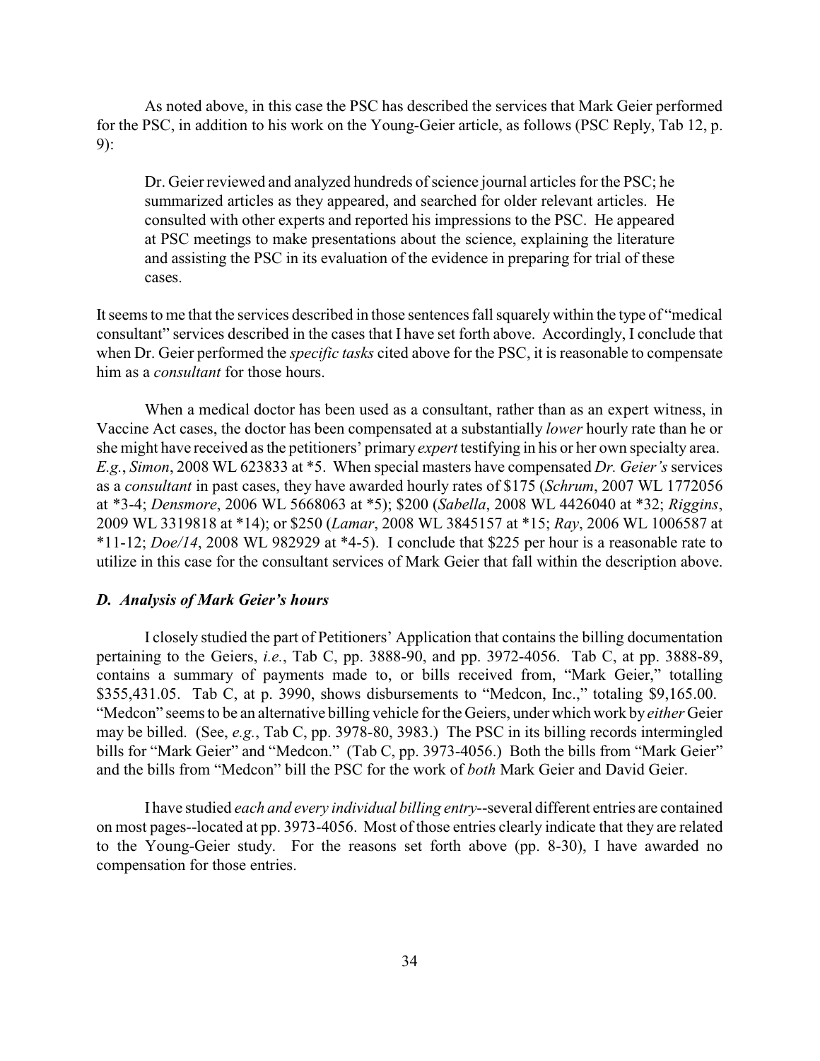As noted above, in this case the PSC has described the services that Mark Geier performed for the PSC, in addition to his work on the Young-Geier article, as follows (PSC Reply, Tab 12, p. 9):

> Dr. Geier reviewed and analyzed hundreds of science journal articles for the PSC; he summarized articles as they appeared, and searched for older relevant articles. He consulted with other experts and reported his impressions to the PSC. He appeared at PSC meetings to make presentations about the science, explaining the literature and assisting the PSC in its evaluation of the evidence in preparing for trial of these cases.

It seems to me that the services described in those sentences fall squarely within the type of "medical consultant" services described in the cases that I have set forth above. Accordingly, I conclude that when Dr. Geier performed the *specific tasks* cited above for the PSC, it is reasonable to compensate him as a *consultant* for those hours.

When a medical doctor has been used as a consultant, rather than as an expert witness, in Vaccine Act cases, the doctor has been compensated at a substantially *lower* hourly rate than he or she might have received as the petitioners' primary *expert* testifying in his or her own specialty area. *E.g.*, *Simon*, 2008 WL 623833 at *5. When special masters have compensated *Dr. Geier's* services as a *consultant* in past cases, they have awarded hourly rates of $175 (*Schrum*, 2007 WL 1772056 at *3-4; *Densmore*, 2006 WL 5668063 at *5); $200 (*Sabella*, 2008 WL 4426040 at *32; *Riggins*, 2009 WL 3319818 at *14); or $250 (*Lamar*, 2008 WL 3845157 at *15; *Ray*, 2006 WL 1006587 at *11-12; *Doe/14*, 2008 WL 982929 at *4-5). I conclude that $225 per hour is a reasonable rate to utilize in this case for the consultant services of Mark Geier that fall within the description above.

### *D. Analysis of Mark Geier's hours*

I closely studied the part of Petitioners' Application that contains the billing documentation pertaining to the Geiers, *i.e.*, Tab C, pp. 3888-90, and pp. 3972-4056. Tab C, at pp. 3888-89, contains a summary of payments made to, or bills received from, "Mark Geier," totalling $355,431.05. Tab C, at p. 3990, shows disbursements to "Medcon, Inc.," totaling $9,165.00. "Medcon" seems to be an alternative billing vehicle for the Geiers, under which work by *either* Geier may be billed. (See, *e.g.*, Tab C, pp. 3978-80, 3983.) The PSC in its billing records intermingled bills for "Mark Geier" and "Medcon." (Tab C, pp. 3973-4056.) Both the bills from "Mark Geier" and the bills from "Medcon" bill the PSC for the work of *both* Mark Geier and David Geier.

I have studied *each and every individual billing entry*--several different entries are contained on most pages--located at pp. 3973-4056. Most of those entries clearly indicate that they are related to the Young-Geier study. For the reasons set forth above (pp. 8-30), I have awarded no compensation for those entries.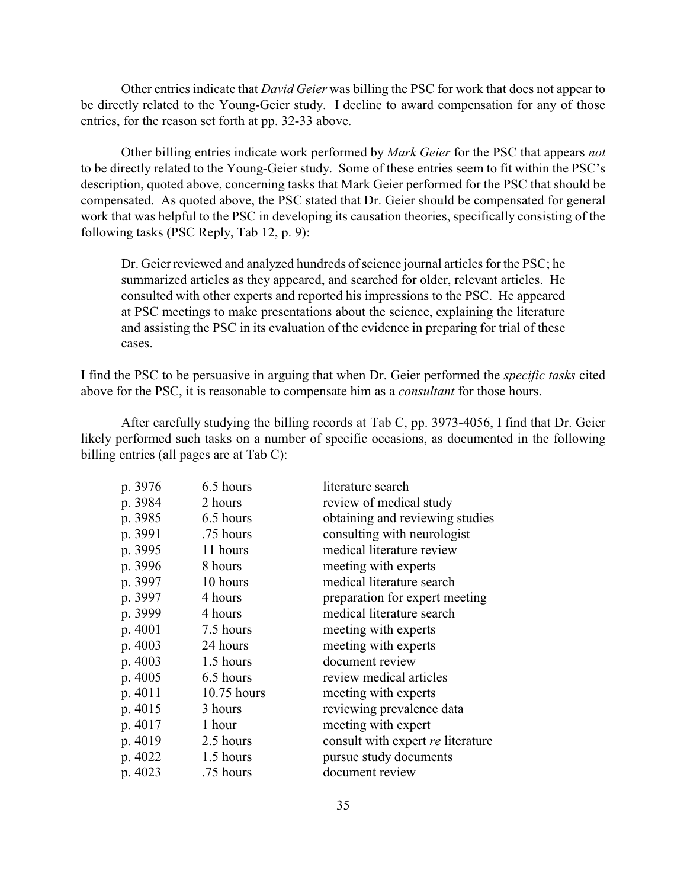Other entries indicate that *David Geier* was billing the PSC for work that does not appear to be directly related to the Young-Geier study. I decline to award compensation for any of those entries, for the reason set forth at pp. 32-33 above.

Other billing entries indicate work performed by *Mark Geier* for the PSC that appears *not* to be directly related to the Young-Geier study. Some of these entries seem to fit within the PSC's description, quoted above, concerning tasks that Mark Geier performed for the PSC that should be compensated. As quoted above, the PSC stated that Dr. Geier should be compensated for general work that was helpful to the PSC in developing its causation theories, specifically consisting of the following tasks (PSC Reply, Tab 12, p. 9):

> Dr. Geier reviewed and analyzed hundreds of science journal articles for the PSC; he summarized articles as they appeared, and searched for older, relevant articles. He consulted with other experts and reported his impressions to the PSC. He appeared at PSC meetings to make presentations about the science, explaining the literature and assisting the PSC in its evaluation of the evidence in preparing for trial of these cases.

I find the PSC to be persuasive in arguing that when Dr. Geier performed the *specific tasks* cited above for the PSC, it is reasonable to compensate him as a *consultant* for those hours.

After carefully studying the billing records at Tab C, pp. 3973-4056, I find that Dr. Geier likely performed such tasks on a number of specific occasions, as documented in the following billing entries (all pages are at Tab C):

| | | |
|---|---|---|
| p. 3976 | 6.5 hours | literature search |
| p. 3984 | 2 hours | review of medical study |
| p. 3985 | 6.5 hours | obtaining and reviewing studies |
| p. 3991 | .75 hours | consulting with neurologist |
| p. 3995 | 11 hours | medical literature review |
| p. 3996 | 8 hours | meeting with experts |
| p. 3997 | 10 hours | medical literature search |
| p. 3997 | 4 hours | preparation for expert meeting |
| p. 3999 | 4 hours | medical literature search |
| p. 4001 | 7.5 hours | meeting with experts |
| p. 4003 | 24 hours | meeting with experts |
| p. 4003 | 1.5 hours | document review |
| p. 4005 | 6.5 hours | review medical articles |
| p. 4011 | 10.75 hours | meeting with experts |
| p. 4015 | 3 hours | reviewing prevalence data |
| p. 4017 | 1 hour | meeting with expert |
| p. 4019 | 2.5 hours | consult with expert *re* literature |
| p. 4022 | 1.5 hours | pursue study documents |
| p. 4023 | .75 hours | document review |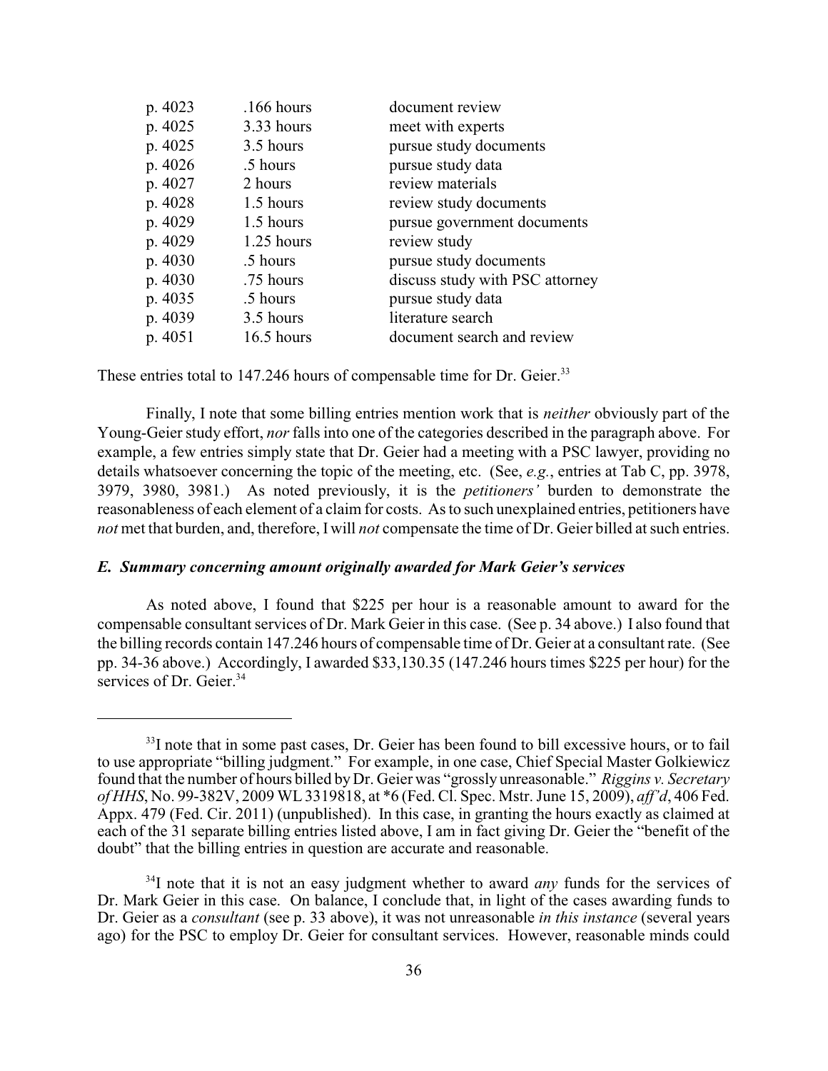| | | |
|---|---|---|
| p. 4023 | .166 hours | document review |
| p. 4025 | 3.33 hours | meet with experts |
| p. 4025 | 3.5 hours | pursue study documents |
| p. 4026 | .5 hours | pursue study data |
| p. 4027 | 2 hours | review materials |
| p. 4028 | 1.5 hours | review study documents |
| p. 4029 | 1.5 hours | pursue government documents |
| p. 4029 | 1.25 hours | review study |
| p. 4030 | .5 hours | pursue study documents |
| p. 4030 | .75 hours | discuss study with PSC attorney |
| p. 4035 | .5 hours | pursue study data |
| p. 4039 | 3.5 hours | literature search |
| p. 4051 | 16.5 hours | document search and review |

These entries total to 147.246 hours of compensable time for Dr. Geier.[33]

Finally, I note that some billing entries mention work that is *neither* obviously part of the Young-Geier study effort, *nor* falls into one of the categories described in the paragraph above. For example, a few entries simply state that Dr. Geier had a meeting with a PSC lawyer, providing no details whatsoever concerning the topic of the meeting, etc. (See, *e.g.*, entries at Tab C, pp. 3978, 3979, 3980, 3981.) As noted previously, it is the *petitioners'* burden to demonstrate the reasonableness of each element of a claim for costs. As to such unexplained entries, petitioners have *not* met that burden, and, therefore, I will *not* compensate the time of Dr. Geier billed at such entries.

### *E. Summary concerning amount originally awarded for Mark Geier's services*

As noted above, I found that $225 per hour is a reasonable amount to award for the compensable consultant services of Dr. Mark Geier in this case. (See p. 34 above.) I also found that the billing records contain 147.246 hours of compensable time of Dr. Geier at a consultant rate. (See pp. 34-36 above.) Accordingly, I awarded $33,130.35 (147.246 hours times $225 per hour) for the services of Dr. Geier.[34]

---

[33] I note that in some past cases, Dr. Geier has been found to bill excessive hours, or to fail to use appropriate "billing judgment." For example, in one case, Chief Special Master Golkiewicz found that the number of hours billed by Dr. Geier was "grossly unreasonable." *Riggins v. Secretary of HHS*, No. 99-382V, 2009 WL 3319818, at *6 (Fed. Cl. Spec. Mstr. June 15, 2009), *aff'd*, 406 Fed. Appx. 479 (Fed. Cir. 2011) (unpublished). In this case, in granting the hours exactly as claimed at each of the 31 separate billing entries listed above, I am in fact giving Dr. Geier the "benefit of the doubt" that the billing entries in question are accurate and reasonable.

[34] I note that it is not an easy judgment whether to award *any* funds for the services of Dr. Mark Geier in this case. On balance, I conclude that, in light of the cases awarding funds to Dr. Geier as a *consultant* (see p. 33 above), it was not unreasonable *in this instance* (several years ago) for the PSC to employ Dr. Geier for consultant services. However, reasonable minds could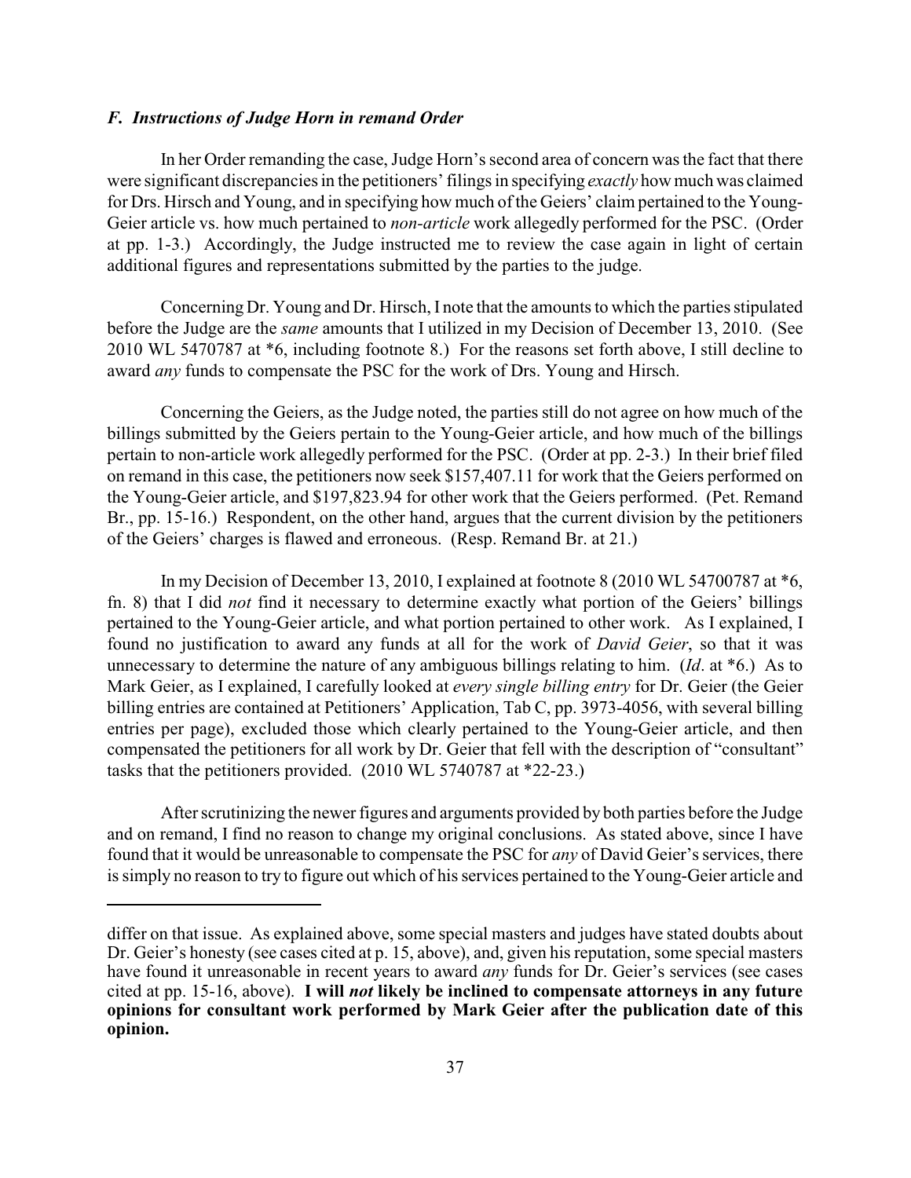### *F. Instructions of Judge Horn in remand Order*

In her Order remanding the case, Judge Horn's second area of concern was the fact that there were significant discrepancies in the petitioners' filings in specifying *exactly* how much was claimed for Drs. Hirsch and Young, and in specifying how much of the Geiers' claim pertained to the Young-Geier article vs. how much pertained to *non-article* work allegedly performed for the PSC. (Order at pp. 1-3.) Accordingly, the Judge instructed me to review the case again in light of certain additional figures and representations submitted by the parties to the judge.

Concerning Dr. Young and Dr. Hirsch, I note that the amounts to which the parties stipulated before the Judge are the *same* amounts that I utilized in my Decision of December 13, 2010. (See 2010 WL 5470787 at *6, including footnote 8.) For the reasons set forth above, I still decline to award *any* funds to compensate the PSC for the work of Drs. Young and Hirsch.

Concerning the Geiers, as the Judge noted, the parties still do not agree on how much of the billings submitted by the Geiers pertain to the Young-Geier article, and how much of the billings pertain to non-article work allegedly performed for the PSC. (Order at pp. 2-3.) In their brief filed on remand in this case, the petitioners now seek $157,407.11 for work that the Geiers performed on the Young-Geier article, and $197,823.94 for other work that the Geiers performed. (Pet. Remand Br., pp. 15-16.) Respondent, on the other hand, argues that the current division by the petitioners of the Geiers' charges is flawed and erroneous. (Resp. Remand Br. at 21.)

In my Decision of December 13, 2010, I explained at footnote 8 (2010 WL 54700787 at *6, fn. 8) that I did *not* find it necessary to determine exactly what portion of the Geiers' billings pertained to the Young-Geier article, and what portion pertained to other work. As I explained, I found no justification to award any funds at all for the work of *David Geier*, so that it was unnecessary to determine the nature of any ambiguous billings relating to him. (*Id*. at *6.) As to Mark Geier, as I explained, I carefully looked at *every single billing entry* for Dr. Geier (the Geier billing entries are contained at Petitioners' Application, Tab C, pp. 3973-4056, with several billing entries per page), excluded those which clearly pertained to the Young-Geier article, and then compensated the petitioners for all work by Dr. Geier that fell with the description of "consultant" tasks that the petitioners provided. (2010 WL 5740787 at *22-23.)

After scrutinizing the newer figures and arguments provided by both parties before the Judge and on remand, I find no reason to change my original conclusions. As stated above, since I have found that it would be unreasonable to compensate the PSC for *any* of David Geier's services, there is simply no reason to try to figure out which of his services pertained to the Young-Geier article and

---

differ on that issue. As explained above, some special masters and judges have stated doubts about Dr. Geier's honesty (see cases cited at p. 15, above), and, given his reputation, some special masters have found it unreasonable in recent years to award *any* funds for Dr. Geier's services (see cases cited at pp. 15-16, above). **I will *not* likely be inclined to compensate attorneys in any future opinions for consultant work performed by Mark Geier after the publication date of this opinion.**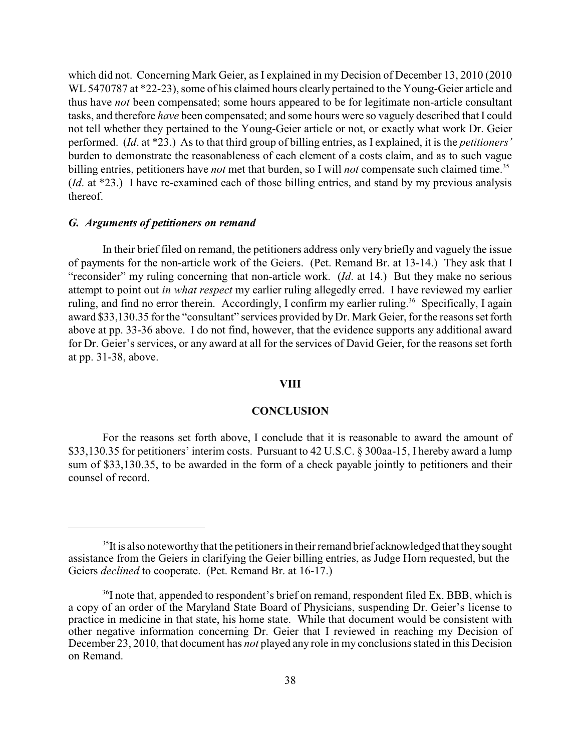which did not. Concerning Mark Geier, as I explained in my Decision of December 13, 2010 (2010 WL 5470787 at *22-23), some of his claimed hours clearly pertained to the Young-Geier article and thus have *not* been compensated; some hours appeared to be for legitimate non-article consultant tasks, and therefore *have* been compensated; and some hours were so vaguely described that I could not tell whether they pertained to the Young-Geier article or not, or exactly what work Dr. Geier performed. (*Id*. at *23.) As to that third group of billing entries, as I explained, it is the *petitioners'* burden to demonstrate the reasonableness of each element of a costs claim, and as to such vague billing entries, petitioners have *not* met that burden, so I will *not* compensate such claimed time.[35] (*Id*. at *23.) I have re-examined each of those billing entries, and stand by my previous analysis thereof.

### *G. Arguments of petitioners on remand*

In their brief filed on remand, the petitioners address only very briefly and vaguely the issue of payments for the non-article work of the Geiers. (Pet. Remand Br. at 13-14.) They ask that I "reconsider" my ruling concerning that non-article work. (*Id*. at 14.) But they make no serious attempt to point out *in what respect* my earlier ruling allegedly erred. I have reviewed my earlier ruling, and find no error therein. Accordingly, I confirm my earlier ruling.[36] Specifically, I again award $33,130.35 for the "consultant" services provided by Dr. Mark Geier, for the reasons set forth above at pp. 33-36 above. I do not find, however, that the evidence supports any additional award for Dr. Geier's services, or any award at all for the services of David Geier, for the reasons set forth at pp. 31-38, above.

## VIII

## CONCLUSION

For the reasons set forth above, I conclude that it is reasonable to award the amount of $33,130.35 for petitioners' interim costs. Pursuant to 42 U.S.C. § 300aa-15, I hereby award a lump sum of $33,130.35, to be awarded in the form of a check payable jointly to petitioners and their counsel of record.

---

[35] It is also noteworthy that the petitioners in their remand brief acknowledged that they sought assistance from the Geiers in clarifying the Geier billing entries, as Judge Horn requested, but the Geiers *declined* to cooperate. (Pet. Remand Br. at 16-17.)

[36] I note that, appended to respondent's brief on remand, respondent filed Ex. BBB, which is a copy of an order of the Maryland State Board of Physicians, suspending Dr. Geier's license to practice in medicine in that state, his home state. While that document would be consistent with other negative information concerning Dr. Geier that I reviewed in reaching my Decision of December 23, 2010, that document has *not* played any role in my conclusions stated in this Decision on Remand.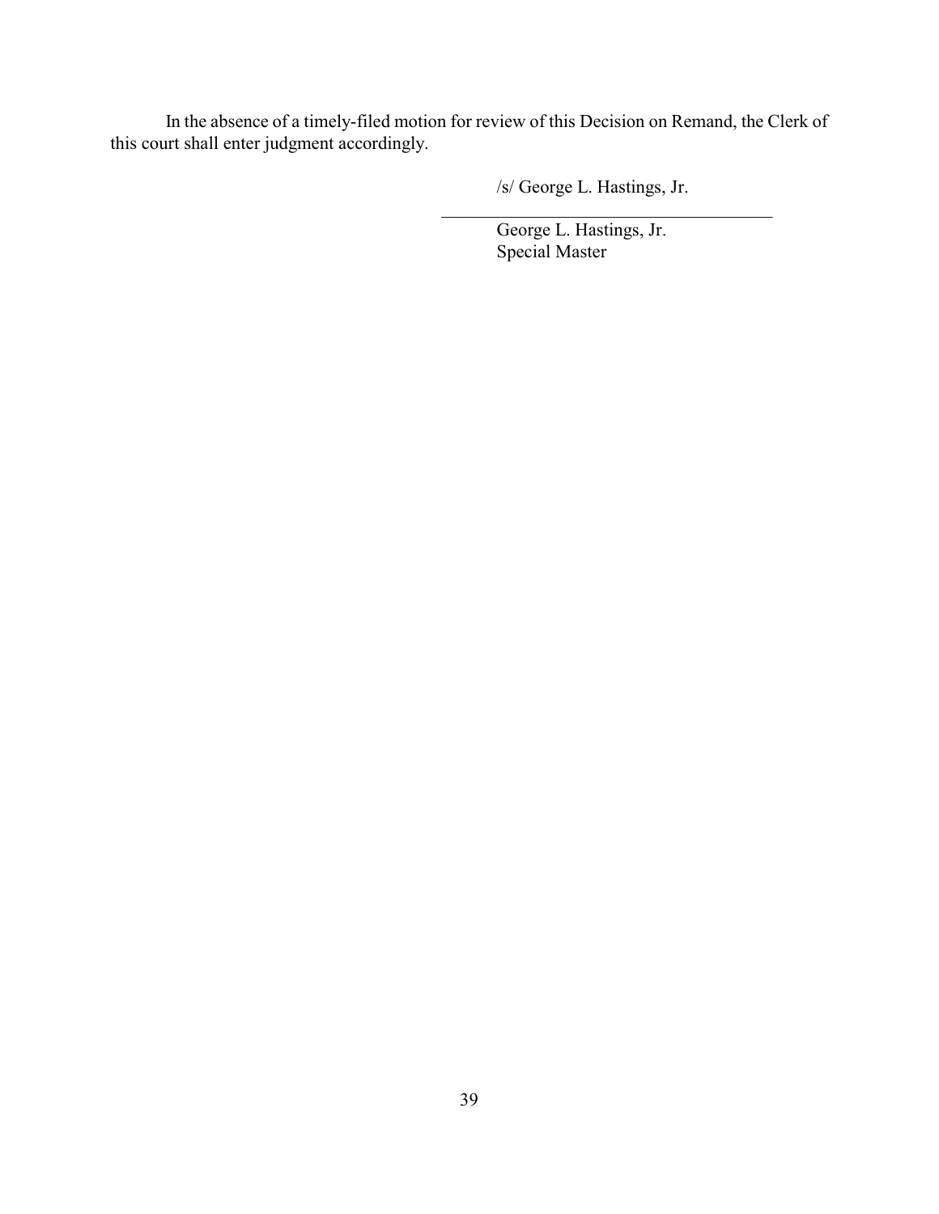In the absence of a timely-filed motion for review of this Decision on Remand, the Clerk of this court shall enter judgment accordingly.

/s/ George L. Hastings, Jr.

George L. Hastings, Jr.
Special Master